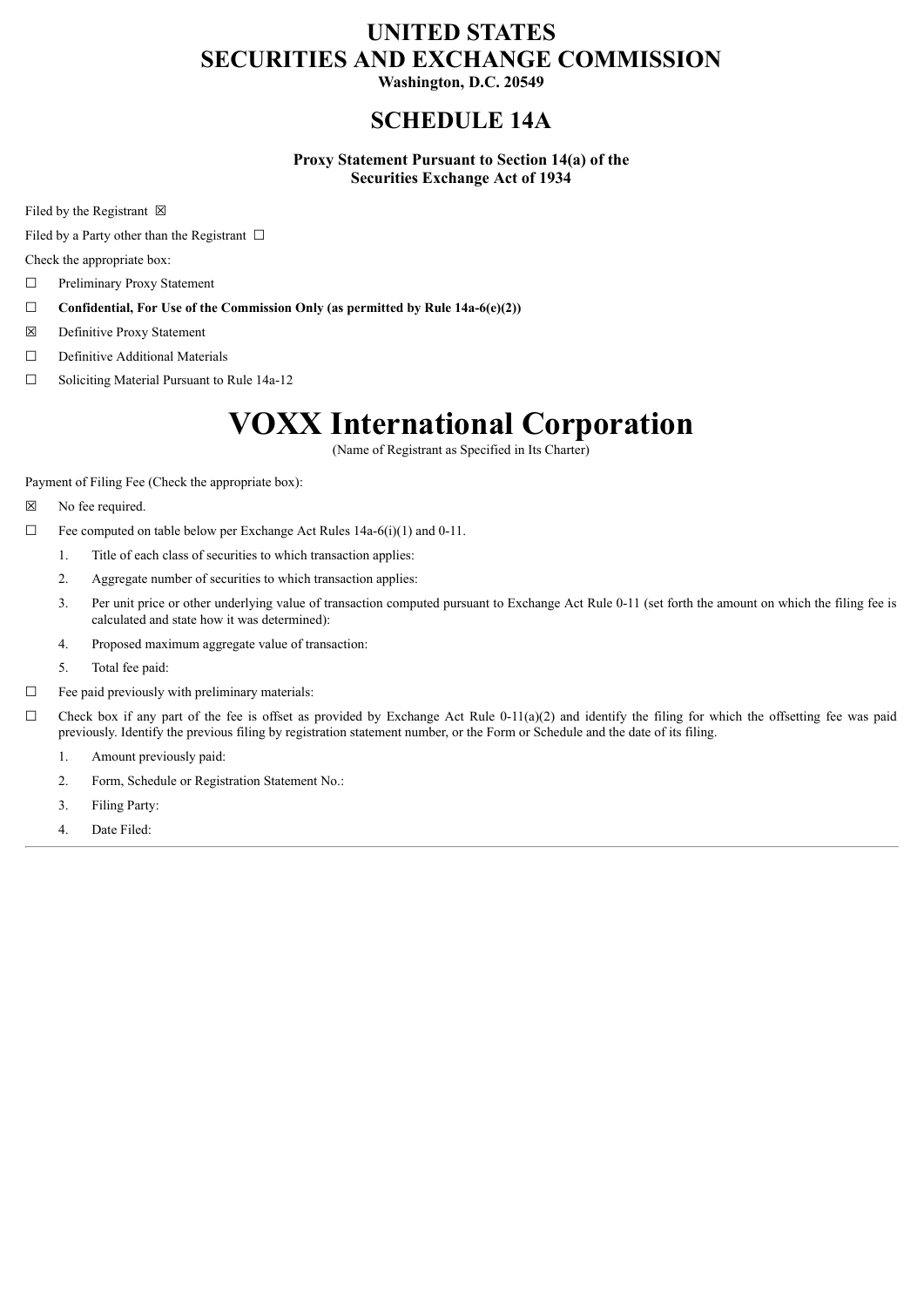# UNITED STATES
# SECURITIES AND EXCHANGE COMMISSION

**Washington, D.C. 20549**

## SCHEDULE 14A

**Proxy Statement Pursuant to Section 14(a) of the Securities Exchange Act of 1934**

Filed by the Registrant ☒

Filed by a Party other than the Registrant ☐

Check the appropriate box:

☐ Preliminary Proxy Statement

☐ **Confidential, For Use of the Commission Only (as permitted by Rule 14a-6(e)(2))**

☒ Definitive Proxy Statement

☐ Definitive Additional Materials

☐ Soliciting Material Pursuant to Rule 14a-12

# VOXX International Corporation

(Name of Registrant as Specified in Its Charter)

Payment of Filing Fee (Check the appropriate box):

☒ No fee required.

☐ Fee computed on table below per Exchange Act Rules 14a-6(i)(1) and 0-11.

1. Title of each class of securities to which transaction applies:
2. Aggregate number of securities to which transaction applies:
3. Per unit price or other underlying value of transaction computed pursuant to Exchange Act Rule 0-11 (set forth the amount on which the filing fee is calculated and state how it was determined):
4. Proposed maximum aggregate value of transaction:
5. Total fee paid:

☐ Fee paid previously with preliminary materials:

☐ Check box if any part of the fee is offset as provided by Exchange Act Rule 0-11(a)(2) and identify the filing for which the offsetting fee was paid previously. Identify the previous filing by registration statement number, or the Form or Schedule and the date of its filing.

1. Amount previously paid:
2. Form, Schedule or Registration Statement No.:
3. Filing Party:
4. Date Filed: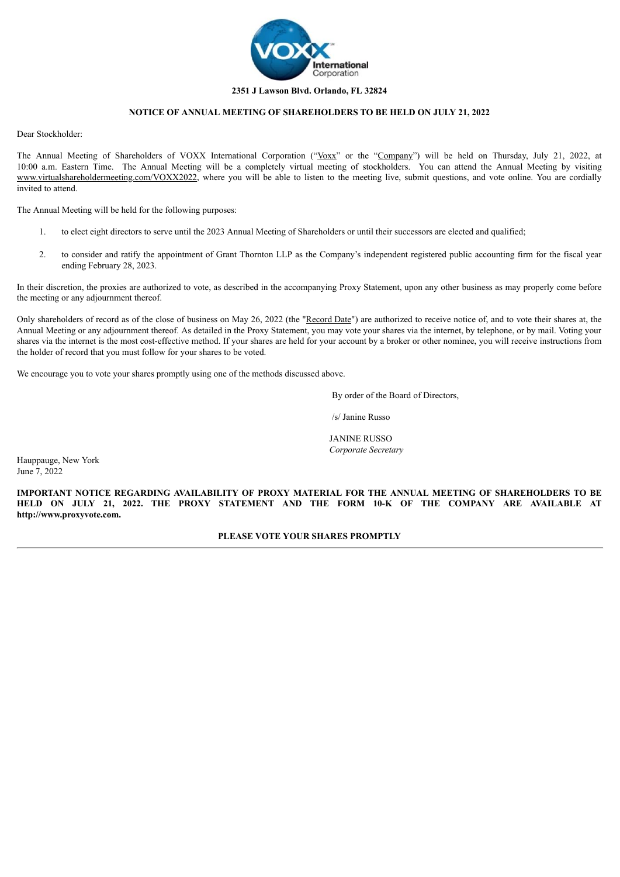**2351 J Lawson Blvd. Orlando, FL 32824**

**NOTICE OF ANNUAL MEETING OF SHAREHOLDERS TO BE HELD ON JULY 21, 2022**

Dear Stockholder:

The Annual Meeting of Shareholders of VOXX International Corporation ("Voxx" or the "Company") will be held on Thursday, July 21, 2022, at 10:00 a.m. Eastern Time. The Annual Meeting will be a completely virtual meeting of stockholders. You can attend the Annual Meeting by visiting www.virtualshareholdermeeting.com/VOXX2022, where you will be able to listen to the meeting live, submit questions, and vote online. You are cordially invited to attend.

The Annual Meeting will be held for the following purposes:

1. to elect eight directors to serve until the 2023 Annual Meeting of Shareholders or until their successors are elected and qualified;
2. to consider and ratify the appointment of Grant Thornton LLP as the Company's independent registered public accounting firm for the fiscal year ending February 28, 2023.

In their discretion, the proxies are authorized to vote, as described in the accompanying Proxy Statement, upon any other business as may properly come before the meeting or any adjournment thereof.

Only shareholders of record as of the close of business on May 26, 2022 (the "Record Date") are authorized to receive notice of, and to vote their shares at, the Annual Meeting or any adjournment thereof. As detailed in the Proxy Statement, you may vote your shares via the internet, by telephone, or by mail. Voting your shares via the internet is the most cost-effective method. If your shares are held for your account by a broker or other nominee, you will receive instructions from the holder of record that you must follow for your shares to be voted.

We encourage you to vote your shares promptly using one of the methods discussed above.

By order of the Board of Directors,

/s/ Janine Russo

JANINE RUSSO
*Corporate Secretary*

Hauppauge, New York
June 7, 2022

**IMPORTANT NOTICE REGARDING AVAILABILITY OF PROXY MATERIAL FOR THE ANNUAL MEETING OF SHAREHOLDERS TO BE HELD ON JULY 21, 2022. THE PROXY STATEMENT AND THE FORM 10-K OF THE COMPANY ARE AVAILABLE AT http://www.proxyvote.com.**

**PLEASE VOTE YOUR SHARES PROMPTLY**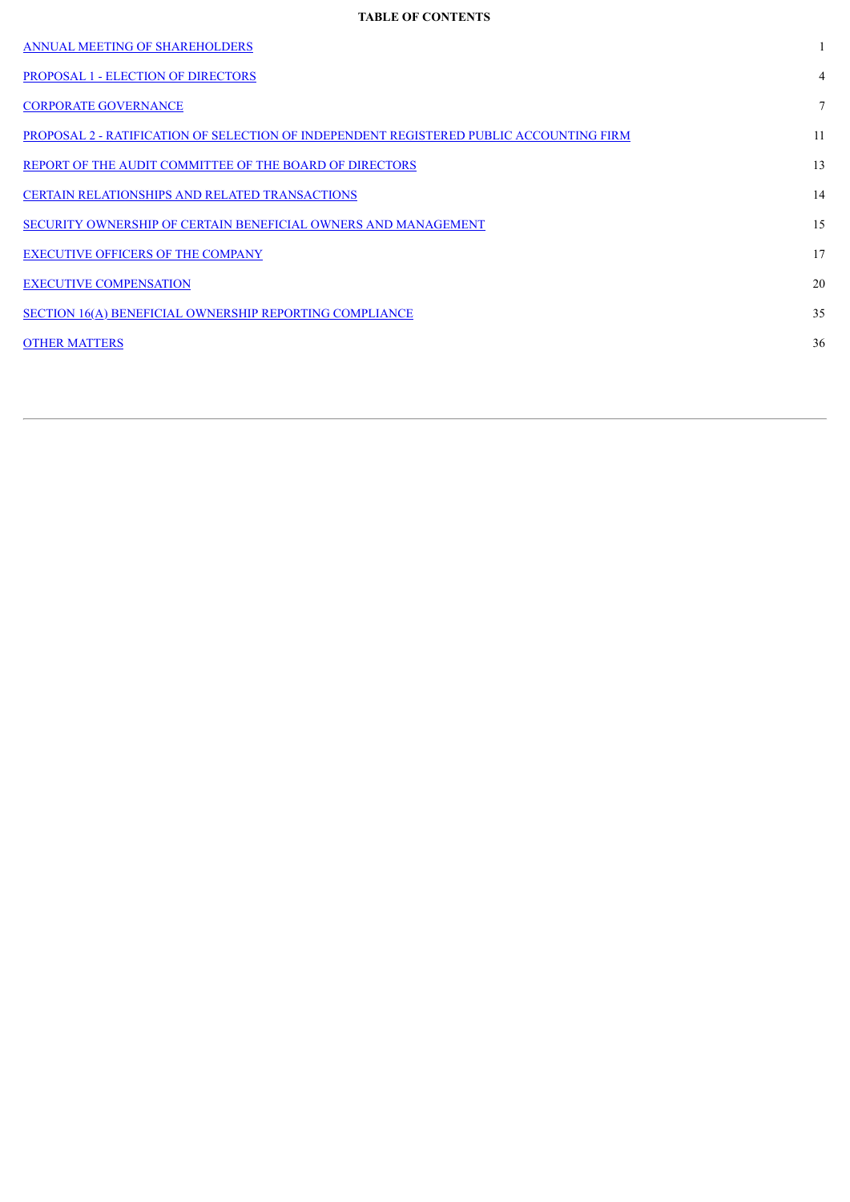**TABLE OF CONTENTS**

| | |
|---|---|
| ANNUAL MEETING OF SHAREHOLDERS | 1 |
| PROPOSAL 1 - ELECTION OF DIRECTORS | 4 |
| CORPORATE GOVERNANCE | 7 |
| PROPOSAL 2 - RATIFICATION OF SELECTION OF INDEPENDENT REGISTERED PUBLIC ACCOUNTING FIRM | 11 |
| REPORT OF THE AUDIT COMMITTEE OF THE BOARD OF DIRECTORS | 13 |
| CERTAIN RELATIONSHIPS AND RELATED TRANSACTIONS | 14 |
| SECURITY OWNERSHIP OF CERTAIN BENEFICIAL OWNERS AND MANAGEMENT | 15 |
| EXECUTIVE OFFICERS OF THE COMPANY | 17 |
| EXECUTIVE COMPENSATION | 20 |
| SECTION 16(A) BENEFICIAL OWNERSHIP REPORTING COMPLIANCE | 35 |
| OTHER MATTERS | 36 |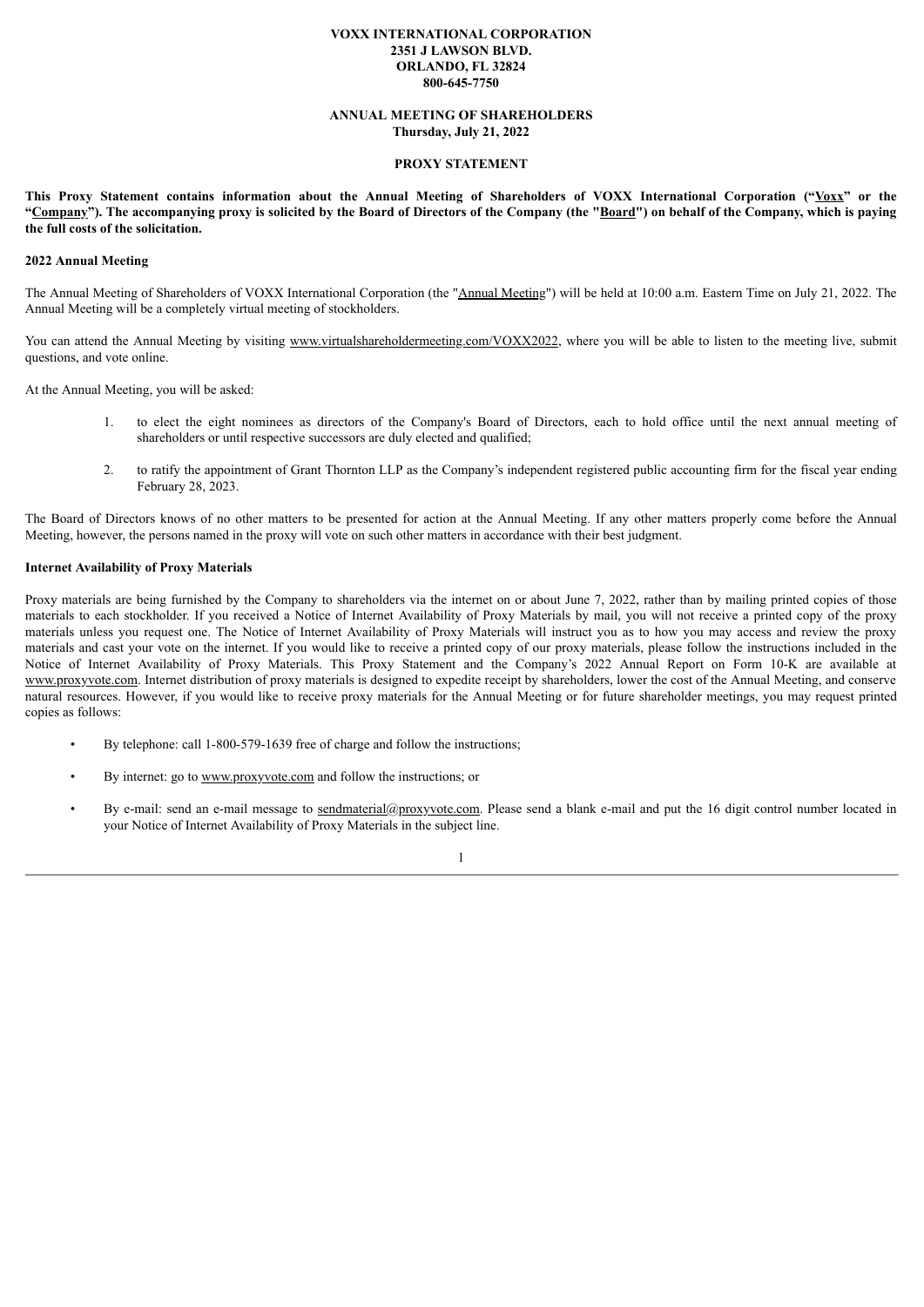**VOXX INTERNATIONAL CORPORATION**
**2351 J LAWSON BLVD.**
**ORLANDO, FL 32824**
**800-645-7750**

**ANNUAL MEETING OF SHAREHOLDERS**
**Thursday, July 21, 2022**

**PROXY STATEMENT**

**This Proxy Statement contains information about the Annual Meeting of Shareholders of VOXX International Corporation ("Voxx" or the "Company"). The accompanying proxy is solicited by the Board of Directors of the Company (the "Board") on behalf of the Company, which is paying the full costs of the solicitation.**

**2022 Annual Meeting**

The Annual Meeting of Shareholders of VOXX International Corporation (the "Annual Meeting") will be held at 10:00 a.m. Eastern Time on July 21, 2022. The Annual Meeting will be a completely virtual meeting of stockholders.

You can attend the Annual Meeting by visiting www.virtualshareholdermeeting.com/VOXX2022, where you will be able to listen to the meeting live, submit questions, and vote online.

At the Annual Meeting, you will be asked:

1. to elect the eight nominees as directors of the Company's Board of Directors, each to hold office until the next annual meeting of shareholders or until respective successors are duly elected and qualified;

2. to ratify the appointment of Grant Thornton LLP as the Company's independent registered public accounting firm for the fiscal year ending February 28, 2023.

The Board of Directors knows of no other matters to be presented for action at the Annual Meeting. If any other matters properly come before the Annual Meeting, however, the persons named in the proxy will vote on such other matters in accordance with their best judgment.

**Internet Availability of Proxy Materials**

Proxy materials are being furnished by the Company to shareholders via the internet on or about June 7, 2022, rather than by mailing printed copies of those materials to each stockholder. If you received a Notice of Internet Availability of Proxy Materials by mail, you will not receive a printed copy of the proxy materials unless you request one. The Notice of Internet Availability of Proxy Materials will instruct you as to how you may access and review the proxy materials and cast your vote on the internet. If you would like to receive a printed copy of our proxy materials, please follow the instructions included in the Notice of Internet Availability of Proxy Materials. This Proxy Statement and the Company's 2022 Annual Report on Form 10-K are available at www.proxyvote.com. Internet distribution of proxy materials is designed to expedite receipt by shareholders, lower the cost of the Annual Meeting, and conserve natural resources. However, if you would like to receive proxy materials for the Annual Meeting or for future shareholder meetings, you may request printed copies as follows:

- By telephone: call 1-800-579-1639 free of charge and follow the instructions;

- By internet: go to www.proxyvote.com and follow the instructions; or

- By e-mail: send an e-mail message to sendmaterial@proxyvote.com. Please send a blank e-mail and put the 16 digit control number located in your Notice of Internet Availability of Proxy Materials in the subject line.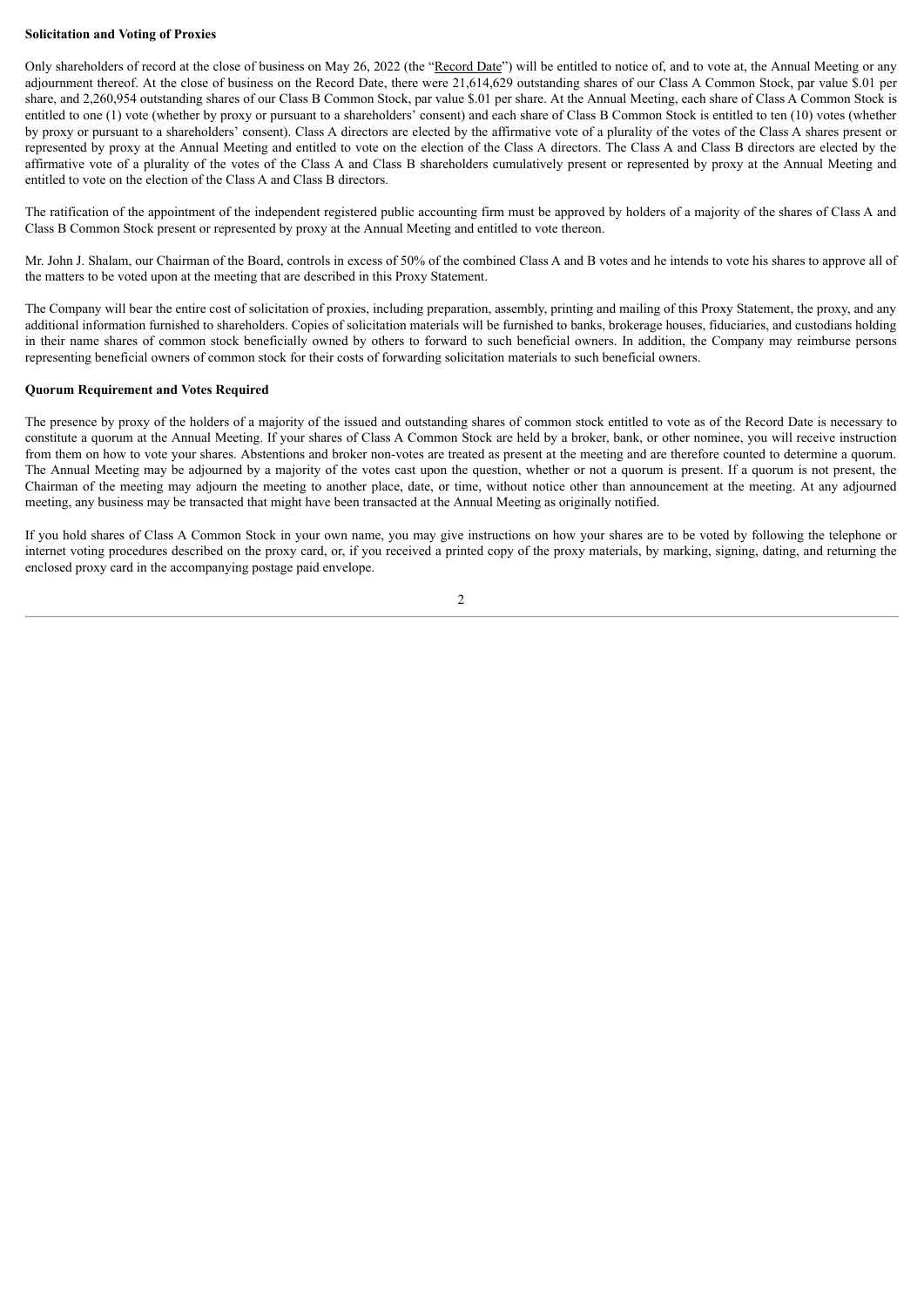**Solicitation and Voting of Proxies**

Only shareholders of record at the close of business on May 26, 2022 (the "Record Date") will be entitled to notice of, and to vote at, the Annual Meeting or any adjournment thereof. At the close of business on the Record Date, there were 21,614,629 outstanding shares of our Class A Common Stock, par value $.01 per share, and 2,260,954 outstanding shares of our Class B Common Stock, par value $.01 per share. At the Annual Meeting, each share of Class A Common Stock is entitled to one (1) vote (whether by proxy or pursuant to a shareholders' consent) and each share of Class B Common Stock is entitled to ten (10) votes (whether by proxy or pursuant to a shareholders' consent). Class A directors are elected by the affirmative vote of a plurality of the votes of the Class A shares present or represented by proxy at the Annual Meeting and entitled to vote on the election of the Class A directors. The Class A and Class B directors are elected by the affirmative vote of a plurality of the votes of the Class A and Class B shareholders cumulatively present or represented by proxy at the Annual Meeting and entitled to vote on the election of the Class A and Class B directors.

The ratification of the appointment of the independent registered public accounting firm must be approved by holders of a majority of the shares of Class A and Class B Common Stock present or represented by proxy at the Annual Meeting and entitled to vote thereon.

Mr. John J. Shalam, our Chairman of the Board, controls in excess of 50% of the combined Class A and B votes and he intends to vote his shares to approve all of the matters to be voted upon at the meeting that are described in this Proxy Statement.

The Company will bear the entire cost of solicitation of proxies, including preparation, assembly, printing and mailing of this Proxy Statement, the proxy, and any additional information furnished to shareholders. Copies of solicitation materials will be furnished to banks, brokerage houses, fiduciaries, and custodians holding in their name shares of common stock beneficially owned by others to forward to such beneficial owners. In addition, the Company may reimburse persons representing beneficial owners of common stock for their costs of forwarding solicitation materials to such beneficial owners.

**Quorum Requirement and Votes Required**

The presence by proxy of the holders of a majority of the issued and outstanding shares of common stock entitled to vote as of the Record Date is necessary to constitute a quorum at the Annual Meeting. If your shares of Class A Common Stock are held by a broker, bank, or other nominee, you will receive instruction from them on how to vote your shares. Abstentions and broker non-votes are treated as present at the meeting and are therefore counted to determine a quorum. The Annual Meeting may be adjourned by a majority of the votes cast upon the question, whether or not a quorum is present. If a quorum is not present, the Chairman of the meeting may adjourn the meeting to another place, date, or time, without notice other than announcement at the meeting. At any adjourned meeting, any business may be transacted that might have been transacted at the Annual Meeting as originally notified.

If you hold shares of Class A Common Stock in your own name, you may give instructions on how your shares are to be voted by following the telephone or internet voting procedures described on the proxy card, or, if you received a printed copy of the proxy materials, by marking, signing, dating, and returning the enclosed proxy card in the accompanying postage paid envelope.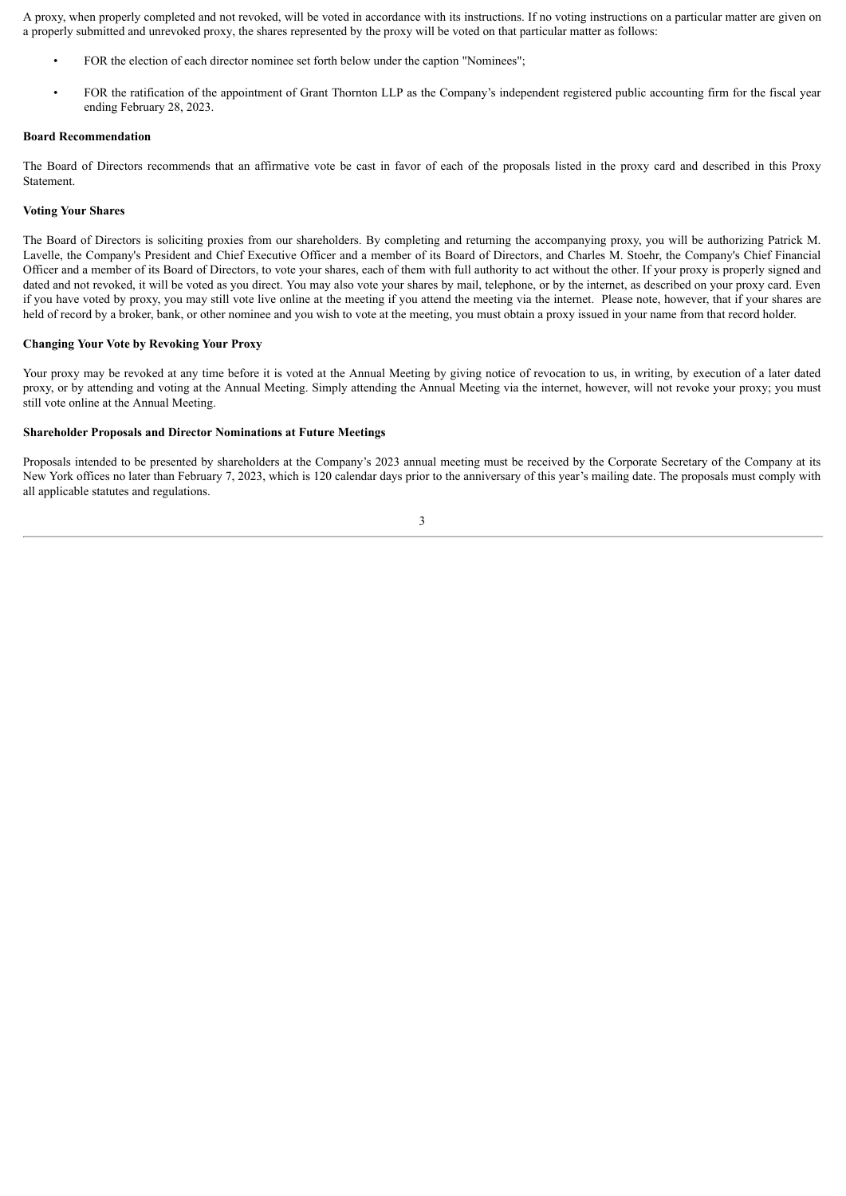A proxy, when properly completed and not revoked, will be voted in accordance with its instructions. If no voting instructions on a particular matter are given on a properly submitted and unrevoked proxy, the shares represented by the proxy will be voted on that particular matter as follows:

- FOR the election of each director nominee set forth below under the caption "Nominees";
- FOR the ratification of the appointment of Grant Thornton LLP as the Company's independent registered public accounting firm for the fiscal year ending February 28, 2023.

**Board Recommendation**

The Board of Directors recommends that an affirmative vote be cast in favor of each of the proposals listed in the proxy card and described in this Proxy Statement.

**Voting Your Shares**

The Board of Directors is soliciting proxies from our shareholders. By completing and returning the accompanying proxy, you will be authorizing Patrick M. Lavelle, the Company's President and Chief Executive Officer and a member of its Board of Directors, and Charles M. Stoehr, the Company's Chief Financial Officer and a member of its Board of Directors, to vote your shares, each of them with full authority to act without the other. If your proxy is properly signed and dated and not revoked, it will be voted as you direct. You may also vote your shares by mail, telephone, or by the internet, as described on your proxy card. Even if you have voted by proxy, you may still vote live online at the meeting if you attend the meeting via the internet. Please note, however, that if your shares are held of record by a broker, bank, or other nominee and you wish to vote at the meeting, you must obtain a proxy issued in your name from that record holder.

**Changing Your Vote by Revoking Your Proxy**

Your proxy may be revoked at any time before it is voted at the Annual Meeting by giving notice of revocation to us, in writing, by execution of a later dated proxy, or by attending and voting at the Annual Meeting. Simply attending the Annual Meeting via the internet, however, will not revoke your proxy; you must still vote online at the Annual Meeting.

**Shareholder Proposals and Director Nominations at Future Meetings**

Proposals intended to be presented by shareholders at the Company's 2023 annual meeting must be received by the Corporate Secretary of the Company at its New York offices no later than February 7, 2023, which is 120 calendar days prior to the anniversary of this year's mailing date. The proposals must comply with all applicable statutes and regulations.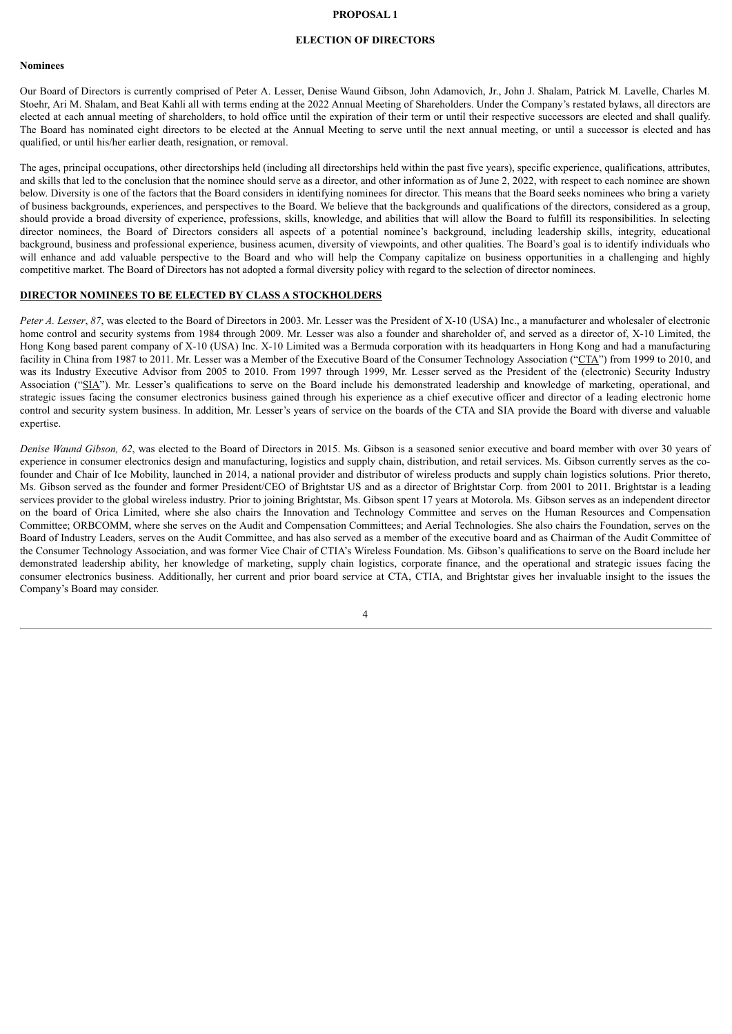# PROPOSAL 1

## ELECTION OF DIRECTORS

**Nominees**

Our Board of Directors is currently comprised of Peter A. Lesser, Denise Waund Gibson, John Adamovich, Jr., John J. Shalam, Patrick M. Lavelle, Charles M. Stoehr, Ari M. Shalam, and Beat Kahli all with terms ending at the 2022 Annual Meeting of Shareholders. Under the Company's restated bylaws, all directors are elected at each annual meeting of shareholders, to hold office until the expiration of their term or until their respective successors are elected and shall qualify. The Board has nominated eight directors to be elected at the Annual Meeting to serve until the next annual meeting, or until a successor is elected and has qualified, or until his/her earlier death, resignation, or removal.

The ages, principal occupations, other directorships held (including all directorships held within the past five years), specific experience, qualifications, attributes, and skills that led to the conclusion that the nominee should serve as a director, and other information as of June 2, 2022, with respect to each nominee are shown below. Diversity is one of the factors that the Board considers in identifying nominees for director. This means that the Board seeks nominees who bring a variety of business backgrounds, experiences, and perspectives to the Board. We believe that the backgrounds and qualifications of the directors, considered as a group, should provide a broad diversity of experience, professions, skills, knowledge, and abilities that will allow the Board to fulfill its responsibilities. In selecting director nominees, the Board of Directors considers all aspects of a potential nominee's background, including leadership skills, integrity, educational background, business and professional experience, business acumen, diversity of viewpoints, and other qualities. The Board's goal is to identify individuals who will enhance and add valuable perspective to the Board and who will help the Company capitalize on business opportunities in a challenging and highly competitive market. The Board of Directors has not adopted a formal diversity policy with regard to the selection of director nominees.

**DIRECTOR NOMINEES TO BE ELECTED BY CLASS A STOCKHOLDERS**

*Peter A. Lesser*, *87*, was elected to the Board of Directors in 2003. Mr. Lesser was the President of X-10 (USA) Inc., a manufacturer and wholesaler of electronic home control and security systems from 1984 through 2009. Mr. Lesser was also a founder and shareholder of, and served as a director of, X-10 Limited, the Hong Kong based parent company of X-10 (USA) Inc. X-10 Limited was a Bermuda corporation with its headquarters in Hong Kong and had a manufacturing facility in China from 1987 to 2011. Mr. Lesser was a Member of the Executive Board of the Consumer Technology Association ("CTA") from 1999 to 2010, and was its Industry Executive Advisor from 2005 to 2010. From 1997 through 1999, Mr. Lesser served as the President of the (electronic) Security Industry Association ("SIA"). Mr. Lesser's qualifications to serve on the Board include his demonstrated leadership and knowledge of marketing, operational, and strategic issues facing the consumer electronics business gained through his experience as a chief executive officer and director of a leading electronic home control and security system business. In addition, Mr. Lesser's years of service on the boards of the CTA and SIA provide the Board with diverse and valuable expertise.

*Denise Waund Gibson, 62*, was elected to the Board of Directors in 2015. Ms. Gibson is a seasoned senior executive and board member with over 30 years of experience in consumer electronics design and manufacturing, logistics and supply chain, distribution, and retail services. Ms. Gibson currently serves as the co-founder and Chair of Ice Mobility, launched in 2014, a national provider and distributor of wireless products and supply chain logistics solutions. Prior thereto, Ms. Gibson served as the founder and former President/CEO of Brightstar US and as a director of Brightstar Corp. from 2001 to 2011. Brightstar is a leading services provider to the global wireless industry. Prior to joining Brightstar, Ms. Gibson spent 17 years at Motorola. Ms. Gibson serves as an independent director on the board of Orica Limited, where she also chairs the Innovation and Technology Committee and serves on the Human Resources and Compensation Committee; ORBCOMM, where she serves on the Audit and Compensation Committees; and Aerial Technologies. She also chairs the Foundation, serves on the Board of Industry Leaders, serves on the Audit Committee, and has also served as a member of the executive board and as Chairman of the Audit Committee of the Consumer Technology Association, and was former Vice Chair of CTIA's Wireless Foundation. Ms. Gibson's qualifications to serve on the Board include her demonstrated leadership ability, her knowledge of marketing, supply chain logistics, corporate finance, and the operational and strategic issues facing the consumer electronics business. Additionally, her current and prior board service at CTA, CTIA, and Brightstar gives her invaluable insight to the issues the Company's Board may consider.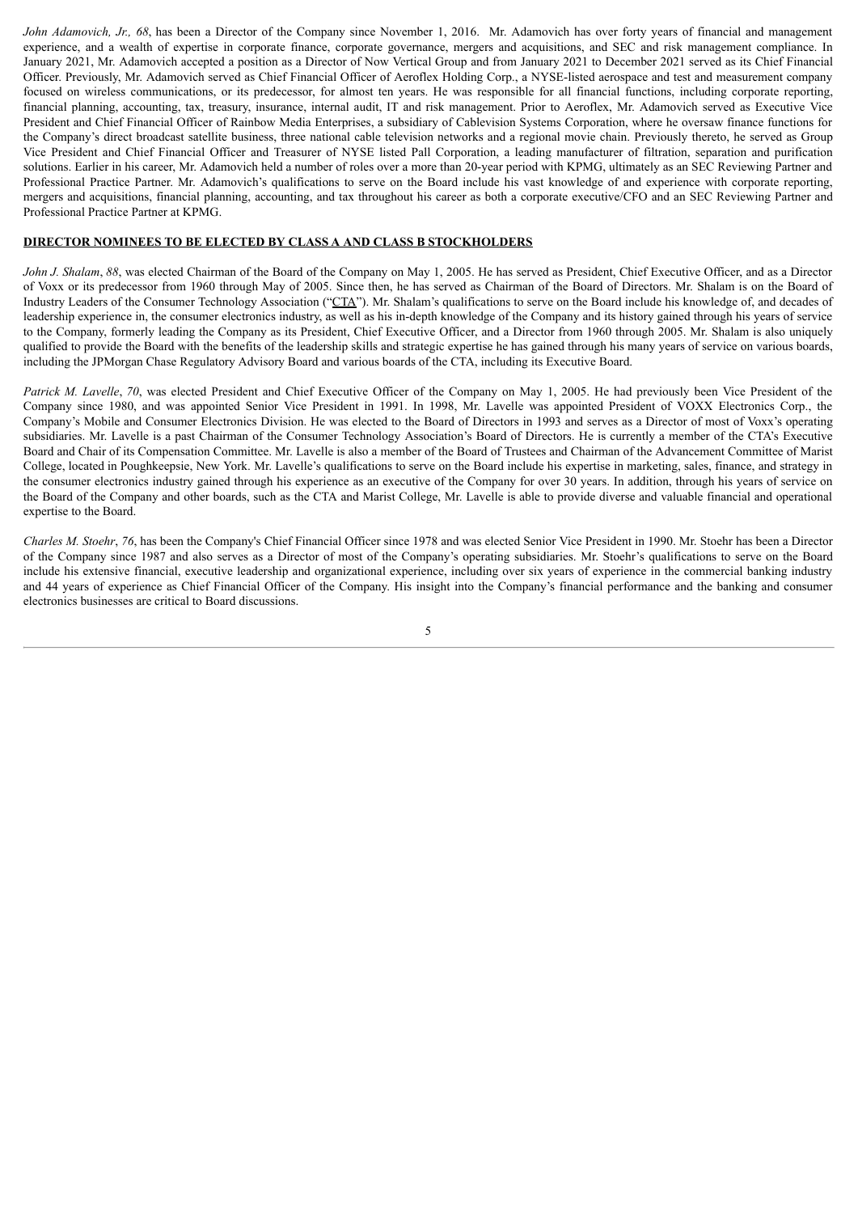*John Adamovich, Jr., 68*, has been a Director of the Company since November 1, 2016. Mr. Adamovich has over forty years of financial and management experience, and a wealth of expertise in corporate finance, corporate governance, mergers and acquisitions, and SEC and risk management compliance. In January 2021, Mr. Adamovich accepted a position as a Director of Now Vertical Group and from January 2021 to December 2021 served as its Chief Financial Officer. Previously, Mr. Adamovich served as Chief Financial Officer of Aeroflex Holding Corp., a NYSE-listed aerospace and test and measurement company focused on wireless communications, or its predecessor, for almost ten years. He was responsible for all financial functions, including corporate reporting, financial planning, accounting, tax, treasury, insurance, internal audit, IT and risk management. Prior to Aeroflex, Mr. Adamovich served as Executive Vice President and Chief Financial Officer of Rainbow Media Enterprises, a subsidiary of Cablevision Systems Corporation, where he oversaw finance functions for the Company's direct broadcast satellite business, three national cable television networks and a regional movie chain. Previously thereto, he served as Group Vice President and Chief Financial Officer and Treasurer of NYSE listed Pall Corporation, a leading manufacturer of filtration, separation and purification solutions. Earlier in his career, Mr. Adamovich held a number of roles over a more than 20-year period with KPMG, ultimately as an SEC Reviewing Partner and Professional Practice Partner. Mr. Adamovich's qualifications to serve on the Board include his vast knowledge of and experience with corporate reporting, mergers and acquisitions, financial planning, accounting, and tax throughout his career as both a corporate executive/CFO and an SEC Reviewing Partner and Professional Practice Partner at KPMG.

## DIRECTOR NOMINEES TO BE ELECTED BY CLASS A AND CLASS B STOCKHOLDERS

*John J. Shalam*, *88*, was elected Chairman of the Board of the Company on May 1, 2005. He has served as President, Chief Executive Officer, and as a Director of Voxx or its predecessor from 1960 through May of 2005. Since then, he has served as Chairman of the Board of Directors. Mr. Shalam is on the Board of Industry Leaders of the Consumer Technology Association ("CTA"). Mr. Shalam's qualifications to serve on the Board include his knowledge of, and decades of leadership experience in, the consumer electronics industry, as well as his in-depth knowledge of the Company and its history gained through his years of service to the Company, formerly leading the Company as its President, Chief Executive Officer, and a Director from 1960 through 2005. Mr. Shalam is also uniquely qualified to provide the Board with the benefits of the leadership skills and strategic expertise he has gained through his many years of service on various boards, including the JPMorgan Chase Regulatory Advisory Board and various boards of the CTA, including its Executive Board.

*Patrick M. Lavelle*, *70*, was elected President and Chief Executive Officer of the Company on May 1, 2005. He had previously been Vice President of the Company since 1980, and was appointed Senior Vice President in 1991. In 1998, Mr. Lavelle was appointed President of VOXX Electronics Corp., the Company's Mobile and Consumer Electronics Division. He was elected to the Board of Directors in 1993 and serves as a Director of most of Voxx's operating subsidiaries. Mr. Lavelle is a past Chairman of the Consumer Technology Association's Board of Directors. He is currently a member of the CTA's Executive Board and Chair of its Compensation Committee. Mr. Lavelle is also a member of the Board of Trustees and Chairman of the Advancement Committee of Marist College, located in Poughkeepsie, New York. Mr. Lavelle's qualifications to serve on the Board include his expertise in marketing, sales, finance, and strategy in the consumer electronics industry gained through his experience as an executive of the Company for over 30 years. In addition, through his years of service on the Board of the Company and other boards, such as the CTA and Marist College, Mr. Lavelle is able to provide diverse and valuable financial and operational expertise to the Board.

*Charles M. Stoehr*, *76*, has been the Company's Chief Financial Officer since 1978 and was elected Senior Vice President in 1990. Mr. Stoehr has been a Director of the Company since 1987 and also serves as a Director of most of the Company's operating subsidiaries. Mr. Stoehr's qualifications to serve on the Board include his extensive financial, executive leadership and organizational experience, including over six years of experience in the commercial banking industry and 44 years of experience as Chief Financial Officer of the Company. His insight into the Company's financial performance and the banking and consumer electronics businesses are critical to Board discussions.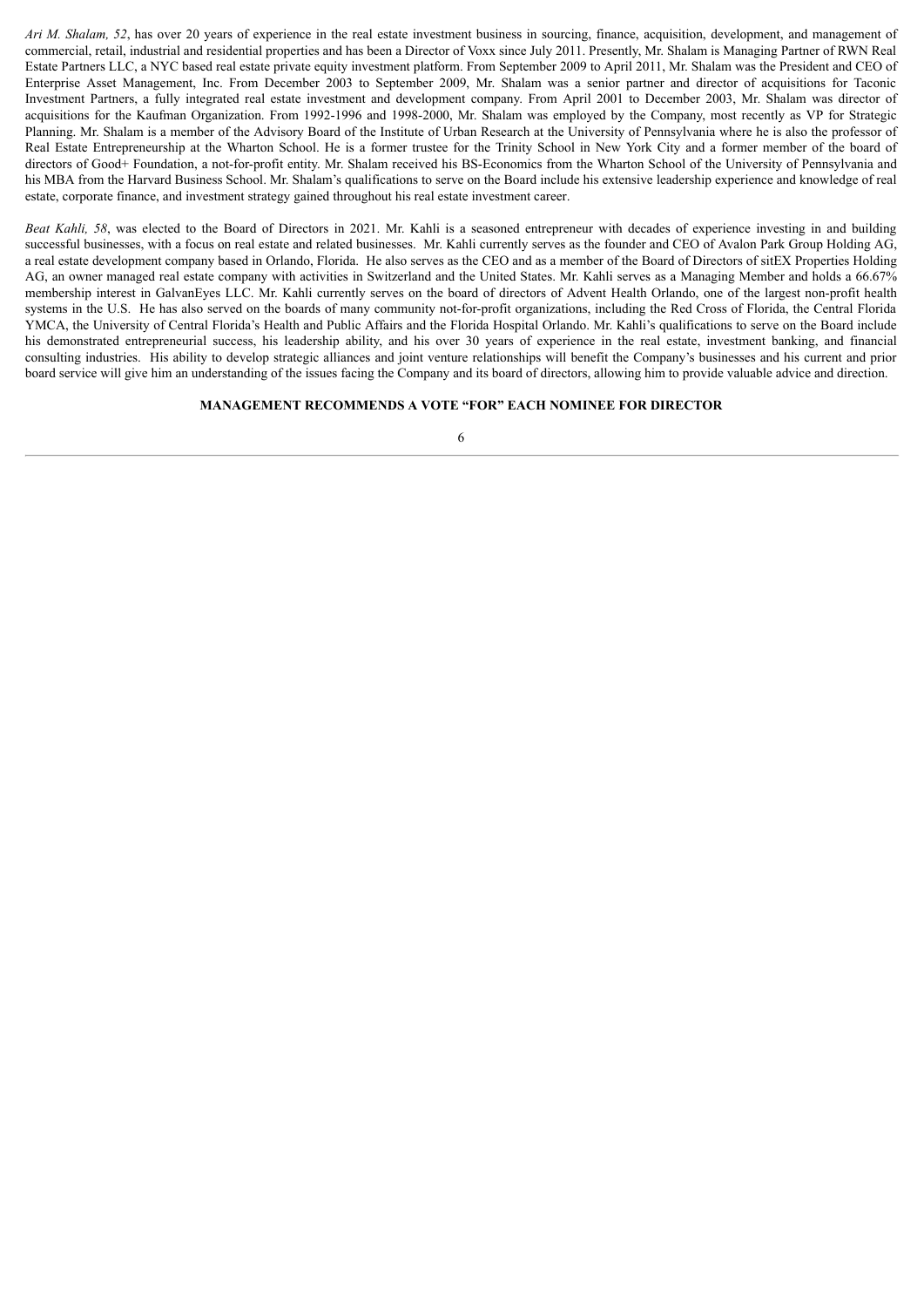*Ari M. Shalam, 52*, has over 20 years of experience in the real estate investment business in sourcing, finance, acquisition, development, and management of commercial, retail, industrial and residential properties and has been a Director of Voxx since July 2011. Presently, Mr. Shalam is Managing Partner of RWN Real Estate Partners LLC, a NYC based real estate private equity investment platform. From September 2009 to April 2011, Mr. Shalam was the President and CEO of Enterprise Asset Management, Inc. From December 2003 to September 2009, Mr. Shalam was a senior partner and director of acquisitions for Taconic Investment Partners, a fully integrated real estate investment and development company. From April 2001 to December 2003, Mr. Shalam was director of acquisitions for the Kaufman Organization. From 1992-1996 and 1998-2000, Mr. Shalam was employed by the Company, most recently as VP for Strategic Planning. Mr. Shalam is a member of the Advisory Board of the Institute of Urban Research at the University of Pennsylvania where he is also the professor of Real Estate Entrepreneurship at the Wharton School. He is a former trustee for the Trinity School in New York City and a former member of the board of directors of Good+ Foundation, a not-for-profit entity. Mr. Shalam received his BS-Economics from the Wharton School of the University of Pennsylvania and his MBA from the Harvard Business School. Mr. Shalam's qualifications to serve on the Board include his extensive leadership experience and knowledge of real estate, corporate finance, and investment strategy gained throughout his real estate investment career.

*Beat Kahli, 58*, was elected to the Board of Directors in 2021. Mr. Kahli is a seasoned entrepreneur with decades of experience investing in and building successful businesses, with a focus on real estate and related businesses. Mr. Kahli currently serves as the founder and CEO of Avalon Park Group Holding AG, a real estate development company based in Orlando, Florida. He also serves as the CEO and as a member of the Board of Directors of sitEX Properties Holding AG, an owner managed real estate company with activities in Switzerland and the United States. Mr. Kahli serves as a Managing Member and holds a 66.67% membership interest in GalvanEyes LLC. Mr. Kahli currently serves on the board of directors of Advent Health Orlando, one of the largest non-profit health systems in the U.S. He has also served on the boards of many community not-for-profit organizations, including the Red Cross of Florida, the Central Florida YMCA, the University of Central Florida's Health and Public Affairs and the Florida Hospital Orlando. Mr. Kahli's qualifications to serve on the Board include his demonstrated entrepreneurial success, his leadership ability, and his over 30 years of experience in the real estate, investment banking, and financial consulting industries. His ability to develop strategic alliances and joint venture relationships will benefit the Company's businesses and his current and prior board service will give him an understanding of the issues facing the Company and its board of directors, allowing him to provide valuable advice and direction.

**MANAGEMENT RECOMMENDS A VOTE "FOR" EACH NOMINEE FOR DIRECTOR**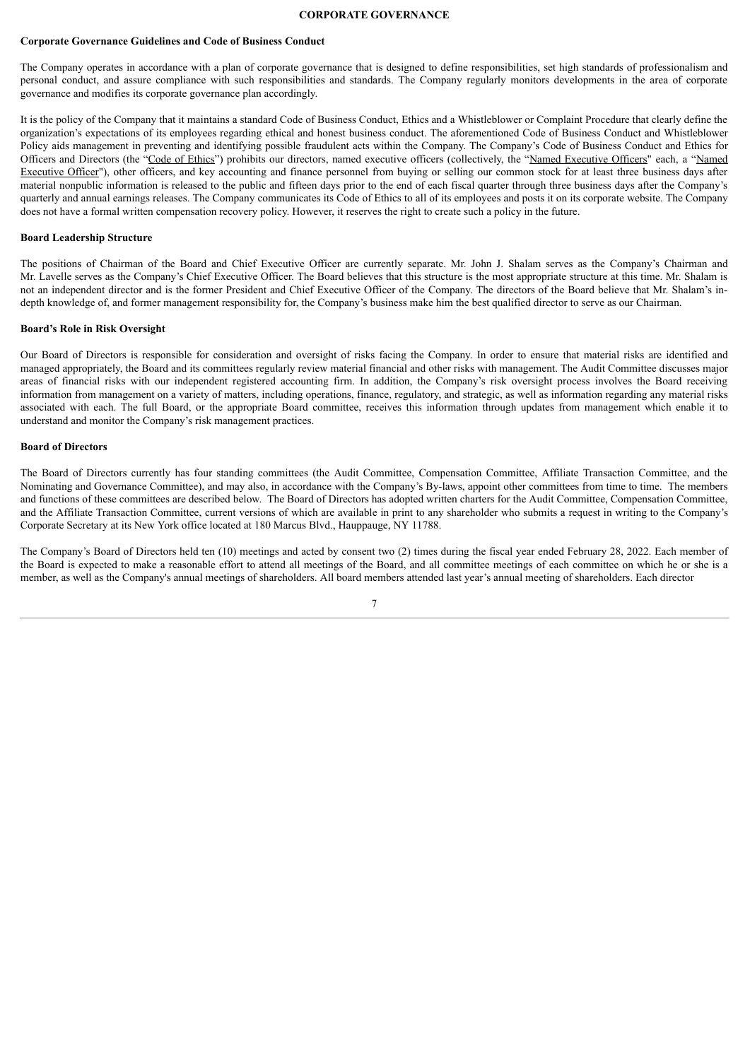## CORPORATE GOVERNANCE

### Corporate Governance Guidelines and Code of Business Conduct

The Company operates in accordance with a plan of corporate governance that is designed to define responsibilities, set high standards of professionalism and personal conduct, and assure compliance with such responsibilities and standards. The Company regularly monitors developments in the area of corporate governance and modifies its corporate governance plan accordingly.

It is the policy of the Company that it maintains a standard Code of Business Conduct, Ethics and a Whistleblower or Complaint Procedure that clearly define the organization's expectations of its employees regarding ethical and honest business conduct. The aforementioned Code of Business Conduct and Whistleblower Policy aids management in preventing and identifying possible fraudulent acts within the Company. The Company's Code of Business Conduct and Ethics for Officers and Directors (the "Code of Ethics") prohibits our directors, named executive officers (collectively, the "Named Executive Officers" each, a "Named Executive Officer"), other officers, and key accounting and finance personnel from buying or selling our common stock for at least three business days after material nonpublic information is released to the public and fifteen days prior to the end of each fiscal quarter through three business days after the Company's quarterly and annual earnings releases. The Company communicates its Code of Ethics to all of its employees and posts it on its corporate website. The Company does not have a formal written compensation recovery policy. However, it reserves the right to create such a policy in the future.

### Board Leadership Structure

The positions of Chairman of the Board and Chief Executive Officer are currently separate. Mr. John J. Shalam serves as the Company's Chairman and Mr. Lavelle serves as the Company's Chief Executive Officer. The Board believes that this structure is the most appropriate structure at this time. Mr. Shalam is not an independent director and is the former President and Chief Executive Officer of the Company. The directors of the Board believe that Mr. Shalam's in-depth knowledge of, and former management responsibility for, the Company's business make him the best qualified director to serve as our Chairman.

### Board's Role in Risk Oversight

Our Board of Directors is responsible for consideration and oversight of risks facing the Company. In order to ensure that material risks are identified and managed appropriately, the Board and its committees regularly review material financial and other risks with management. The Audit Committee discusses major areas of financial risks with our independent registered accounting firm. In addition, the Company's risk oversight process involves the Board receiving information from management on a variety of matters, including operations, finance, regulatory, and strategic, as well as information regarding any material risks associated with each. The full Board, or the appropriate Board committee, receives this information through updates from management which enable it to understand and monitor the Company's risk management practices.

### Board of Directors

The Board of Directors currently has four standing committees (the Audit Committee, Compensation Committee, Affiliate Transaction Committee, and the Nominating and Governance Committee), and may also, in accordance with the Company's By-laws, appoint other committees from time to time. The members and functions of these committees are described below. The Board of Directors has adopted written charters for the Audit Committee, Compensation Committee, and the Affiliate Transaction Committee, current versions of which are available in print to any shareholder who submits a request in writing to the Company's Corporate Secretary at its New York office located at 180 Marcus Blvd., Hauppauge, NY 11788.

The Company's Board of Directors held ten (10) meetings and acted by consent two (2) times during the fiscal year ended February 28, 2022. Each member of the Board is expected to make a reasonable effort to attend all meetings of the Board, and all committee meetings of each committee on which he or she is a member, as well as the Company's annual meetings of shareholders. All board members attended last year's annual meeting of shareholders. Each director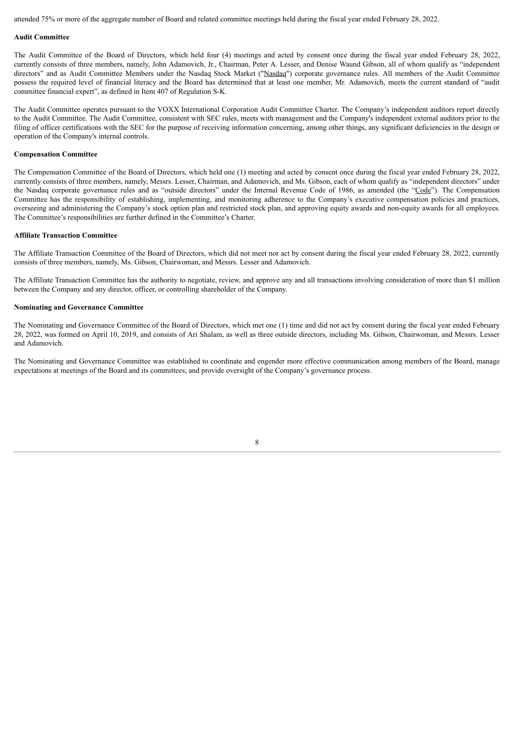attended 75% or more of the aggregate number of Board and related committee meetings held during the fiscal year ended February 28, 2022.

**Audit Committee**

The Audit Committee of the Board of Directors, which held four (4) meetings and acted by consent once during the fiscal year ended February 28, 2022, currently consists of three members, namely, John Adamovich, Jr., Chairman, Peter A. Lesser, and Denise Waund Gibson, all of whom qualify as "independent directors" and as Audit Committee Members under the Nasdaq Stock Market ("Nasdaq") corporate governance rules. All members of the Audit Committee possess the required level of financial literacy and the Board has determined that at least one member, Mr. Adamovich, meets the current standard of "audit committee financial expert", as defined in Item 407 of Regulation S-K.

The Audit Committee operates pursuant to the VOXX International Corporation Audit Committee Charter. The Company's independent auditors report directly to the Audit Committee. The Audit Committee, consistent with SEC rules, meets with management and the Company's independent external auditors prior to the filing of officer certifications with the SEC for the purpose of receiving information concerning, among other things, any significant deficiencies in the design or operation of the Company's internal controls.

**Compensation Committee**

The Compensation Committee of the Board of Directors, which held one (1) meeting and acted by consent once during the fiscal year ended February 28, 2022, currently consists of three members, namely, Messrs. Lesser, Chairman, and Adamovich, and Ms. Gibson, each of whom qualify as "independent directors" under the Nasdaq corporate governance rules and as "outside directors" under the Internal Revenue Code of 1986, as amended (the "Code"). The Compensation Committee has the responsibility of establishing, implementing, and monitoring adherence to the Company's executive compensation policies and practices, overseeing and administering the Company's stock option plan and restricted stock plan, and approving equity awards and non-equity awards for all employees. The Committee's responsibilities are further defined in the Committee's Charter.

**Affiliate Transaction Committee**

The Affiliate Transaction Committee of the Board of Directors, which did not meet nor act by consent during the fiscal year ended February 28, 2022, currently consists of three members, namely, Ms. Gibson, Chairwoman, and Messrs. Lesser and Adamovich.

The Affiliate Transaction Committee has the authority to negotiate, review, and approve any and all transactions involving consideration of more than $1 million between the Company and any director, officer, or controlling shareholder of the Company.

**Nominating and Governance Committee**

The Nominating and Governance Committee of the Board of Directors, which met one (1) time and did not act by consent during the fiscal year ended February 28, 2022, was formed on April 10, 2019, and consists of Ari Shalam, as well as three outside directors, including Ms. Gibson, Chairwoman, and Messrs. Lesser and Adamovich.

The Nominating and Governance Committee was established to coordinate and engender more effective communication among members of the Board, manage expectations at meetings of the Board and its committees, and provide oversight of the Company's governance process.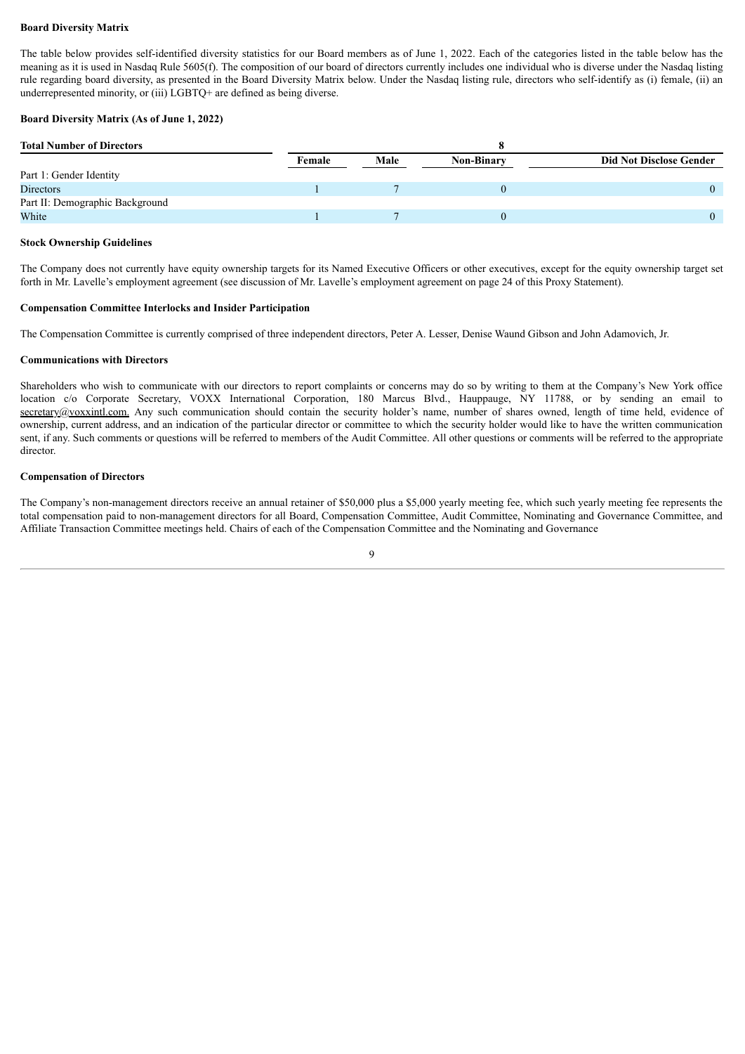**Board Diversity Matrix**

The table below provides self-identified diversity statistics for our Board members as of June 1, 2022. Each of the categories listed in the table below has the meaning as it is used in Nasdaq Rule 5605(f). The composition of our board of directors currently includes one individual who is diverse under the Nasdaq listing rule regarding board diversity, as presented in the Board Diversity Matrix below. Under the Nasdaq listing rule, directors who self-identify as (i) female, (ii) an underrepresented minority, or (iii) LGBTQ+ are defined as being diverse.

**Board Diversity Matrix (As of June 1, 2022)**

| **Total Number of Directors** | **8** | | | |
|---|---|---|---|---|
| | **Female** | **Male** | **Non-Binary** | **Did Not Disclose Gender** |
| Part 1: Gender Identity | | | | |
| Directors | 1 | 7 | 0 | 0 |
| Part II: Demographic Background | | | | |
| White | 1 | 7 | 0 | 0 |

**Stock Ownership Guidelines**

The Company does not currently have equity ownership targets for its Named Executive Officers or other executives, except for the equity ownership target set forth in Mr. Lavelle's employment agreement (see discussion of Mr. Lavelle's employment agreement on page 24 of this Proxy Statement).

**Compensation Committee Interlocks and Insider Participation**

The Compensation Committee is currently comprised of three independent directors, Peter A. Lesser, Denise Waund Gibson and John Adamovich, Jr.

**Communications with Directors**

Shareholders who wish to communicate with our directors to report complaints or concerns may do so by writing to them at the Company's New York office location c/o Corporate Secretary, VOXX International Corporation, 180 Marcus Blvd., Hauppauge, NY 11788, or by sending an email to secretary@voxxintl.com. Any such communication should contain the security holder's name, number of shares owned, length of time held, evidence of ownership, current address, and an indication of the particular director or committee to which the security holder would like to have the written communication sent, if any. Such comments or questions will be referred to members of the Audit Committee. All other questions or comments will be referred to the appropriate director.

**Compensation of Directors**

The Company's non-management directors receive an annual retainer of $50,000 plus a $5,000 yearly meeting fee, which such yearly meeting fee represents the total compensation paid to non-management directors for all Board, Compensation Committee, Audit Committee, Nominating and Governance Committee, and Affiliate Transaction Committee meetings held. Chairs of each of the Compensation Committee and the Nominating and Governance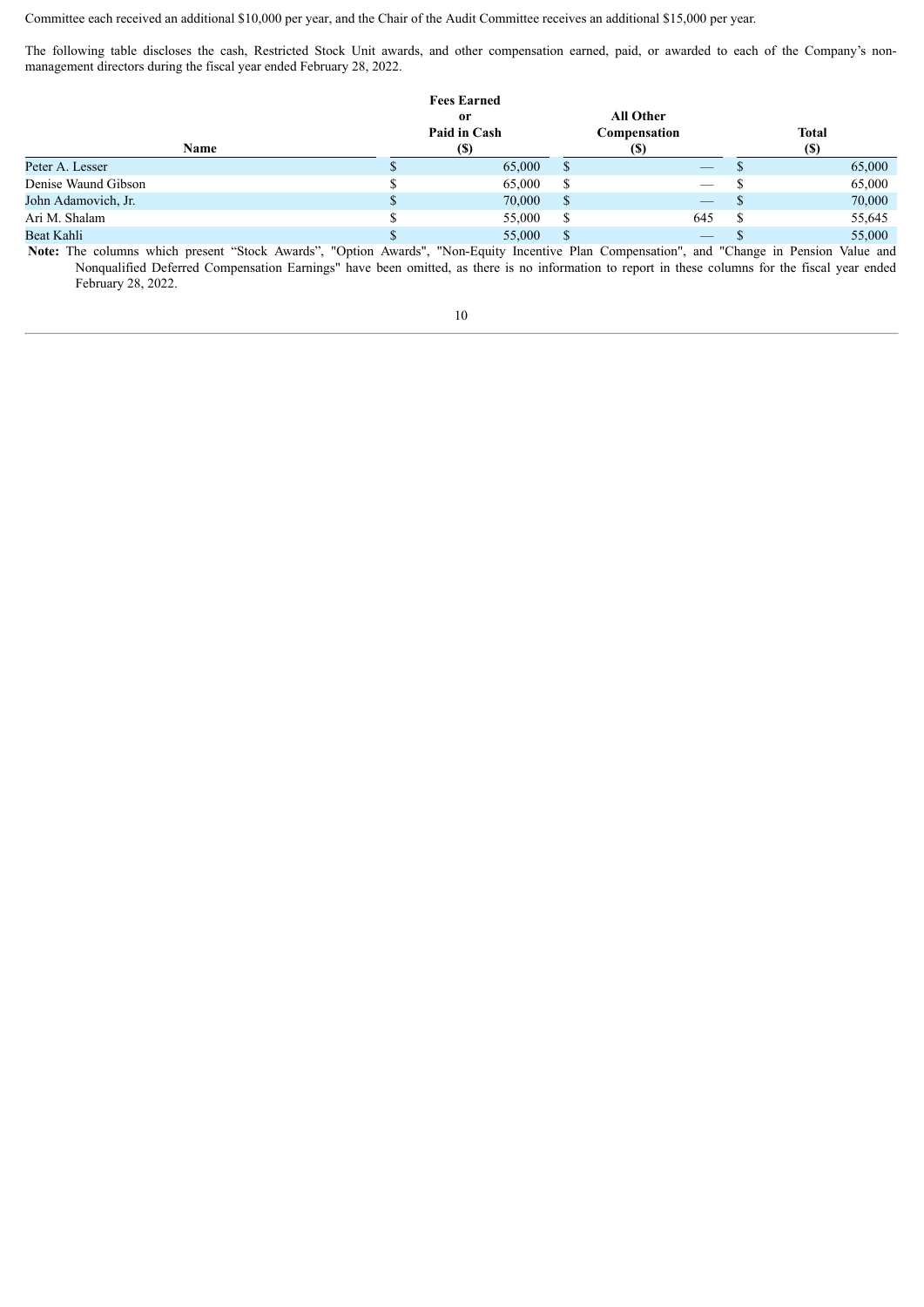Committee each received an additional $10,000 per year, and the Chair of the Audit Committee receives an additional $15,000 per year.

The following table discloses the cash, Restricted Stock Unit awards, and other compensation earned, paid, or awarded to each of the Company's non-management directors during the fiscal year ended February 28, 2022.

| Name | Fees Earned or Paid in Cash ($) | All Other Compensation ($) | Total ($) |
|---|---|---|---|
| Peter A. Lesser | $ 65,000 | $ — | $ 65,000 |
| Denise Waund Gibson | $ 65,000 | $ — | $ 65,000 |
| John Adamovich, Jr. | $ 70,000 | $ — | $ 70,000 |
| Ari M. Shalam | $ 55,000 | $ 645 | $ 55,645 |
| Beat Kahli | $ 55,000 | $ — | $ 55,000 |

**Note:** The columns which present "Stock Awards", "Option Awards", "Non-Equity Incentive Plan Compensation", and "Change in Pension Value and Nonqualified Deferred Compensation Earnings" have been omitted, as there is no information to report in these columns for the fiscal year ended February 28, 2022.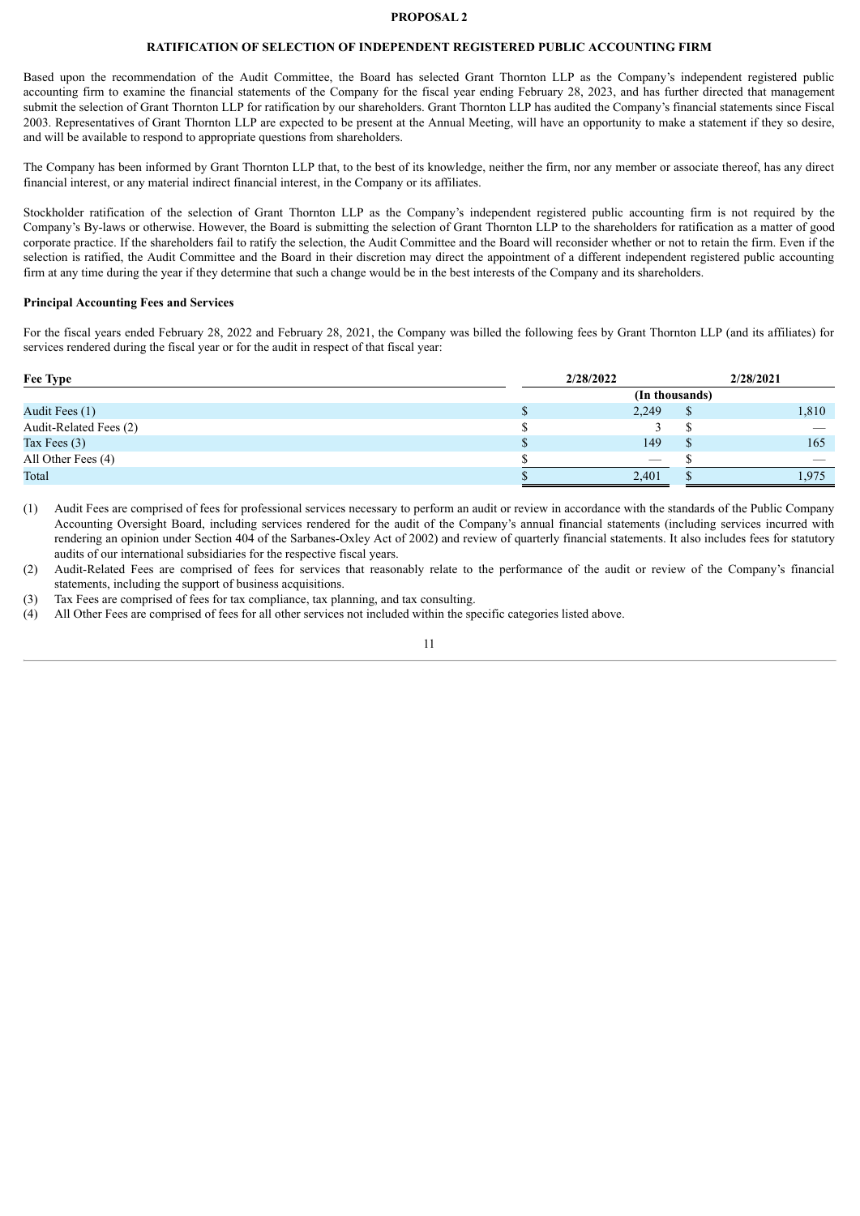# PROPOSAL 2

## RATIFICATION OF SELECTION OF INDEPENDENT REGISTERED PUBLIC ACCOUNTING FIRM

Based upon the recommendation of the Audit Committee, the Board has selected Grant Thornton LLP as the Company's independent registered public accounting firm to examine the financial statements of the Company for the fiscal year ending February 28, 2023, and has further directed that management submit the selection of Grant Thornton LLP for ratification by our shareholders. Grant Thornton LLP has audited the Company's financial statements since Fiscal 2003. Representatives of Grant Thornton LLP are expected to be present at the Annual Meeting, will have an opportunity to make a statement if they so desire, and will be available to respond to appropriate questions from shareholders.

The Company has been informed by Grant Thornton LLP that, to the best of its knowledge, neither the firm, nor any member or associate thereof, has any direct financial interest, or any material indirect financial interest, in the Company or its affiliates.

Stockholder ratification of the selection of Grant Thornton LLP as the Company's independent registered public accounting firm is not required by the Company's By-laws or otherwise. However, the Board is submitting the selection of Grant Thornton LLP to the shareholders for ratification as a matter of good corporate practice. If the shareholders fail to ratify the selection, the Audit Committee and the Board will reconsider whether or not to retain the firm. Even if the selection is ratified, the Audit Committee and the Board in their discretion may direct the appointment of a different independent registered public accounting firm at any time during the year if they determine that such a change would be in the best interests of the Company and its shareholders.

### Principal Accounting Fees and Services

For the fiscal years ended February 28, 2022 and February 28, 2021, the Company was billed the following fees by Grant Thornton LLP (and its affiliates) for services rendered during the fiscal year or for the audit in respect of that fiscal year:

| Fee Type | 2/28/2022 | 2/28/2021 |
|---|---|---|
| | (In thousands) | |
| Audit Fees (1) | $ 2,249 | $ 1,810 |
| Audit-Related Fees (2) | $ 3 | $ — |
| Tax Fees (3) | $ 149 | $ 165 |
| All Other Fees (4) | $ — | $ — |
| Total | $ 2,401 | $ 1,975 |

(1) Audit Fees are comprised of fees for professional services necessary to perform an audit or review in accordance with the standards of the Public Company Accounting Oversight Board, including services rendered for the audit of the Company's annual financial statements (including services incurred with rendering an opinion under Section 404 of the Sarbanes-Oxley Act of 2002) and review of quarterly financial statements. It also includes fees for statutory audits of our international subsidiaries for the respective fiscal years.

(2) Audit-Related Fees are comprised of fees for services that reasonably relate to the performance of the audit or review of the Company's financial statements, including the support of business acquisitions.

(3) Tax Fees are comprised of fees for tax compliance, tax planning, and tax consulting.

(4) All Other Fees are comprised of fees for all other services not included within the specific categories listed above.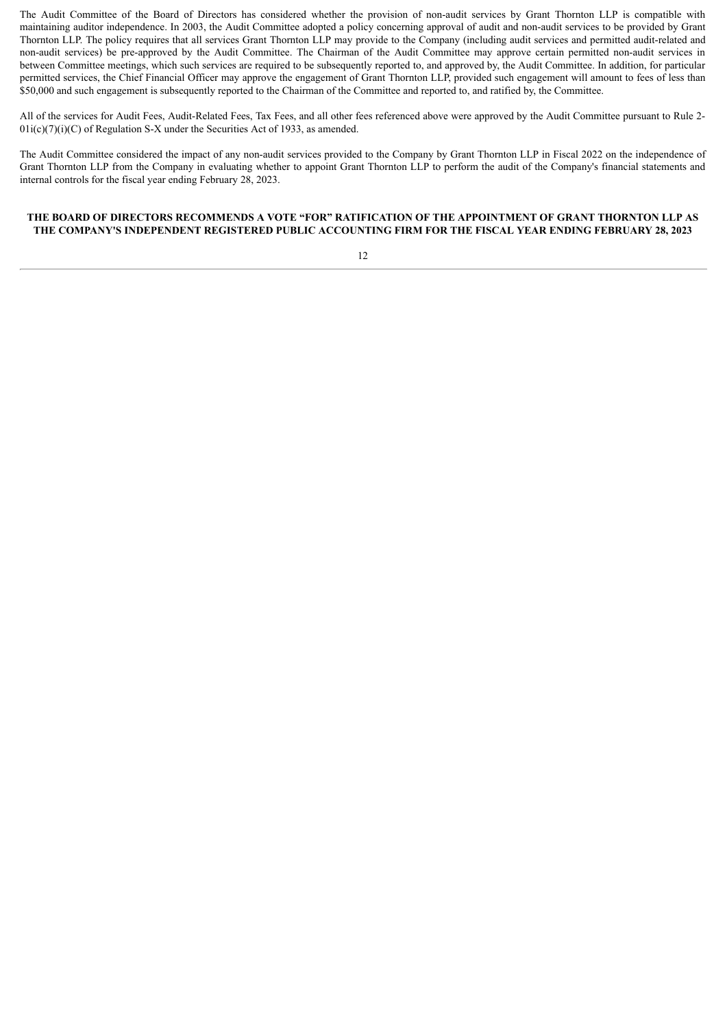The Audit Committee of the Board of Directors has considered whether the provision of non-audit services by Grant Thornton LLP is compatible with maintaining auditor independence. In 2003, the Audit Committee adopted a policy concerning approval of audit and non-audit services to be provided by Grant Thornton LLP. The policy requires that all services Grant Thornton LLP may provide to the Company (including audit services and permitted audit-related and non-audit services) be pre-approved by the Audit Committee. The Chairman of the Audit Committee may approve certain permitted non-audit services in between Committee meetings, which such services are required to be subsequently reported to, and approved by, the Audit Committee. In addition, for particular permitted services, the Chief Financial Officer may approve the engagement of Grant Thornton LLP, provided such engagement will amount to fees of less than $50,000 and such engagement is subsequently reported to the Chairman of the Committee and reported to, and ratified by, the Committee.

All of the services for Audit Fees, Audit-Related Fees, Tax Fees, and all other fees referenced above were approved by the Audit Committee pursuant to Rule 2-01i(c)(7)(i)(C) of Regulation S-X under the Securities Act of 1933, as amended.

The Audit Committee considered the impact of any non-audit services provided to the Company by Grant Thornton LLP in Fiscal 2022 on the independence of Grant Thornton LLP from the Company in evaluating whether to appoint Grant Thornton LLP to perform the audit of the Company's financial statements and internal controls for the fiscal year ending February 28, 2023.

**THE BOARD OF DIRECTORS RECOMMENDS A VOTE "FOR" RATIFICATION OF THE APPOINTMENT OF GRANT THORNTON LLP AS THE COMPANY'S INDEPENDENT REGISTERED PUBLIC ACCOUNTING FIRM FOR THE FISCAL YEAR ENDING FEBRUARY 28, 2023**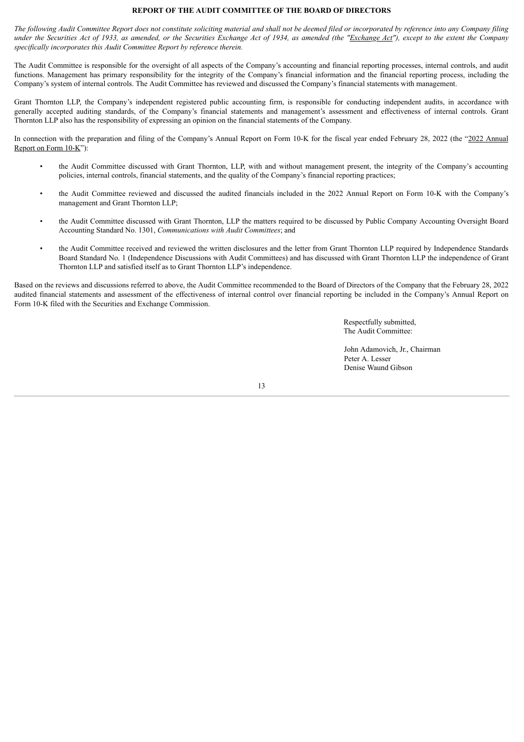## REPORT OF THE AUDIT COMMITTEE OF THE BOARD OF DIRECTORS

*The following Audit Committee Report does not constitute soliciting material and shall not be deemed filed or incorporated by reference into any Company filing under the Securities Act of 1933, as amended, or the Securities Exchange Act of 1934, as amended (the "Exchange Act"), except to the extent the Company specifically incorporates this Audit Committee Report by reference therein.*

The Audit Committee is responsible for the oversight of all aspects of the Company's accounting and financial reporting processes, internal controls, and audit functions. Management has primary responsibility for the integrity of the Company's financial information and the financial reporting process, including the Company's system of internal controls. The Audit Committee has reviewed and discussed the Company's financial statements with management.

Grant Thornton LLP, the Company's independent registered public accounting firm, is responsible for conducting independent audits, in accordance with generally accepted auditing standards, of the Company's financial statements and management's assessment and effectiveness of internal controls. Grant Thornton LLP also has the responsibility of expressing an opinion on the financial statements of the Company.

In connection with the preparation and filing of the Company's Annual Report on Form 10-K for the fiscal year ended February 28, 2022 (the "2022 Annual Report on Form 10-K"):

- the Audit Committee discussed with Grant Thornton, LLP, with and without management present, the integrity of the Company's accounting policies, internal controls, financial statements, and the quality of the Company's financial reporting practices;
- the Audit Committee reviewed and discussed the audited financials included in the 2022 Annual Report on Form 10-K with the Company's management and Grant Thornton LLP;
- the Audit Committee discussed with Grant Thornton, LLP the matters required to be discussed by Public Company Accounting Oversight Board Accounting Standard No. 1301, *Communications with Audit Committees*; and
- the Audit Committee received and reviewed the written disclosures and the letter from Grant Thornton LLP required by Independence Standards Board Standard No. 1 (Independence Discussions with Audit Committees) and has discussed with Grant Thornton LLP the independence of Grant Thornton LLP and satisfied itself as to Grant Thornton LLP's independence.

Based on the reviews and discussions referred to above, the Audit Committee recommended to the Board of Directors of the Company that the February 28, 2022 audited financial statements and assessment of the effectiveness of internal control over financial reporting be included in the Company's Annual Report on Form 10-K filed with the Securities and Exchange Commission.

Respectfully submitted,
The Audit Committee:

John Adamovich, Jr., Chairman
Peter A. Lesser
Denise Waund Gibson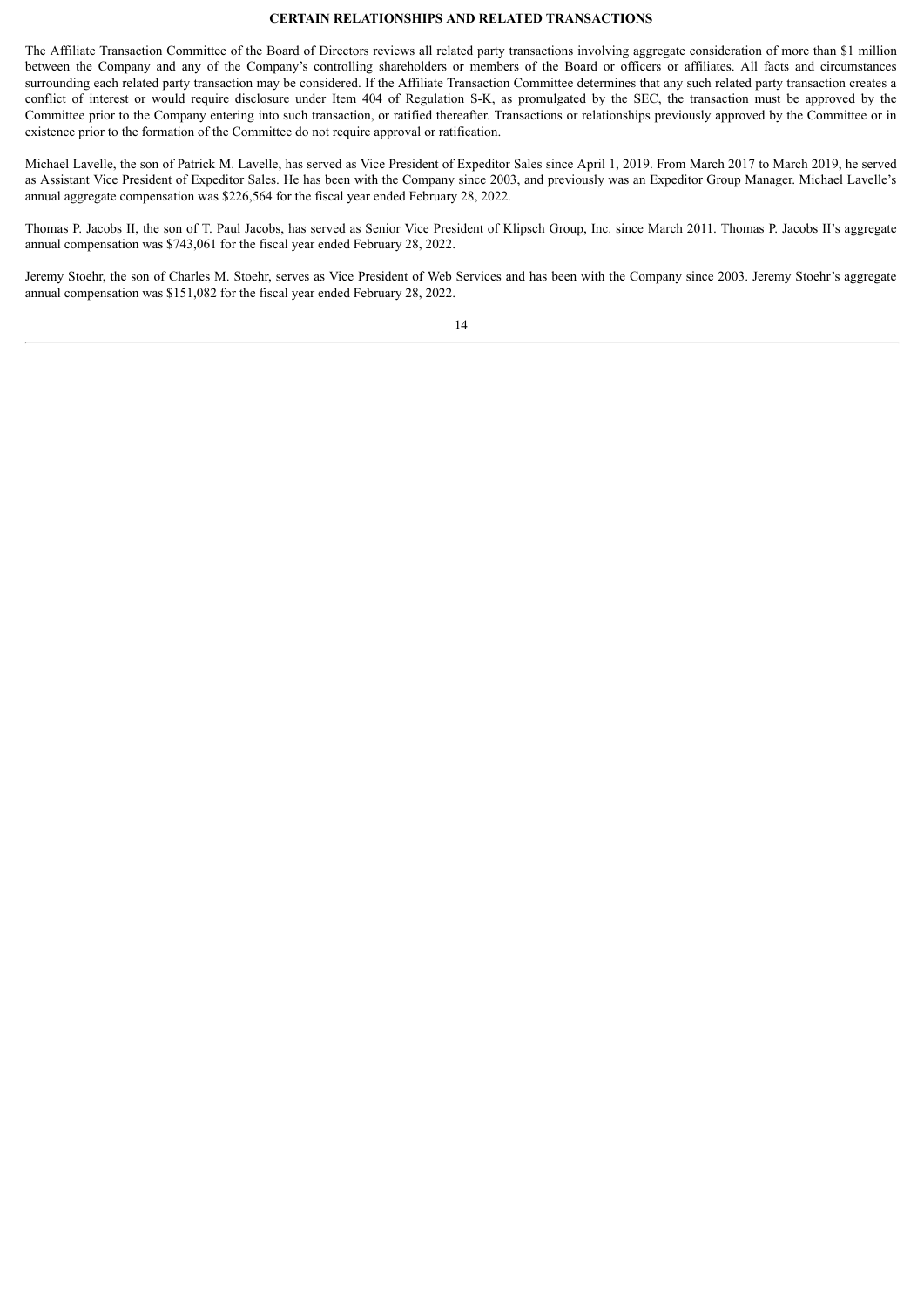## CERTAIN RELATIONSHIPS AND RELATED TRANSACTIONS

The Affiliate Transaction Committee of the Board of Directors reviews all related party transactions involving aggregate consideration of more than $1 million between the Company and any of the Company's controlling shareholders or members of the Board or officers or affiliates. All facts and circumstances surrounding each related party transaction may be considered. If the Affiliate Transaction Committee determines that any such related party transaction creates a conflict of interest or would require disclosure under Item 404 of Regulation S-K, as promulgated by the SEC, the transaction must be approved by the Committee prior to the Company entering into such transaction, or ratified thereafter. Transactions or relationships previously approved by the Committee or in existence prior to the formation of the Committee do not require approval or ratification.

Michael Lavelle, the son of Patrick M. Lavelle, has served as Vice President of Expeditor Sales since April 1, 2019. From March 2017 to March 2019, he served as Assistant Vice President of Expeditor Sales. He has been with the Company since 2003, and previously was an Expeditor Group Manager. Michael Lavelle's annual aggregate compensation was $226,564 for the fiscal year ended February 28, 2022.

Thomas P. Jacobs II, the son of T. Paul Jacobs, has served as Senior Vice President of Klipsch Group, Inc. since March 2011. Thomas P. Jacobs II's aggregate annual compensation was $743,061 for the fiscal year ended February 28, 2022.

Jeremy Stoehr, the son of Charles M. Stoehr, serves as Vice President of Web Services and has been with the Company since 2003. Jeremy Stoehr's aggregate annual compensation was $151,082 for the fiscal year ended February 28, 2022.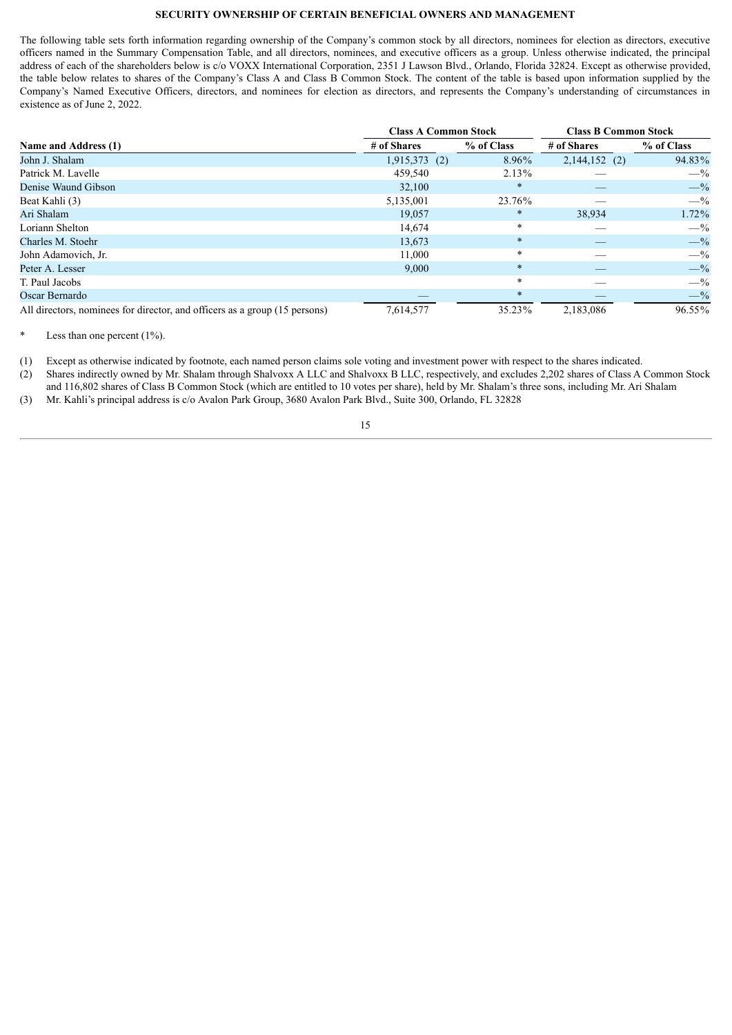## SECURITY OWNERSHIP OF CERTAIN BENEFICIAL OWNERS AND MANAGEMENT

The following table sets forth information regarding ownership of the Company's common stock by all directors, nominees for election as directors, executive officers named in the Summary Compensation Table, and all directors, nominees, and executive officers as a group. Unless otherwise indicated, the principal address of each of the shareholders below is c/o VOXX International Corporation, 2351 J Lawson Blvd., Orlando, Florida 32824. Except as otherwise provided, the table below relates to shares of the Company's Class A and Class B Common Stock. The content of the table is based upon information supplied by the Company's Named Executive Officers, directors, and nominees for election as directors, and represents the Company's understanding of circumstances in existence as of June 2, 2022.

| | Class A Common Stock | | Class B Common Stock | |
|---|---|---|---|---|
| **Name and Address (1)** | **# of Shares** | **% of Class** | **# of Shares** | **% of Class** |
| John J. Shalam | 1,915,373 (2) | 8.96% | 2,144,152 (2) | 94.83% |
| Patrick M. Lavelle | 459,540 | 2.13% | — | —% |
| Denise Waund Gibson | 32,100 | * | — | —% |
| Beat Kahli (3) | 5,135,001 | 23.76% | — | —% |
| Ari Shalam | 19,057 | * | 38,934 | 1.72% |
| Loriann Shelton | 14,674 | * | — | —% |
| Charles M. Stoehr | 13,673 | * | — | —% |
| John Adamovich, Jr. | 11,000 | * | — | —% |
| Peter A. Lesser | 9,000 | * | — | —% |
| T. Paul Jacobs | | * | — | —% |
| Oscar Bernardo | — | * | — | —% |
| All directors, nominees for director, and officers as a group (15 persons) | 7,614,577 | 35.23% | 2,183,086 | 96.55% |

\* Less than one percent (1%).

(1) Except as otherwise indicated by footnote, each named person claims sole voting and investment power with respect to the shares indicated.

(2) Shares indirectly owned by Mr. Shalam through Shalvoxx A LLC and Shalvoxx B LLC, respectively, and excludes 2,202 shares of Class A Common Stock and 116,802 shares of Class B Common Stock (which are entitled to 10 votes per share), held by Mr. Shalam's three sons, including Mr. Ari Shalam

(3) Mr. Kahli's principal address is c/o Avalon Park Group, 3680 Avalon Park Blvd., Suite 300, Orlando, FL 32828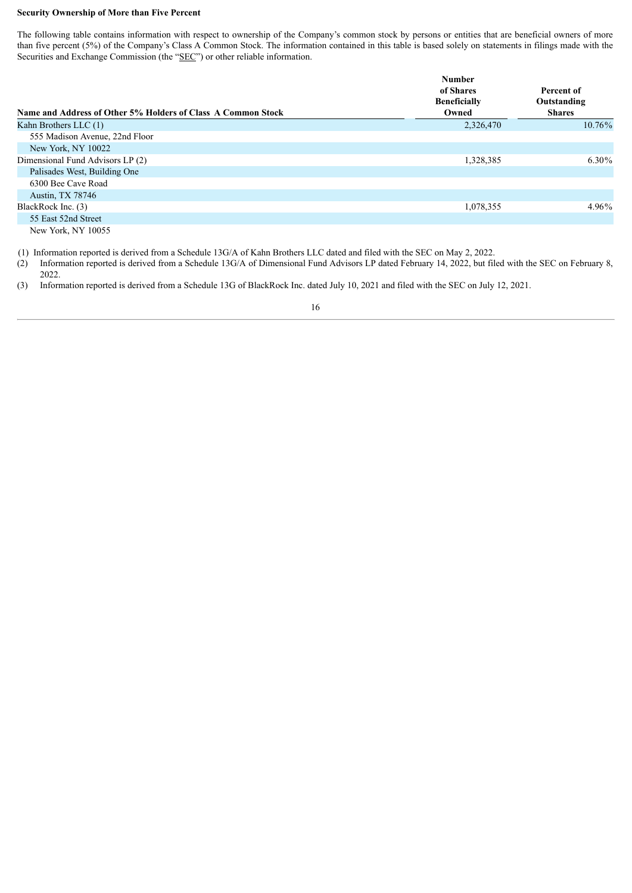**Security Ownership of More than Five Percent**

The following table contains information with respect to ownership of the Company's common stock by persons or entities that are beneficial owners of more than five percent (5%) of the Company's Class A Common Stock. The information contained in this table is based solely on statements in filings made with the Securities and Exchange Commission (the "SEC") or other reliable information.

| Name and Address of Other 5% Holders of Class A Common Stock | Number of Shares Beneficially Owned | Percent of Outstanding Shares |
|---|---|---|
| Kahn Brothers LLC (1) | 2,326,470 | 10.76% |
| 555 Madison Avenue, 22nd Floor | | |
| New York, NY 10022 | | |
| Dimensional Fund Advisors LP (2) | 1,328,385 | 6.30% |
| Palisades West, Building One | | |
| 6300 Bee Cave Road | | |
| Austin, TX 78746 | | |
| BlackRock Inc. (3) | 1,078,355 | 4.96% |
| 55 East 52nd Street | | |
| New York, NY 10055 | | |

(1) Information reported is derived from a Schedule 13G/A of Kahn Brothers LLC dated and filed with the SEC on May 2, 2022.

(2) Information reported is derived from a Schedule 13G/A of Dimensional Fund Advisors LP dated February 14, 2022, but filed with the SEC on February 8, 2022.

(3) Information reported is derived from a Schedule 13G of BlackRock Inc. dated July 10, 2021 and filed with the SEC on July 12, 2021.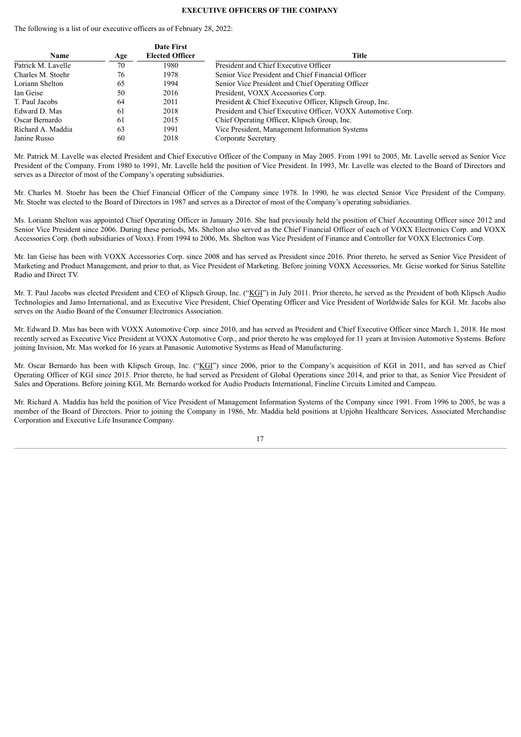## EXECUTIVE OFFICERS OF THE COMPANY

The following is a list of our executive officers as of February 28, 2022:

| Name | Age | Date First Elected Officer | Title |
|---|---|---|---|
| Patrick M. Lavelle | 70 | 1980 | President and Chief Executive Officer |
| Charles M. Stoehr | 76 | 1978 | Senior Vice President and Chief Financial Officer |
| Loriann Shelton | 65 | 1994 | Senior Vice President and Chief Operating Officer |
| Ian Geise | 50 | 2016 | President, VOXX Accessories Corp. |
| T. Paul Jacobs | 64 | 2011 | President & Chief Executive Officer, Klipsch Group, Inc. |
| Edward D. Mas | 61 | 2018 | President and Chief Executive Officer, VOXX Automotive Corp. |
| Oscar Bernardo | 61 | 2015 | Chief Operating Officer, Klipsch Group, Inc. |
| Richard A. Maddia | 63 | 1991 | Vice President, Management Information Systems |
| Janine Russo | 60 | 2018 | Corporate Secretary |

Mr. Patrick M. Lavelle was elected President and Chief Executive Officer of the Company in May 2005. From 1991 to 2005, Mr. Lavelle served as Senior Vice President of the Company. From 1980 to 1991, Mr. Lavelle held the position of Vice President. In 1993, Mr. Lavelle was elected to the Board of Directors and serves as a Director of most of the Company's operating subsidiaries.

Mr. Charles M. Stoehr has been the Chief Financial Officer of the Company since 1978. In 1990, he was elected Senior Vice President of the Company. Mr. Stoehr was elected to the Board of Directors in 1987 and serves as a Director of most of the Company's operating subsidiaries.

Ms. Loriann Shelton was appointed Chief Operating Officer in January 2016. She had previously held the position of Chief Accounting Officer since 2012 and Senior Vice President since 2006. During these periods, Ms. Shelton also served as the Chief Financial Officer of each of VOXX Electronics Corp. and VOXX Accessories Corp. (both subsidiaries of Voxx). From 1994 to 2006, Ms. Shelton was Vice President of Finance and Controller for VOXX Electronics Corp.

Mr. Ian Geise has been with VOXX Accessories Corp. since 2008 and has served as President since 2016. Prior thereto, he served as Senior Vice President of Marketing and Product Management, and prior to that, as Vice President of Marketing. Before joining VOXX Accessories, Mr. Geise worked for Sirius Satellite Radio and Direct TV.

Mr. T. Paul Jacobs was elected President and CEO of Klipsch Group, Inc. ("KGI") in July 2011. Prior thereto, he served as the President of both Klipsch Audio Technologies and Jamo International, and as Executive Vice President, Chief Operating Officer and Vice President of Worldwide Sales for KGI. Mr. Jacobs also serves on the Audio Board of the Consumer Electronics Association.

Mr. Edward D. Mas has been with VOXX Automotive Corp. since 2010, and has served as President and Chief Executive Officer since March 1, 2018. He most recently served as Executive Vice President at VOXX Automotive Corp., and prior thereto he was employed for 11 years at Invision Automotive Systems. Before joining Invision, Mr. Mas worked for 16 years at Panasonic Automotive Systems as Head of Manufacturing.

Mr. Oscar Bernardo has been with Klipsch Group, Inc. ("KGI") since 2006, prior to the Company's acquisition of KGI in 2011, and has served as Chief Operating Officer of KGI since 2015. Prior thereto, he had served as President of Global Operations since 2014, and prior to that, as Senior Vice President of Sales and Operations. Before joining KGI, Mr. Bernardo worked for Audio Products International, Fineline Circuits Limited and Campeau.

Mr. Richard A. Maddia has held the position of Vice President of Management Information Systems of the Company since 1991. From 1996 to 2005, he was a member of the Board of Directors. Prior to joining the Company in 1986, Mr. Maddia held positions at Upjohn Healthcare Services, Associated Merchandise Corporation and Executive Life Insurance Company.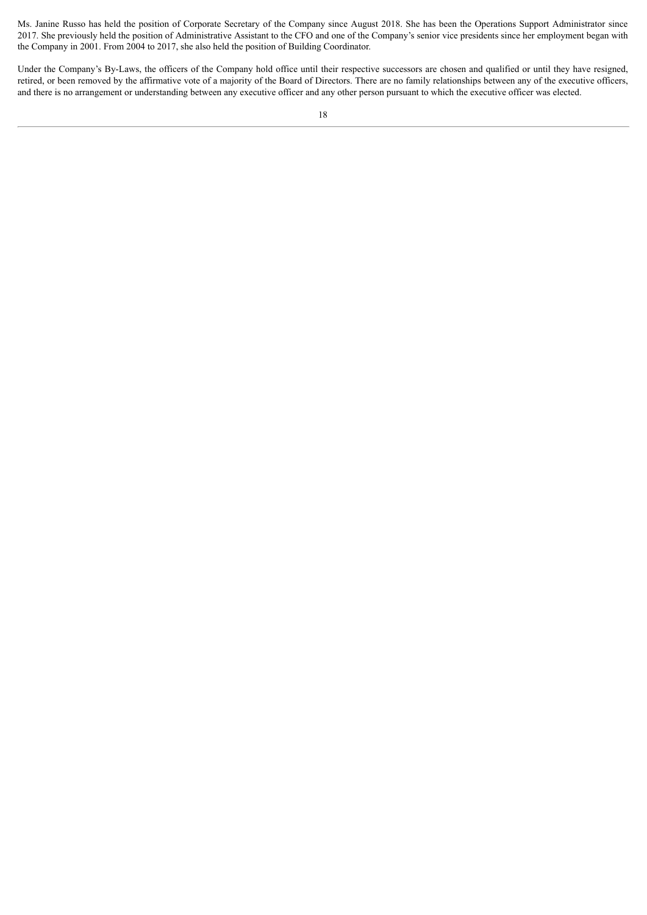Ms. Janine Russo has held the position of Corporate Secretary of the Company since August 2018. She has been the Operations Support Administrator since 2017. She previously held the position of Administrative Assistant to the CFO and one of the Company's senior vice presidents since her employment began with the Company in 2001. From 2004 to 2017, she also held the position of Building Coordinator.

Under the Company's By-Laws, the officers of the Company hold office until their respective successors are chosen and qualified or until they have resigned, retired, or been removed by the affirmative vote of a majority of the Board of Directors. There are no family relationships between any of the executive officers, and there is no arrangement or understanding between any executive officer and any other person pursuant to which the executive officer was elected.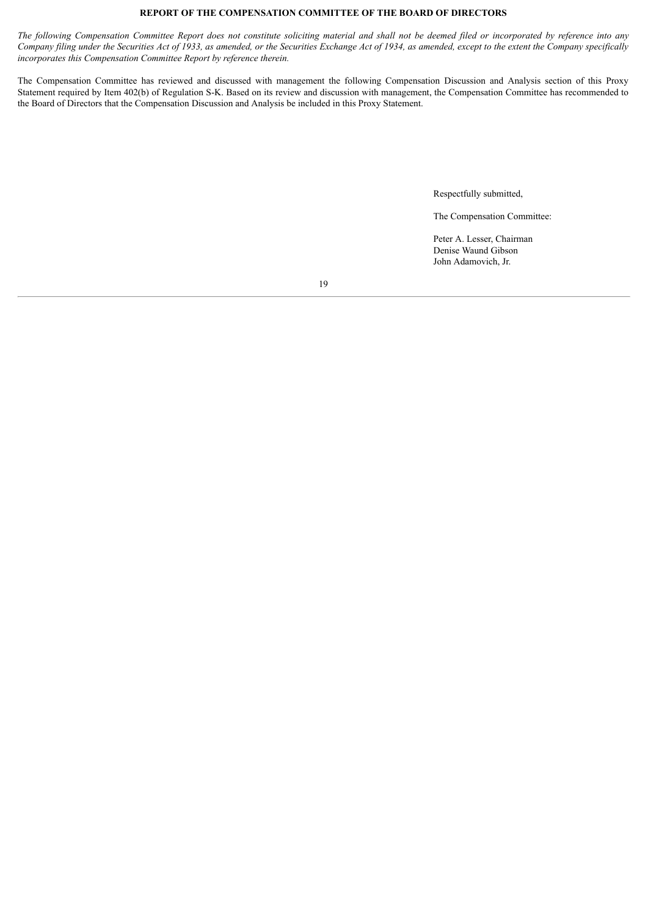## REPORT OF THE COMPENSATION COMMITTEE OF THE BOARD OF DIRECTORS

*The following Compensation Committee Report does not constitute soliciting material and shall not be deemed filed or incorporated by reference into any Company filing under the Securities Act of 1933, as amended, or the Securities Exchange Act of 1934, as amended, except to the extent the Company specifically incorporates this Compensation Committee Report by reference therein.*

The Compensation Committee has reviewed and discussed with management the following Compensation Discussion and Analysis section of this Proxy Statement required by Item 402(b) of Regulation S-K. Based on its review and discussion with management, the Compensation Committee has recommended to the Board of Directors that the Compensation Discussion and Analysis be included in this Proxy Statement.

Respectfully submitted,

The Compensation Committee:

Peter A. Lesser, Chairman
Denise Waund Gibson
John Adamovich, Jr.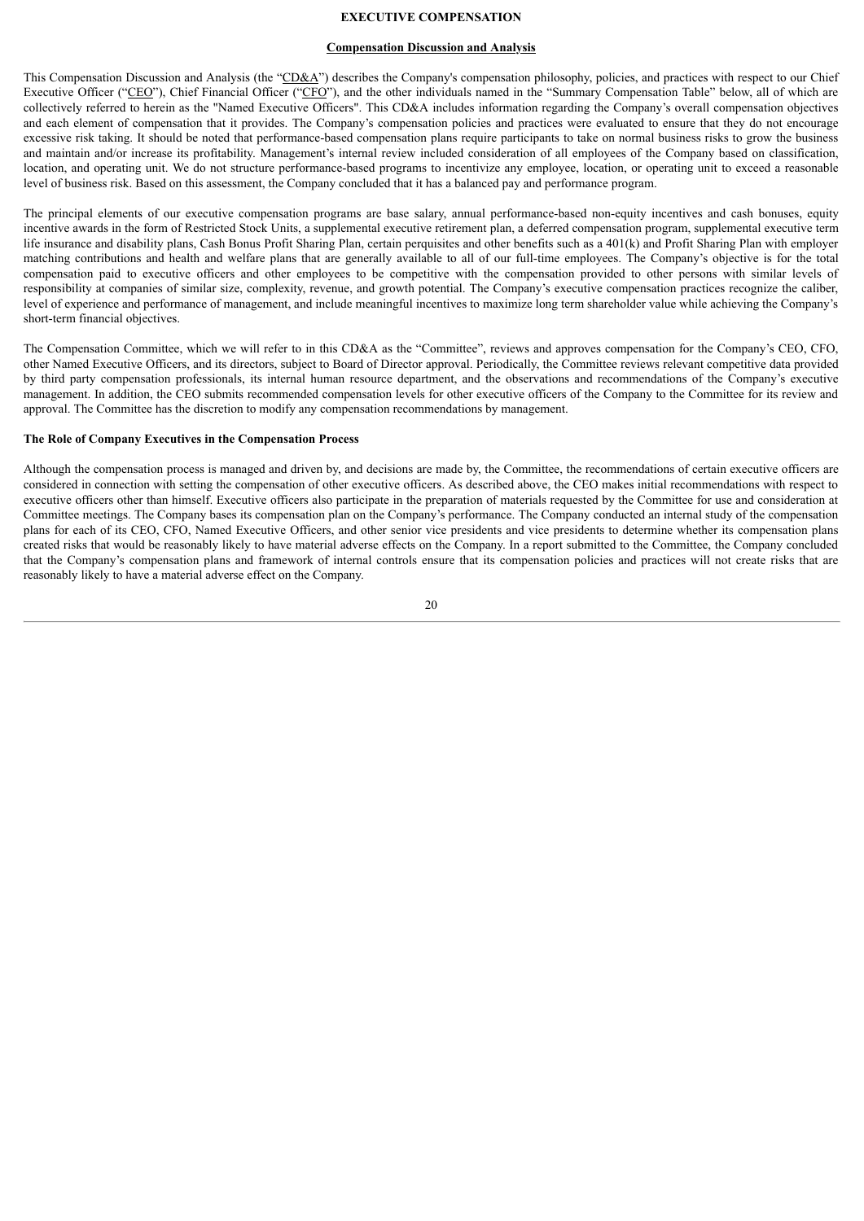# EXECUTIVE COMPENSATION

## Compensation Discussion and Analysis

This Compensation Discussion and Analysis (the "CD&A") describes the Company's compensation philosophy, policies, and practices with respect to our Chief Executive Officer ("CEO"), Chief Financial Officer ("CFO"), and the other individuals named in the "Summary Compensation Table" below, all of which are collectively referred to herein as the "Named Executive Officers". This CD&A includes information regarding the Company's overall compensation objectives and each element of compensation that it provides. The Company's compensation policies and practices were evaluated to ensure that they do not encourage excessive risk taking. It should be noted that performance-based compensation plans require participants to take on normal business risks to grow the business and maintain and/or increase its profitability. Management's internal review included consideration of all employees of the Company based on classification, location, and operating unit. We do not structure performance-based programs to incentivize any employee, location, or operating unit to exceed a reasonable level of business risk. Based on this assessment, the Company concluded that it has a balanced pay and performance program.

The principal elements of our executive compensation programs are base salary, annual performance-based non-equity incentives and cash bonuses, equity incentive awards in the form of Restricted Stock Units, a supplemental executive retirement plan, a deferred compensation program, supplemental executive term life insurance and disability plans, Cash Bonus Profit Sharing Plan, certain perquisites and other benefits such as a 401(k) and Profit Sharing Plan with employer matching contributions and health and welfare plans that are generally available to all of our full-time employees. The Company's objective is for the total compensation paid to executive officers and other employees to be competitive with the compensation provided to other persons with similar levels of responsibility at companies of similar size, complexity, revenue, and growth potential. The Company's executive compensation practices recognize the caliber, level of experience and performance of management, and include meaningful incentives to maximize long term shareholder value while achieving the Company's short-term financial objectives.

The Compensation Committee, which we will refer to in this CD&A as the "Committee", reviews and approves compensation for the Company's CEO, CFO, other Named Executive Officers, and its directors, subject to Board of Director approval. Periodically, the Committee reviews relevant competitive data provided by third party compensation professionals, its internal human resource department, and the observations and recommendations of the Company's executive management. In addition, the CEO submits recommended compensation levels for other executive officers of the Company to the Committee for its review and approval. The Committee has the discretion to modify any compensation recommendations by management.

### The Role of Company Executives in the Compensation Process

Although the compensation process is managed and driven by, and decisions are made by, the Committee, the recommendations of certain executive officers are considered in connection with setting the compensation of other executive officers. As described above, the CEO makes initial recommendations with respect to executive officers other than himself. Executive officers also participate in the preparation of materials requested by the Committee for use and consideration at Committee meetings. The Company bases its compensation plan on the Company's performance. The Company conducted an internal study of the compensation plans for each of its CEO, CFO, Named Executive Officers, and other senior vice presidents and vice presidents to determine whether its compensation plans created risks that would be reasonably likely to have material adverse effects on the Company. In a report submitted to the Committee, the Company concluded that the Company's compensation plans and framework of internal controls ensure that its compensation policies and practices will not create risks that are reasonably likely to have a material adverse effect on the Company.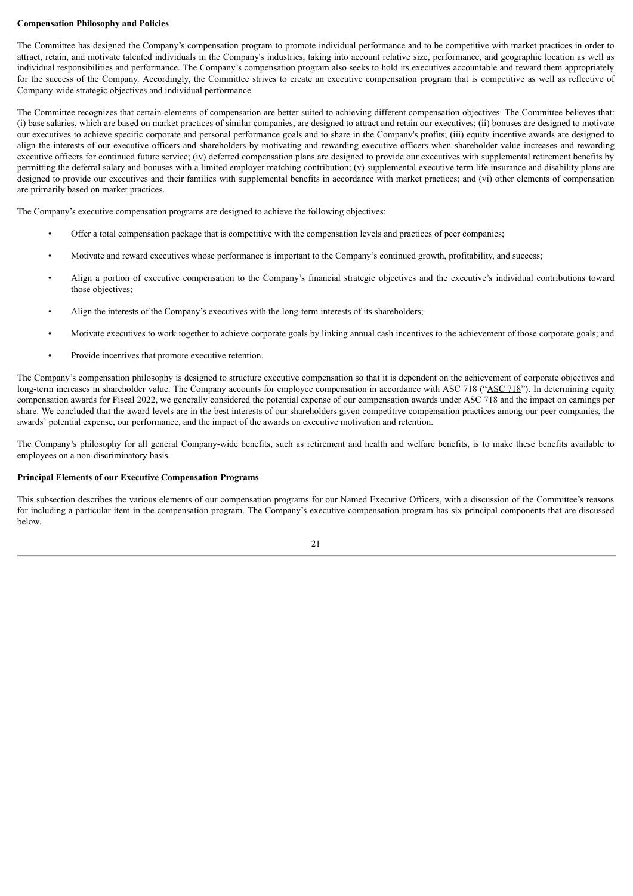**Compensation Philosophy and Policies**

The Committee has designed the Company's compensation program to promote individual performance and to be competitive with market practices in order to attract, retain, and motivate talented individuals in the Company's industries, taking into account relative size, performance, and geographic location as well as individual responsibilities and performance. The Company's compensation program also seeks to hold its executives accountable and reward them appropriately for the success of the Company. Accordingly, the Committee strives to create an executive compensation program that is competitive as well as reflective of Company-wide strategic objectives and individual performance.

The Committee recognizes that certain elements of compensation are better suited to achieving different compensation objectives. The Committee believes that: (i) base salaries, which are based on market practices of similar companies, are designed to attract and retain our executives; (ii) bonuses are designed to motivate our executives to achieve specific corporate and personal performance goals and to share in the Company's profits; (iii) equity incentive awards are designed to align the interests of our executive officers and shareholders by motivating and rewarding executive officers when shareholder value increases and rewarding executive officers for continued future service; (iv) deferred compensation plans are designed to provide our executives with supplemental retirement benefits by permitting the deferral salary and bonuses with a limited employer matching contribution; (v) supplemental executive term life insurance and disability plans are designed to provide our executives and their families with supplemental benefits in accordance with market practices; and (vi) other elements of compensation are primarily based on market practices.

The Company's executive compensation programs are designed to achieve the following objectives:

- Offer a total compensation package that is competitive with the compensation levels and practices of peer companies;
- Motivate and reward executives whose performance is important to the Company's continued growth, profitability, and success;
- Align a portion of executive compensation to the Company's financial strategic objectives and the executive's individual contributions toward those objectives;
- Align the interests of the Company's executives with the long-term interests of its shareholders;
- Motivate executives to work together to achieve corporate goals by linking annual cash incentives to the achievement of those corporate goals; and
- Provide incentives that promote executive retention.

The Company's compensation philosophy is designed to structure executive compensation so that it is dependent on the achievement of corporate objectives and long-term increases in shareholder value. The Company accounts for employee compensation in accordance with ASC 718 ("ASC 718"). In determining equity compensation awards for Fiscal 2022, we generally considered the potential expense of our compensation awards under ASC 718 and the impact on earnings per share. We concluded that the award levels are in the best interests of our shareholders given competitive compensation practices among our peer companies, the awards' potential expense, our performance, and the impact of the awards on executive motivation and retention.

The Company's philosophy for all general Company-wide benefits, such as retirement and health and welfare benefits, is to make these benefits available to employees on a non-discriminatory basis.

**Principal Elements of our Executive Compensation Programs**

This subsection describes the various elements of our compensation programs for our Named Executive Officers, with a discussion of the Committee's reasons for including a particular item in the compensation program. The Company's executive compensation program has six principal components that are discussed below.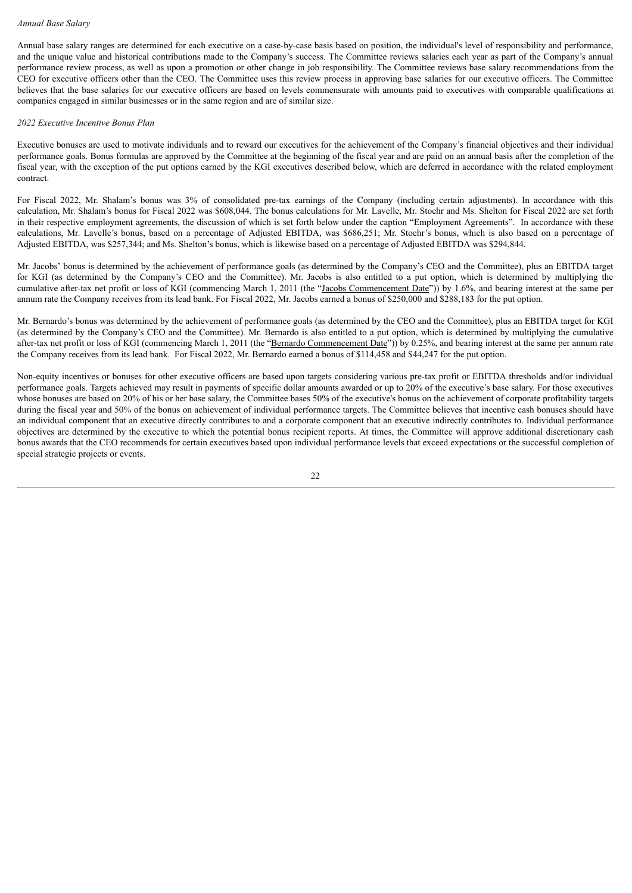*Annual Base Salary*

Annual base salary ranges are determined for each executive on a case-by-case basis based on position, the individual's level of responsibility and performance, and the unique value and historical contributions made to the Company's success. The Committee reviews salaries each year as part of the Company's annual performance review process, as well as upon a promotion or other change in job responsibility. The Committee reviews base salary recommendations from the CEO for executive officers other than the CEO. The Committee uses this review process in approving base salaries for our executive officers. The Committee believes that the base salaries for our executive officers are based on levels commensurate with amounts paid to executives with comparable qualifications at companies engaged in similar businesses or in the same region and are of similar size.

*2022 Executive Incentive Bonus Plan*

Executive bonuses are used to motivate individuals and to reward our executives for the achievement of the Company's financial objectives and their individual performance goals. Bonus formulas are approved by the Committee at the beginning of the fiscal year and are paid on an annual basis after the completion of the fiscal year, with the exception of the put options earned by the KGI executives described below, which are deferred in accordance with the related employment contract.

For Fiscal 2022, Mr. Shalam's bonus was 3% of consolidated pre-tax earnings of the Company (including certain adjustments). In accordance with this calculation, Mr. Shalam's bonus for Fiscal 2022 was $608,044. The bonus calculations for Mr. Lavelle, Mr. Stoehr and Ms. Shelton for Fiscal 2022 are set forth in their respective employment agreements, the discussion of which is set forth below under the caption "Employment Agreements". In accordance with these calculations, Mr. Lavelle's bonus, based on a percentage of Adjusted EBITDA, was $686,251; Mr. Stoehr's bonus, which is also based on a percentage of Adjusted EBITDA, was $257,344; and Ms. Shelton's bonus, which is likewise based on a percentage of Adjusted EBITDA was $294,844.

Mr. Jacobs' bonus is determined by the achievement of performance goals (as determined by the Company's CEO and the Committee), plus an EBITDA target for KGI (as determined by the Company's CEO and the Committee). Mr. Jacobs is also entitled to a put option, which is determined by multiplying the cumulative after-tax net profit or loss of KGI (commencing March 1, 2011 (the "Jacobs Commencement Date")) by 1.6%, and bearing interest at the same per annum rate the Company receives from its lead bank. For Fiscal 2022, Mr. Jacobs earned a bonus of $250,000 and $288,183 for the put option.

Mr. Bernardo's bonus was determined by the achievement of performance goals (as determined by the CEO and the Committee), plus an EBITDA target for KGI (as determined by the Company's CEO and the Committee). Mr. Bernardo is also entitled to a put option, which is determined by multiplying the cumulative after-tax net profit or loss of KGI (commencing March 1, 2011 (the "Bernardo Commencement Date")) by 0.25%, and bearing interest at the same per annum rate the Company receives from its lead bank. For Fiscal 2022, Mr. Bernardo earned a bonus of $114,458 and $44,247 for the put option.

Non-equity incentives or bonuses for other executive officers are based upon targets considering various pre-tax profit or EBITDA thresholds and/or individual performance goals. Targets achieved may result in payments of specific dollar amounts awarded or up to 20% of the executive's base salary. For those executives whose bonuses are based on 20% of his or her base salary, the Committee bases 50% of the executive's bonus on the achievement of corporate profitability targets during the fiscal year and 50% of the bonus on achievement of individual performance targets. The Committee believes that incentive cash bonuses should have an individual component that an executive directly contributes to and a corporate component that an executive indirectly contributes to. Individual performance objectives are determined by the executive to which the potential bonus recipient reports. At times, the Committee will approve additional discretionary cash bonus awards that the CEO recommends for certain executives based upon individual performance levels that exceed expectations or the successful completion of special strategic projects or events.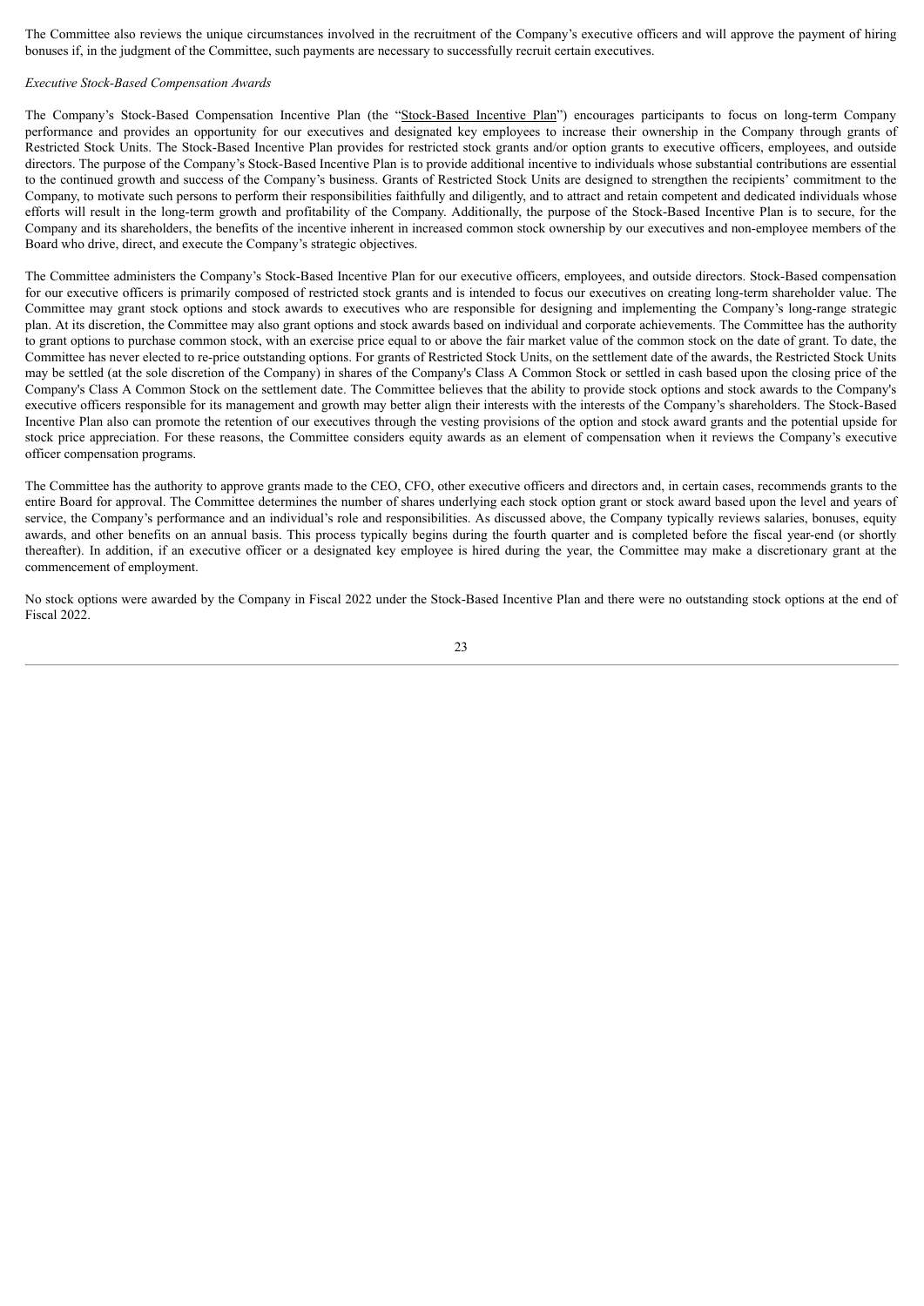The Committee also reviews the unique circumstances involved in the recruitment of the Company's executive officers and will approve the payment of hiring bonuses if, in the judgment of the Committee, such payments are necessary to successfully recruit certain executives.

*Executive Stock-Based Compensation Awards*

The Company's Stock-Based Compensation Incentive Plan (the "Stock-Based Incentive Plan") encourages participants to focus on long-term Company performance and provides an opportunity for our executives and designated key employees to increase their ownership in the Company through grants of Restricted Stock Units. The Stock-Based Incentive Plan provides for restricted stock grants and/or option grants to executive officers, employees, and outside directors. The purpose of the Company's Stock-Based Incentive Plan is to provide additional incentive to individuals whose substantial contributions are essential to the continued growth and success of the Company's business. Grants of Restricted Stock Units are designed to strengthen the recipients' commitment to the Company, to motivate such persons to perform their responsibilities faithfully and diligently, and to attract and retain competent and dedicated individuals whose efforts will result in the long-term growth and profitability of the Company. Additionally, the purpose of the Stock-Based Incentive Plan is to secure, for the Company and its shareholders, the benefits of the incentive inherent in increased common stock ownership by our executives and non-employee members of the Board who drive, direct, and execute the Company's strategic objectives.

The Committee administers the Company's Stock-Based Incentive Plan for our executive officers, employees, and outside directors. Stock-Based compensation for our executive officers is primarily composed of restricted stock grants and is intended to focus our executives on creating long-term shareholder value. The Committee may grant stock options and stock awards to executives who are responsible for designing and implementing the Company's long-range strategic plan. At its discretion, the Committee may also grant options and stock awards based on individual and corporate achievements. The Committee has the authority to grant options to purchase common stock, with an exercise price equal to or above the fair market value of the common stock on the date of grant. To date, the Committee has never elected to re-price outstanding options. For grants of Restricted Stock Units, on the settlement date of the awards, the Restricted Stock Units may be settled (at the sole discretion of the Company) in shares of the Company's Class A Common Stock or settled in cash based upon the closing price of the Company's Class A Common Stock on the settlement date. The Committee believes that the ability to provide stock options and stock awards to the Company's executive officers responsible for its management and growth may better align their interests with the interests of the Company's shareholders. The Stock-Based Incentive Plan also can promote the retention of our executives through the vesting provisions of the option and stock award grants and the potential upside for stock price appreciation. For these reasons, the Committee considers equity awards as an element of compensation when it reviews the Company's executive officer compensation programs.

The Committee has the authority to approve grants made to the CEO, CFO, other executive officers and directors and, in certain cases, recommends grants to the entire Board for approval. The Committee determines the number of shares underlying each stock option grant or stock award based upon the level and years of service, the Company's performance and an individual's role and responsibilities. As discussed above, the Company typically reviews salaries, bonuses, equity awards, and other benefits on an annual basis. This process typically begins during the fourth quarter and is completed before the fiscal year-end (or shortly thereafter). In addition, if an executive officer or a designated key employee is hired during the year, the Committee may make a discretionary grant at the commencement of employment.

No stock options were awarded by the Company in Fiscal 2022 under the Stock-Based Incentive Plan and there were no outstanding stock options at the end of Fiscal 2022.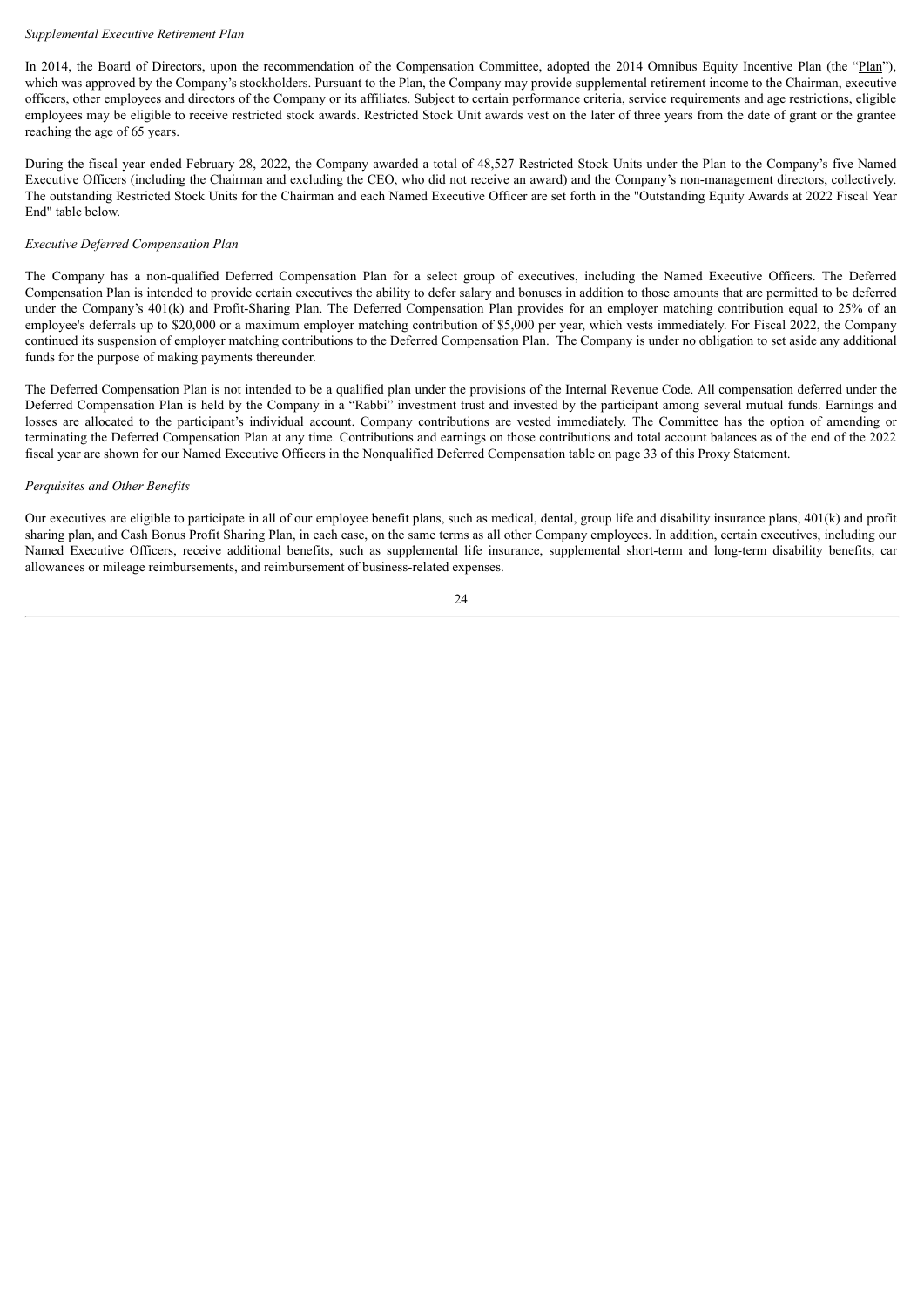*Supplemental Executive Retirement Plan*

In 2014, the Board of Directors, upon the recommendation of the Compensation Committee, adopted the 2014 Omnibus Equity Incentive Plan (the "Plan"), which was approved by the Company's stockholders. Pursuant to the Plan, the Company may provide supplemental retirement income to the Chairman, executive officers, other employees and directors of the Company or its affiliates. Subject to certain performance criteria, service requirements and age restrictions, eligible employees may be eligible to receive restricted stock awards. Restricted Stock Unit awards vest on the later of three years from the date of grant or the grantee reaching the age of 65 years.

During the fiscal year ended February 28, 2022, the Company awarded a total of 48,527 Restricted Stock Units under the Plan to the Company's five Named Executive Officers (including the Chairman and excluding the CEO, who did not receive an award) and the Company's non-management directors, collectively. The outstanding Restricted Stock Units for the Chairman and each Named Executive Officer are set forth in the "Outstanding Equity Awards at 2022 Fiscal Year End" table below.

*Executive Deferred Compensation Plan*

The Company has a non-qualified Deferred Compensation Plan for a select group of executives, including the Named Executive Officers. The Deferred Compensation Plan is intended to provide certain executives the ability to defer salary and bonuses in addition to those amounts that are permitted to be deferred under the Company's 401(k) and Profit-Sharing Plan. The Deferred Compensation Plan provides for an employer matching contribution equal to 25% of an employee's deferrals up to $20,000 or a maximum employer matching contribution of $5,000 per year, which vests immediately. For Fiscal 2022, the Company continued its suspension of employer matching contributions to the Deferred Compensation Plan. The Company is under no obligation to set aside any additional funds for the purpose of making payments thereunder.

The Deferred Compensation Plan is not intended to be a qualified plan under the provisions of the Internal Revenue Code. All compensation deferred under the Deferred Compensation Plan is held by the Company in a "Rabbi" investment trust and invested by the participant among several mutual funds. Earnings and losses are allocated to the participant's individual account. Company contributions are vested immediately. The Committee has the option of amending or terminating the Deferred Compensation Plan at any time. Contributions and earnings on those contributions and total account balances as of the end of the 2022 fiscal year are shown for our Named Executive Officers in the Nonqualified Deferred Compensation table on page 33 of this Proxy Statement.

*Perquisites and Other Benefits*

Our executives are eligible to participate in all of our employee benefit plans, such as medical, dental, group life and disability insurance plans, 401(k) and profit sharing plan, and Cash Bonus Profit Sharing Plan, in each case, on the same terms as all other Company employees. In addition, certain executives, including our Named Executive Officers, receive additional benefits, such as supplemental life insurance, supplemental short-term and long-term disability benefits, car allowances or mileage reimbursements, and reimbursement of business-related expenses.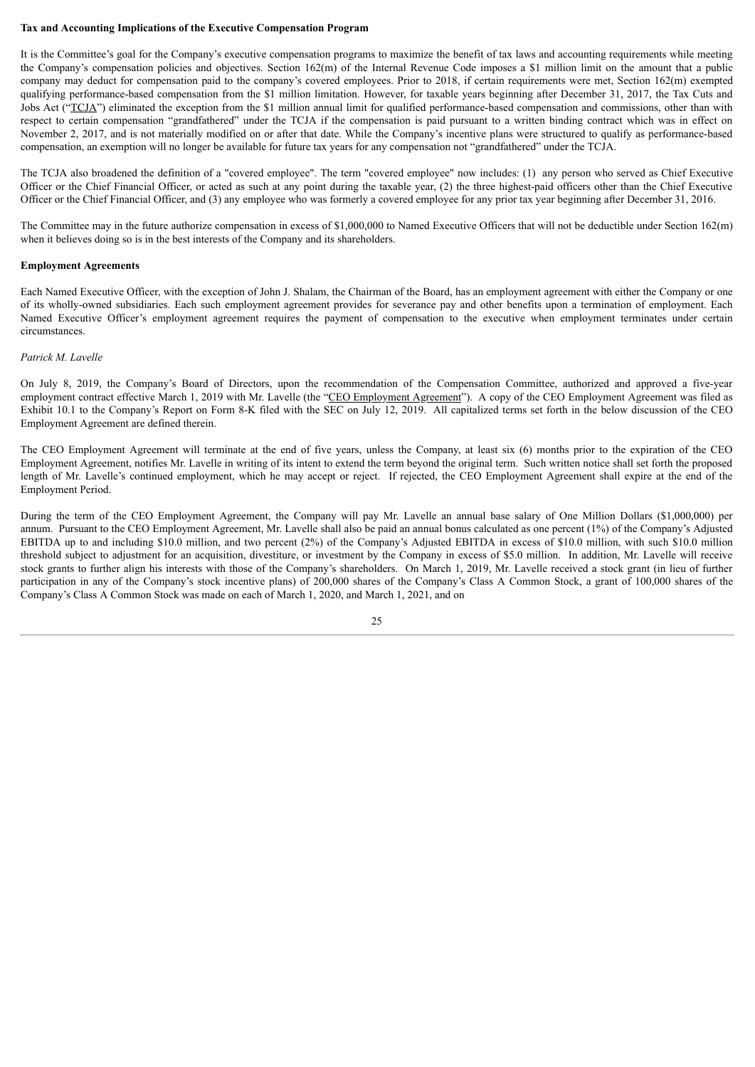**Tax and Accounting Implications of the Executive Compensation Program**

It is the Committee's goal for the Company's executive compensation programs to maximize the benefit of tax laws and accounting requirements while meeting the Company's compensation policies and objectives. Section 162(m) of the Internal Revenue Code imposes a $1 million limit on the amount that a public company may deduct for compensation paid to the company's covered employees. Prior to 2018, if certain requirements were met, Section 162(m) exempted qualifying performance-based compensation from the $1 million limitation. However, for taxable years beginning after December 31, 2017, the Tax Cuts and Jobs Act ("TCJA") eliminated the exception from the $1 million annual limit for qualified performance-based compensation and commissions, other than with respect to certain compensation "grandfathered" under the TCJA if the compensation is paid pursuant to a written binding contract which was in effect on November 2, 2017, and is not materially modified on or after that date. While the Company's incentive plans were structured to qualify as performance-based compensation, an exemption will no longer be available for future tax years for any compensation not "grandfathered" under the TCJA.

The TCJA also broadened the definition of a "covered employee". The term "covered employee" now includes: (1) any person who served as Chief Executive Officer or the Chief Financial Officer, or acted as such at any point during the taxable year, (2) the three highest-paid officers other than the Chief Executive Officer or the Chief Financial Officer, and (3) any employee who was formerly a covered employee for any prior tax year beginning after December 31, 2016.

The Committee may in the future authorize compensation in excess of $1,000,000 to Named Executive Officers that will not be deductible under Section 162(m) when it believes doing so is in the best interests of the Company and its shareholders.

**Employment Agreements**

Each Named Executive Officer, with the exception of John J. Shalam, the Chairman of the Board, has an employment agreement with either the Company or one of its wholly-owned subsidiaries. Each such employment agreement provides for severance pay and other benefits upon a termination of employment. Each Named Executive Officer's employment agreement requires the payment of compensation to the executive when employment terminates under certain circumstances.

*Patrick M. Lavelle*

On July 8, 2019, the Company's Board of Directors, upon the recommendation of the Compensation Committee, authorized and approved a five-year employment contract effective March 1, 2019 with Mr. Lavelle (the "CEO Employment Agreement"). A copy of the CEO Employment Agreement was filed as Exhibit 10.1 to the Company's Report on Form 8-K filed with the SEC on July 12, 2019. All capitalized terms set forth in the below discussion of the CEO Employment Agreement are defined therein.

The CEO Employment Agreement will terminate at the end of five years, unless the Company, at least six (6) months prior to the expiration of the CEO Employment Agreement, notifies Mr. Lavelle in writing of its intent to extend the term beyond the original term. Such written notice shall set forth the proposed length of Mr. Lavelle's continued employment, which he may accept or reject. If rejected, the CEO Employment Agreement shall expire at the end of the Employment Period.

During the term of the CEO Employment Agreement, the Company will pay Mr. Lavelle an annual base salary of One Million Dollars ($1,000,000) per annum. Pursuant to the CEO Employment Agreement, Mr. Lavelle shall also be paid an annual bonus calculated as one percent (1%) of the Company's Adjusted EBITDA up to and including $10.0 million, and two percent (2%) of the Company's Adjusted EBITDA in excess of $10.0 million, with such $10.0 million threshold subject to adjustment for an acquisition, divestiture, or investment by the Company in excess of $5.0 million. In addition, Mr. Lavelle will receive stock grants to further align his interests with those of the Company's shareholders. On March 1, 2019, Mr. Lavelle received a stock grant (in lieu of further participation in any of the Company's stock incentive plans) of 200,000 shares of the Company's Class A Common Stock, a grant of 100,000 shares of the Company's Class A Common Stock was made on each of March 1, 2020, and March 1, 2021, and on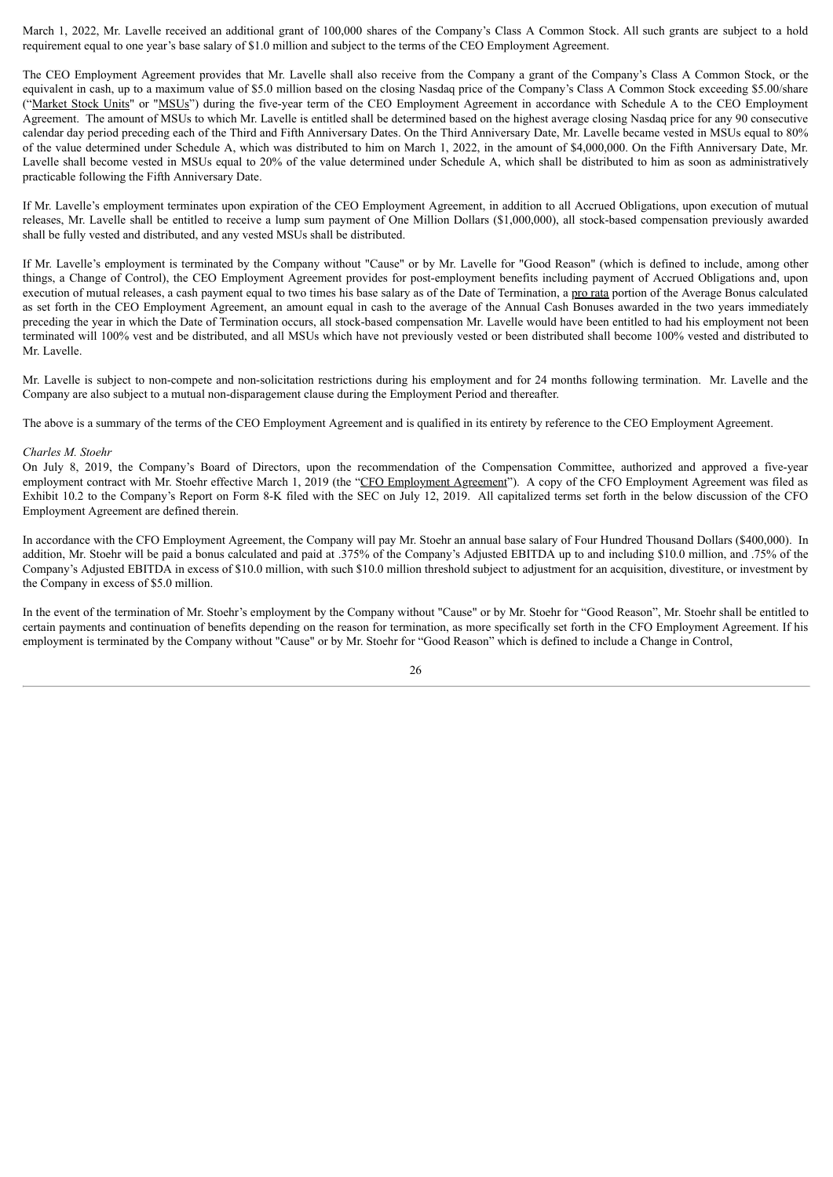March 1, 2022, Mr. Lavelle received an additional grant of 100,000 shares of the Company's Class A Common Stock. All such grants are subject to a hold requirement equal to one year's base salary of $1.0 million and subject to the terms of the CEO Employment Agreement.

The CEO Employment Agreement provides that Mr. Lavelle shall also receive from the Company a grant of the Company's Class A Common Stock, or the equivalent in cash, up to a maximum value of $5.0 million based on the closing Nasdaq price of the Company's Class A Common Stock exceeding $5.00/share ("Market Stock Units" or "MSUs") during the five-year term of the CEO Employment Agreement in accordance with Schedule A to the CEO Employment Agreement. The amount of MSUs to which Mr. Lavelle is entitled shall be determined based on the highest average closing Nasdaq price for any 90 consecutive calendar day period preceding each of the Third and Fifth Anniversary Dates. On the Third Anniversary Date, Mr. Lavelle became vested in MSUs equal to 80% of the value determined under Schedule A, which was distributed to him on March 1, 2022, in the amount of $4,000,000. On the Fifth Anniversary Date, Mr. Lavelle shall become vested in MSUs equal to 20% of the value determined under Schedule A, which shall be distributed to him as soon as administratively practicable following the Fifth Anniversary Date.

If Mr. Lavelle's employment terminates upon expiration of the CEO Employment Agreement, in addition to all Accrued Obligations, upon execution of mutual releases, Mr. Lavelle shall be entitled to receive a lump sum payment of One Million Dollars ($1,000,000), all stock-based compensation previously awarded shall be fully vested and distributed, and any vested MSUs shall be distributed.

If Mr. Lavelle's employment is terminated by the Company without "Cause" or by Mr. Lavelle for "Good Reason" (which is defined to include, among other things, a Change of Control), the CEO Employment Agreement provides for post-employment benefits including payment of Accrued Obligations and, upon execution of mutual releases, a cash payment equal to two times his base salary as of the Date of Termination, a pro rata portion of the Average Bonus calculated as set forth in the CEO Employment Agreement, an amount equal in cash to the average of the Annual Cash Bonuses awarded in the two years immediately preceding the year in which the Date of Termination occurs, all stock-based compensation Mr. Lavelle would have been entitled to had his employment not been terminated will 100% vest and be distributed, and all MSUs which have not previously vested or been distributed shall become 100% vested and distributed to Mr. Lavelle.

Mr. Lavelle is subject to non-compete and non-solicitation restrictions during his employment and for 24 months following termination. Mr. Lavelle and the Company are also subject to a mutual non-disparagement clause during the Employment Period and thereafter.

The above is a summary of the terms of the CEO Employment Agreement and is qualified in its entirety by reference to the CEO Employment Agreement.

*Charles M. Stoehr*

On July 8, 2019, the Company's Board of Directors, upon the recommendation of the Compensation Committee, authorized and approved a five-year employment contract with Mr. Stoehr effective March 1, 2019 (the "CFO Employment Agreement"). A copy of the CFO Employment Agreement was filed as Exhibit 10.2 to the Company's Report on Form 8-K filed with the SEC on July 12, 2019. All capitalized terms set forth in the below discussion of the CFO Employment Agreement are defined therein.

In accordance with the CFO Employment Agreement, the Company will pay Mr. Stoehr an annual base salary of Four Hundred Thousand Dollars ($400,000). In addition, Mr. Stoehr will be paid a bonus calculated and paid at .375% of the Company's Adjusted EBITDA up to and including $10.0 million, and .75% of the Company's Adjusted EBITDA in excess of $10.0 million, with such $10.0 million threshold subject to adjustment for an acquisition, divestiture, or investment by the Company in excess of $5.0 million.

In the event of the termination of Mr. Stoehr's employment by the Company without "Cause" or by Mr. Stoehr for "Good Reason", Mr. Stoehr shall be entitled to certain payments and continuation of benefits depending on the reason for termination, as more specifically set forth in the CFO Employment Agreement. If his employment is terminated by the Company without "Cause" or by Mr. Stoehr for "Good Reason" which is defined to include a Change in Control,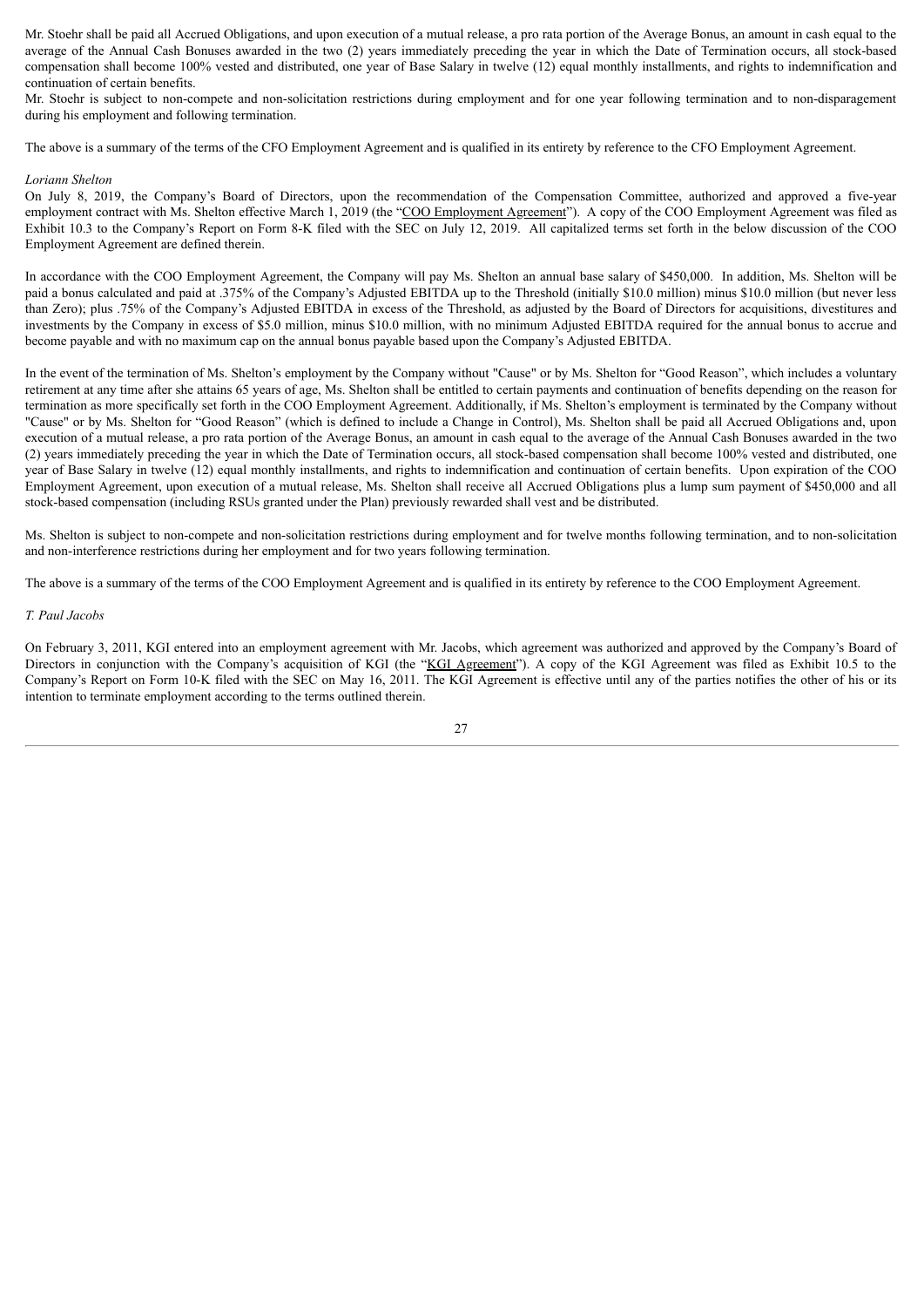Mr. Stoehr shall be paid all Accrued Obligations, and upon execution of a mutual release, a pro rata portion of the Average Bonus, an amount in cash equal to the average of the Annual Cash Bonuses awarded in the two (2) years immediately preceding the year in which the Date of Termination occurs, all stock-based compensation shall become 100% vested and distributed, one year of Base Salary in twelve (12) equal monthly installments, and rights to indemnification and continuation of certain benefits.

Mr. Stoehr is subject to non-compete and non-solicitation restrictions during employment and for one year following termination and to non-disparagement during his employment and following termination.

The above is a summary of the terms of the CFO Employment Agreement and is qualified in its entirety by reference to the CFO Employment Agreement.

*Loriann Shelton*

On July 8, 2019, the Company's Board of Directors, upon the recommendation of the Compensation Committee, authorized and approved a five-year employment contract with Ms. Shelton effective March 1, 2019 (the "COO Employment Agreement"). A copy of the COO Employment Agreement was filed as Exhibit 10.3 to the Company's Report on Form 8-K filed with the SEC on July 12, 2019. All capitalized terms set forth in the below discussion of the COO Employment Agreement are defined therein.

In accordance with the COO Employment Agreement, the Company will pay Ms. Shelton an annual base salary of $450,000. In addition, Ms. Shelton will be paid a bonus calculated and paid at .375% of the Company's Adjusted EBITDA up to the Threshold (initially $10.0 million) minus $10.0 million (but never less than Zero); plus .75% of the Company's Adjusted EBITDA in excess of the Threshold, as adjusted by the Board of Directors for acquisitions, divestitures and investments by the Company in excess of $5.0 million, minus $10.0 million, with no minimum Adjusted EBITDA required for the annual bonus to accrue and become payable and with no maximum cap on the annual bonus payable based upon the Company's Adjusted EBITDA.

In the event of the termination of Ms. Shelton's employment by the Company without "Cause" or by Ms. Shelton for "Good Reason", which includes a voluntary retirement at any time after she attains 65 years of age, Ms. Shelton shall be entitled to certain payments and continuation of benefits depending on the reason for termination as more specifically set forth in the COO Employment Agreement. Additionally, if Ms. Shelton's employment is terminated by the Company without "Cause" or by Ms. Shelton for "Good Reason" (which is defined to include a Change in Control), Ms. Shelton shall be paid all Accrued Obligations and, upon execution of a mutual release, a pro rata portion of the Average Bonus, an amount in cash equal to the average of the Annual Cash Bonuses awarded in the two (2) years immediately preceding the year in which the Date of Termination occurs, all stock-based compensation shall become 100% vested and distributed, one year of Base Salary in twelve (12) equal monthly installments, and rights to indemnification and continuation of certain benefits. Upon expiration of the COO Employment Agreement, upon execution of a mutual release, Ms. Shelton shall receive all Accrued Obligations plus a lump sum payment of $450,000 and all stock-based compensation (including RSUs granted under the Plan) previously rewarded shall vest and be distributed.

Ms. Shelton is subject to non-compete and non-solicitation restrictions during employment and for twelve months following termination, and to non-solicitation and non-interference restrictions during her employment and for two years following termination.

The above is a summary of the terms of the COO Employment Agreement and is qualified in its entirety by reference to the COO Employment Agreement.

*T. Paul Jacobs*

On February 3, 2011, KGI entered into an employment agreement with Mr. Jacobs, which agreement was authorized and approved by the Company's Board of Directors in conjunction with the Company's acquisition of KGI (the "KGI Agreement"). A copy of the KGI Agreement was filed as Exhibit 10.5 to the Company's Report on Form 10-K filed with the SEC on May 16, 2011. The KGI Agreement is effective until any of the parties notifies the other of his or its intention to terminate employment according to the terms outlined therein.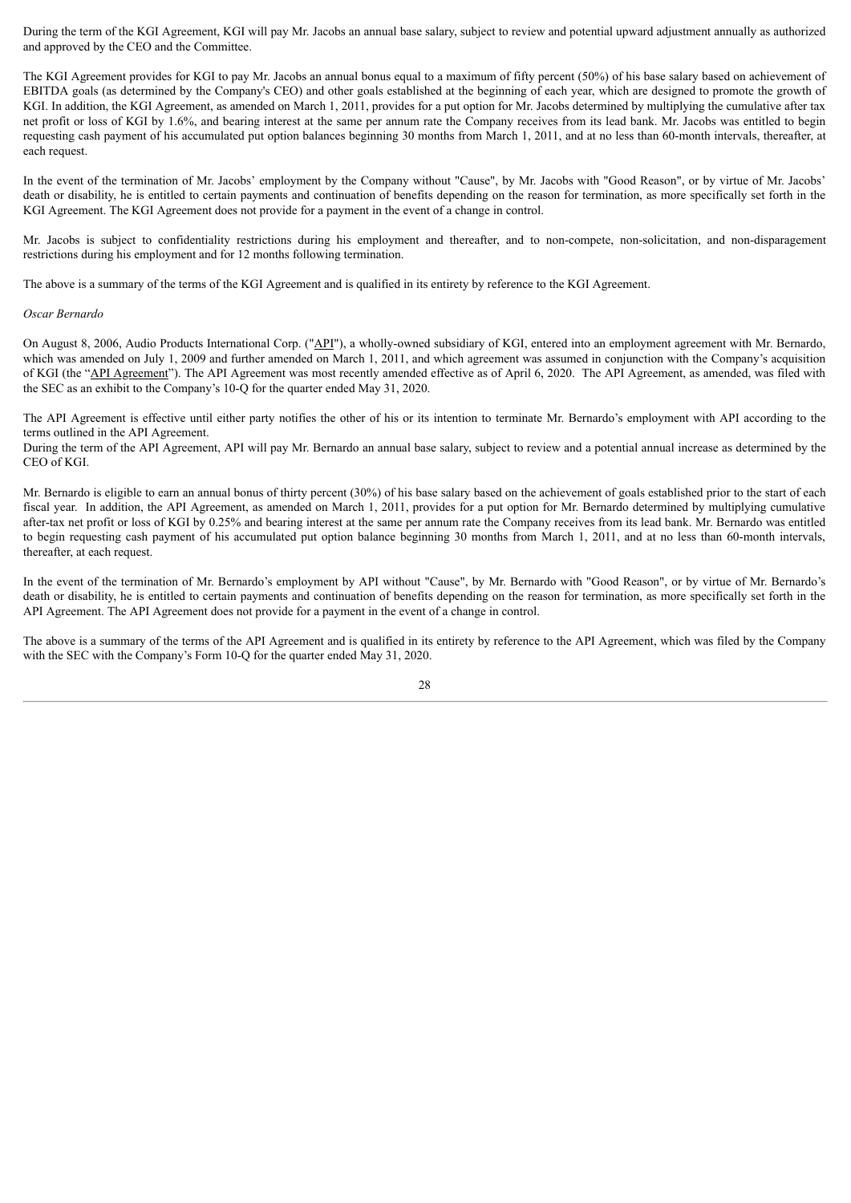During the term of the KGI Agreement, KGI will pay Mr. Jacobs an annual base salary, subject to review and potential upward adjustment annually as authorized and approved by the CEO and the Committee.

The KGI Agreement provides for KGI to pay Mr. Jacobs an annual bonus equal to a maximum of fifty percent (50%) of his base salary based on achievement of EBITDA goals (as determined by the Company's CEO) and other goals established at the beginning of each year, which are designed to promote the growth of KGI. In addition, the KGI Agreement, as amended on March 1, 2011, provides for a put option for Mr. Jacobs determined by multiplying the cumulative after tax net profit or loss of KGI by 1.6%, and bearing interest at the same per annum rate the Company receives from its lead bank. Mr. Jacobs was entitled to begin requesting cash payment of his accumulated put option balances beginning 30 months from March 1, 2011, and at no less than 60-month intervals, thereafter, at each request.

In the event of the termination of Mr. Jacobs' employment by the Company without "Cause", by Mr. Jacobs with "Good Reason", or by virtue of Mr. Jacobs' death or disability, he is entitled to certain payments and continuation of benefits depending on the reason for termination, as more specifically set forth in the KGI Agreement. The KGI Agreement does not provide for a payment in the event of a change in control.

Mr. Jacobs is subject to confidentiality restrictions during his employment and thereafter, and to non-compete, non-solicitation, and non-disparagement restrictions during his employment and for 12 months following termination.

The above is a summary of the terms of the KGI Agreement and is qualified in its entirety by reference to the KGI Agreement.

*Oscar Bernardo*

On August 8, 2006, Audio Products International Corp. ("API"), a wholly-owned subsidiary of KGI, entered into an employment agreement with Mr. Bernardo, which was amended on July 1, 2009 and further amended on March 1, 2011, and which agreement was assumed in conjunction with the Company's acquisition of KGI (the "API Agreement"). The API Agreement was most recently amended effective as of April 6, 2020. The API Agreement, as amended, was filed with the SEC as an exhibit to the Company's 10-Q for the quarter ended May 31, 2020.

The API Agreement is effective until either party notifies the other of his or its intention to terminate Mr. Bernardo's employment with API according to the terms outlined in the API Agreement.
During the term of the API Agreement, API will pay Mr. Bernardo an annual base salary, subject to review and a potential annual increase as determined by the CEO of KGI.

Mr. Bernardo is eligible to earn an annual bonus of thirty percent (30%) of his base salary based on the achievement of goals established prior to the start of each fiscal year. In addition, the API Agreement, as amended on March 1, 2011, provides for a put option for Mr. Bernardo determined by multiplying cumulative after-tax net profit or loss of KGI by 0.25% and bearing interest at the same per annum rate the Company receives from its lead bank. Mr. Bernardo was entitled to begin requesting cash payment of his accumulated put option balance beginning 30 months from March 1, 2011, and at no less than 60-month intervals, thereafter, at each request.

In the event of the termination of Mr. Bernardo's employment by API without "Cause", by Mr. Bernardo with "Good Reason", or by virtue of Mr. Bernardo's death or disability, he is entitled to certain payments and continuation of benefits depending on the reason for termination, as more specifically set forth in the API Agreement. The API Agreement does not provide for a payment in the event of a change in control.

The above is a summary of the terms of the API Agreement and is qualified in its entirety by reference to the API Agreement, which was filed by the Company with the SEC with the Company's Form 10-Q for the quarter ended May 31, 2020.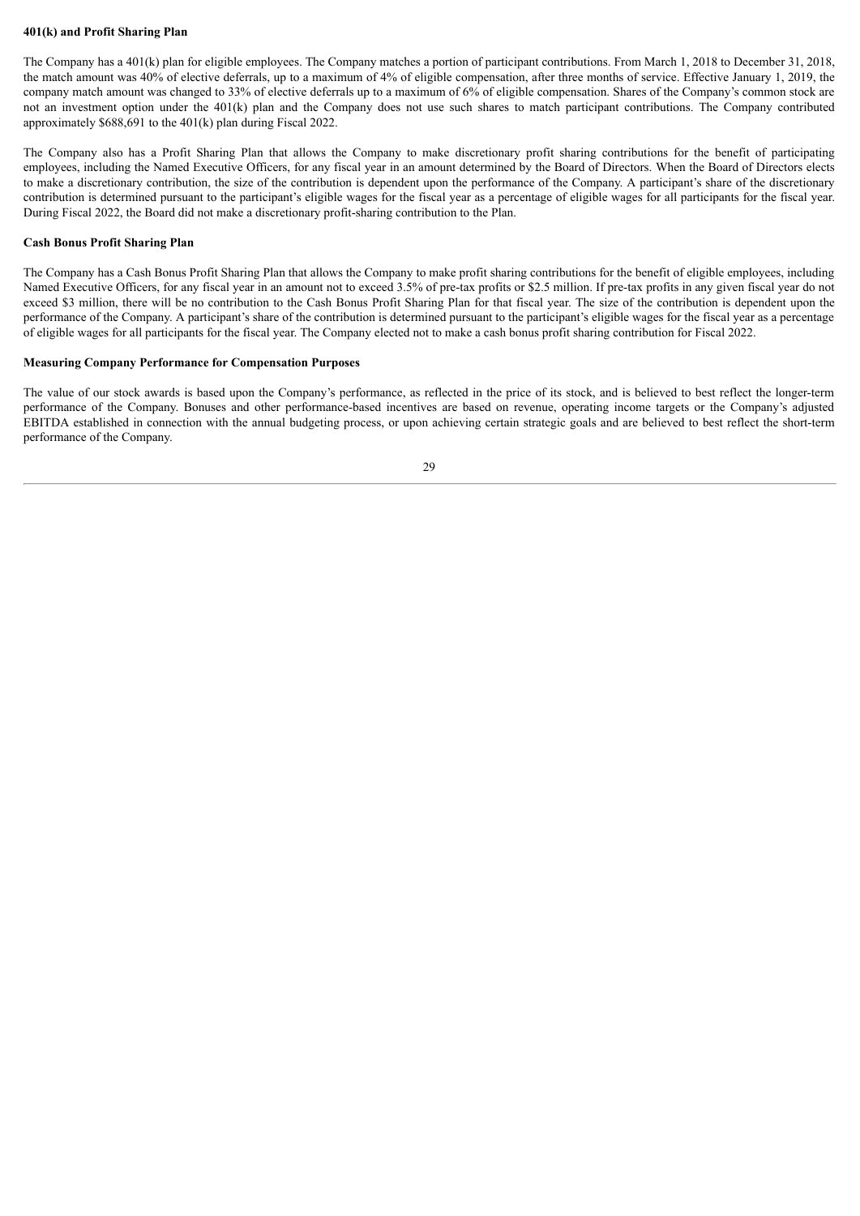**401(k) and Profit Sharing Plan**

The Company has a 401(k) plan for eligible employees. The Company matches a portion of participant contributions. From March 1, 2018 to December 31, 2018, the match amount was 40% of elective deferrals, up to a maximum of 4% of eligible compensation, after three months of service. Effective January 1, 2019, the company match amount was changed to 33% of elective deferrals up to a maximum of 6% of eligible compensation. Shares of the Company's common stock are not an investment option under the 401(k) plan and the Company does not use such shares to match participant contributions. The Company contributed approximately $688,691 to the 401(k) plan during Fiscal 2022.

The Company also has a Profit Sharing Plan that allows the Company to make discretionary profit sharing contributions for the benefit of participating employees, including the Named Executive Officers, for any fiscal year in an amount determined by the Board of Directors. When the Board of Directors elects to make a discretionary contribution, the size of the contribution is dependent upon the performance of the Company. A participant's share of the discretionary contribution is determined pursuant to the participant's eligible wages for the fiscal year as a percentage of eligible wages for all participants for the fiscal year. During Fiscal 2022, the Board did not make a discretionary profit-sharing contribution to the Plan.

**Cash Bonus Profit Sharing Plan**

The Company has a Cash Bonus Profit Sharing Plan that allows the Company to make profit sharing contributions for the benefit of eligible employees, including Named Executive Officers, for any fiscal year in an amount not to exceed 3.5% of pre-tax profits or $2.5 million. If pre-tax profits in any given fiscal year do not exceed $3 million, there will be no contribution to the Cash Bonus Profit Sharing Plan for that fiscal year. The size of the contribution is dependent upon the performance of the Company. A participant's share of the contribution is determined pursuant to the participant's eligible wages for the fiscal year as a percentage of eligible wages for all participants for the fiscal year. The Company elected not to make a cash bonus profit sharing contribution for Fiscal 2022.

**Measuring Company Performance for Compensation Purposes**

The value of our stock awards is based upon the Company's performance, as reflected in the price of its stock, and is believed to best reflect the longer-term performance of the Company. Bonuses and other performance-based incentives are based on revenue, operating income targets or the Company's adjusted EBITDA established in connection with the annual budgeting process, or upon achieving certain strategic goals and are believed to best reflect the short-term performance of the Company.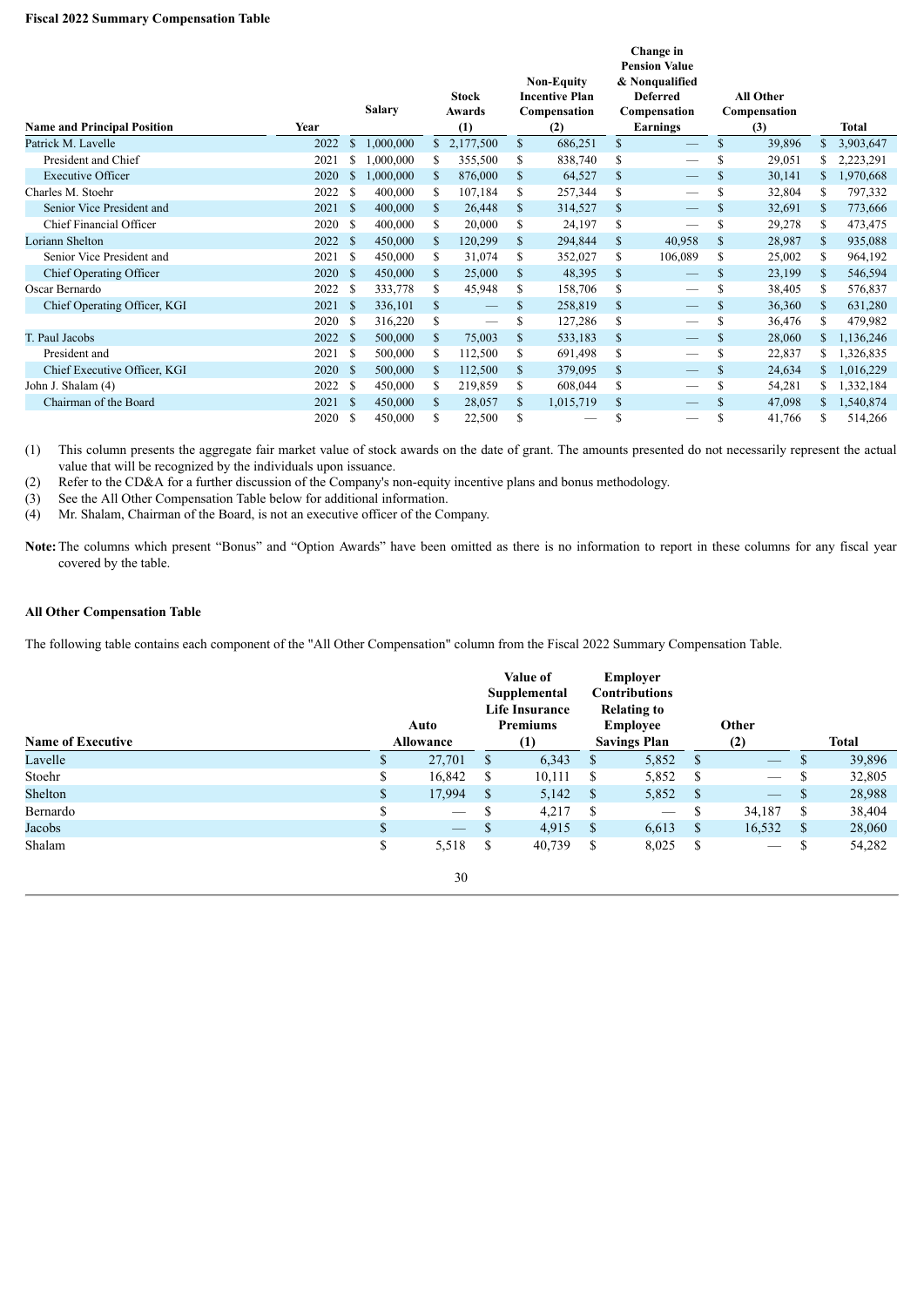**Fiscal 2022 Summary Compensation Table**

| Name and Principal Position | Year | Salary | Stock Awards (1) | Non-Equity Incentive Plan Compensation (2) | Change in Pension Value & Nonqualified Deferred Compensation Earnings | All Other Compensation (3) | Total |
|---|---|---|---|---|---|---|---|
| Patrick M. Lavelle | 2022 | $ 1,000,000 | $ 2,177,500 | $ 686,251 | $ — | $ 39,896 | $ 3,903,647 |
| President and Chief | 2021 | $ 1,000,000 | $ 355,500 | $ 838,740 | $ — | $ 29,051 | $ 2,223,291 |
| Executive Officer | 2020 | $ 1,000,000 | $ 876,000 | $ 64,527 | $ — | $ 30,141 | $ 1,970,668 |
| Charles M. Stoehr | 2022 | $ 400,000 | $ 107,184 | $ 257,344 | $ — | $ 32,804 | $ 797,332 |
| Senior Vice President and | 2021 | $ 400,000 | $ 26,448 | $ 314,527 | $ — | $ 32,691 | $ 773,666 |
| Chief Financial Officer | 2020 | $ 400,000 | $ 20,000 | $ 24,197 | $ — | $ 29,278 | $ 473,475 |
| Loriann Shelton | 2022 | $ 450,000 | $ 120,299 | $ 294,844 | $ 40,958 | $ 28,987 | $ 935,088 |
| Senior Vice President and | 2021 | $ 450,000 | $ 31,074 | $ 352,027 | $ 106,089 | $ 25,002 | $ 964,192 |
| Chief Operating Officer | 2020 | $ 450,000 | $ 25,000 | $ 48,395 | $ — | $ 23,199 | $ 546,594 |
| Oscar Bernardo | 2022 | $ 333,778 | $ 45,948 | $ 158,706 | $ — | $ 38,405 | $ 576,837 |
| Chief Operating Officer, KGI | 2021 | $ 336,101 | $ — | $ 258,819 | $ — | $ 36,360 | $ 631,280 |
| | 2020 | $ 316,220 | $ — | $ 127,286 | $ — | $ 36,476 | $ 479,982 |
| T. Paul Jacobs | 2022 | $ 500,000 | $ 75,003 | $ 533,183 | $ — | $ 28,060 | $ 1,136,246 |
| President and | 2021 | $ 500,000 | $ 112,500 | $ 691,498 | $ — | $ 22,837 | $ 1,326,835 |
| Chief Executive Officer, KGI | 2020 | $ 500,000 | $ 112,500 | $ 379,095 | $ — | $ 24,634 | $ 1,016,229 |
| John J. Shalam (4) | 2022 | $ 450,000 | $ 219,859 | $ 608,044 | $ — | $ 54,281 | $ 1,332,184 |
| Chairman of the Board | 2021 | $ 450,000 | $ 28,057 | $ 1,015,719 | $ — | $ 47,098 | $ 1,540,874 |
| | 2020 | $ 450,000 | $ 22,500 | $ — | $ — | $ 41,766 | $ 514,266 |

(1) This column presents the aggregate fair market value of stock awards on the date of grant. The amounts presented do not necessarily represent the actual value that will be recognized by the individuals upon issuance.

(2) Refer to the CD&A for a further discussion of the Company's non-equity incentive plans and bonus methodology.

(3) See the All Other Compensation Table below for additional information.

(4) Mr. Shalam, Chairman of the Board, is not an executive officer of the Company.

**Note:** The columns which present "Bonus" and "Option Awards" have been omitted as there is no information to report in these columns for any fiscal year covered by the table.

**All Other Compensation Table**

The following table contains each component of the "All Other Compensation" column from the Fiscal 2022 Summary Compensation Table.

| Name of Executive | Auto Allowance | Value of Supplemental Life Insurance Premiums (1) | Employer Contributions Relating to Employee Savings Plan | Other (2) | Total |
|---|---|---|---|---|---|
| Lavelle | $ 27,701 | $ 6,343 | $ 5,852 | $ — | $ 39,896 |
| Stoehr | $ 16,842 | $ 10,111 | $ 5,852 | $ — | $ 32,805 |
| Shelton | $ 17,994 | $ 5,142 | $ 5,852 | $ — | $ 28,988 |
| Bernardo | $ — | $ 4,217 | $ — | $ 34,187 | $ 38,404 |
| Jacobs | $ — | $ 4,915 | $ 6,613 | $ 16,532 | $ 28,060 |
| Shalam | $ 5,518 | $ 40,739 | $ 8,025 | $ — | $ 54,282 |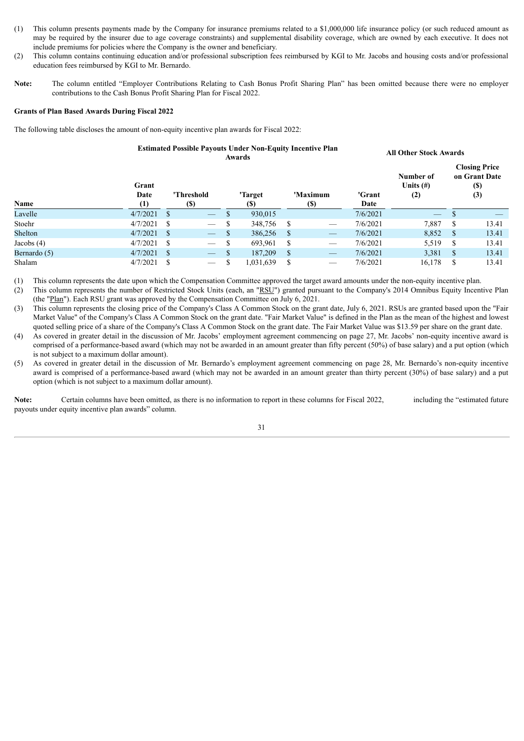(1) This column presents payments made by the Company for insurance premiums related to a $1,000,000 life insurance policy (or such reduced amount as may be required by the insurer due to age coverage constraints) and supplemental disability coverage, which are owned by each executive. It does not include premiums for policies where the Company is the owner and beneficiary.

(2) This column contains continuing education and/or professional subscription fees reimbursed by KGI to Mr. Jacobs and housing costs and/or professional education fees reimbursed by KGI to Mr. Bernardo.

**Note:** The column entitled "Employer Contributions Relating to Cash Bonus Profit Sharing Plan" has been omitted because there were no employer contributions to the Cash Bonus Profit Sharing Plan for Fiscal 2022.

**Grants of Plan Based Awards During Fiscal 2022**

The following table discloses the amount of non-equity incentive plan awards for Fiscal 2022:

| | | Estimated Possible Payouts Under Non-Equity Incentive Plan Awards | | | All Other Stock Awards | | |
|---|---|---|---|---|---|---|---|
| **Name** | **Grant Date (1)** | **'Threshold ($)** | **'Target ($)** | **'Maximum ($)** | **'Grant Date** | **Number of Units (#) (2)** | **Closing Price on Grant Date ($) (3)** |
| Lavelle | 4/7/2021 | $ — | $ 930,015 | | 7/6/2021 | — | $ — |
| Stoehr | 4/7/2021 | $ — | $ 348,756 | $ — | 7/6/2021 | 7,887 | $ 13.41 |
| Shelton | 4/7/2021 | $ — | $ 386,256 | $ — | 7/6/2021 | 8,852 | $ 13.41 |
| Jacobs (4) | 4/7/2021 | $ — | $ 693,961 | $ — | 7/6/2021 | 5,519 | $ 13.41 |
| Bernardo (5) | 4/7/2021 | $ — | $ 187,209 | $ — | 7/6/2021 | 3,381 | $ 13.41 |
| Shalam | 4/7/2021 | $ — | $ 1,031,639 | $ — | 7/6/2021 | 16,178 | $ 13.41 |

(1) This column represents the date upon which the Compensation Committee approved the target award amounts under the non-equity incentive plan.

(2) This column represents the number of Restricted Stock Units (each, an "RSU") granted pursuant to the Company's 2014 Omnibus Equity Incentive Plan (the "Plan"). Each RSU grant was approved by the Compensation Committee on July 6, 2021.

(3) This column represents the closing price of the Company's Class A Common Stock on the grant date, July 6, 2021. RSUs are granted based upon the "Fair Market Value" of the Company's Class A Common Stock on the grant date. "Fair Market Value" is defined in the Plan as the mean of the highest and lowest quoted selling price of a share of the Company's Class A Common Stock on the grant date. The Fair Market Value was $13.59 per share on the grant date.

(4) As covered in greater detail in the discussion of Mr. Jacobs' employment agreement commencing on page 27, Mr. Jacobs' non-equity incentive award is comprised of a performance-based award (which may not be awarded in an amount greater than fifty percent (50%) of base salary) and a put option (which is not subject to a maximum dollar amount).

(5) As covered in greater detail in the discussion of Mr. Bernardo's employment agreement commencing on page 28, Mr. Bernardo's non-equity incentive award is comprised of a performance-based award (which may not be awarded in an amount greater than thirty percent (30%) of base salary) and a put option (which is not subject to a maximum dollar amount).

**Note:** Certain columns have been omitted, as there is no information to report in these columns for Fiscal 2022, including the "estimated future payouts under equity incentive plan awards" column.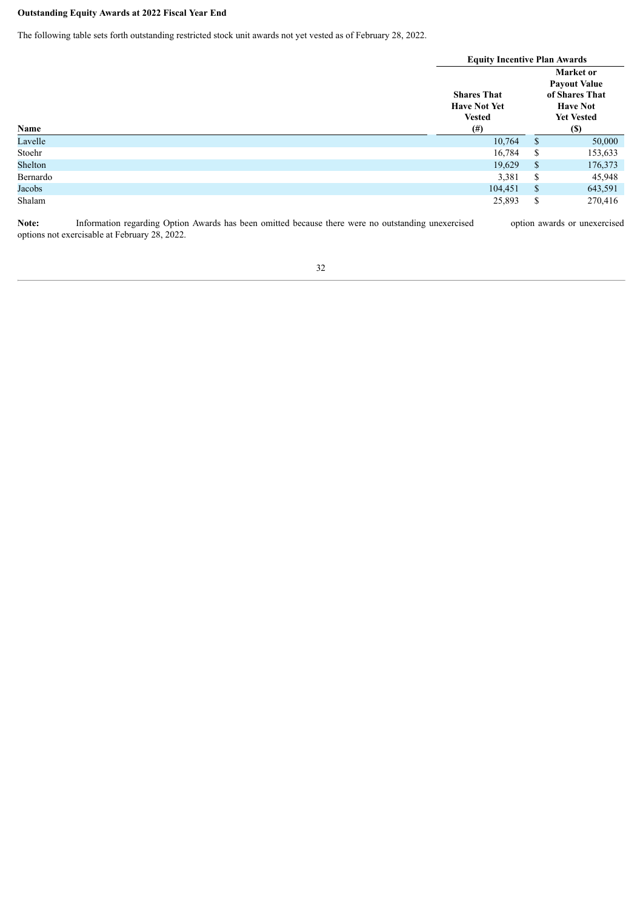**Outstanding Equity Awards at 2022 Fiscal Year End**

The following table sets forth outstanding restricted stock unit awards not yet vested as of February 28, 2022.

| | Equity Incentive Plan Awards | |
|---|---|---|
| Name | Shares That Have Not Yet Vested (#) | Market or Payout Value of Shares That Have Not Yet Vested ($) |
| Lavelle | 10,764 | $ 50,000 |
| Stoehr | 16,784 | $ 153,633 |
| Shelton | 19,629 | $ 176,373 |
| Bernardo | 3,381 | $ 45,948 |
| Jacobs | 104,451 | $ 643,591 |
| Shalam | 25,893 | $ 270,416 |

**Note:** Information regarding Option Awards has been omitted because there were no outstanding unexercised option awards or unexercised options not exercisable at February 28, 2022.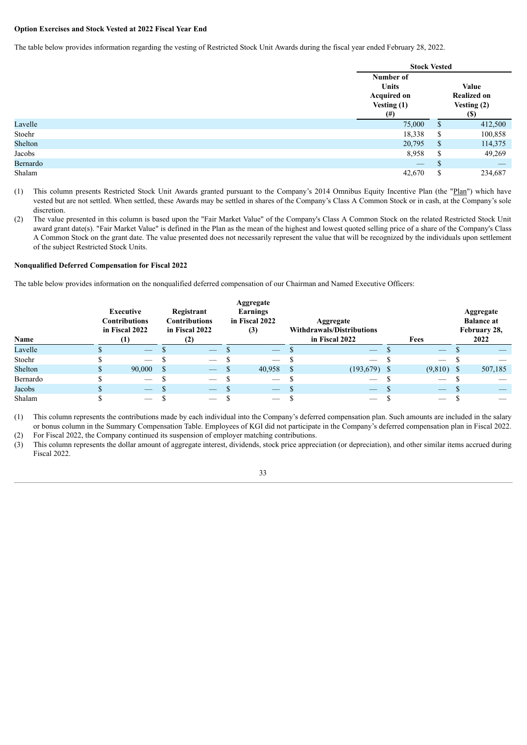**Option Exercises and Stock Vested at 2022 Fiscal Year End**

The table below provides information regarding the vesting of Restricted Stock Unit Awards during the fiscal year ended February 28, 2022.

| | Stock Vested | |
|---|---|---|
| | Number of Units Acquired on Vesting (1) (#) | Value Realized on Vesting (2) ($) |
| Lavelle | 75,000 | $ 412,500 |
| Stoehr | 18,338 | $ 100,858 |
| Shelton | 20,795 | $ 114,375 |
| Jacobs | 8,958 | $ 49,269 |
| Bernardo | — | $ — |
| Shalam | 42,670 | $ 234,687 |

(1) This column presents Restricted Stock Unit Awards granted pursuant to the Company's 2014 Omnibus Equity Incentive Plan (the "Plan") which have vested but are not settled. When settled, these Awards may be settled in shares of the Company's Class A Common Stock or in cash, at the Company's sole discretion.

(2) The value presented in this column is based upon the "Fair Market Value" of the Company's Class A Common Stock on the related Restricted Stock Unit award grant date(s). "Fair Market Value" is defined in the Plan as the mean of the highest and lowest quoted selling price of a share of the Company's Class A Common Stock on the grant date. The value presented does not necessarily represent the value that will be recognized by the individuals upon settlement of the subject Restricted Stock Units.

**Nonqualified Deferred Compensation for Fiscal 2022**

The table below provides information on the nonqualified deferred compensation of our Chairman and Named Executive Officers:

| Name | Executive Contributions in Fiscal 2022 (1) | Registrant Contributions in Fiscal 2022 (2) | Aggregate Earnings in Fiscal 2022 (3) | Aggregate Withdrawals/Distributions in Fiscal 2022 | Fees | Aggregate Balance at February 28, 2022 |
|---|---|---|---|---|---|---|
| Lavelle | $ — | $ — | $ — | $ — | $ — | $ — |
| Stoehr | $ — | $ — | $ — | $ — | $ — | $ — |
| Shelton | $ 90,000 | $ — | $ 40,958 | $ (193,679) | $ (9,810) | $ 507,185 |
| Bernardo | $ — | $ — | $ — | $ — | $ — | $ — |
| Jacobs | $ — | $ — | $ — | $ — | $ — | $ — |
| Shalam | $ — | $ — | $ — | $ — | $ — | $ — |

(1) This column represents the contributions made by each individual into the Company's deferred compensation plan. Such amounts are included in the salary or bonus column in the Summary Compensation Table. Employees of KGI did not participate in the Company's deferred compensation plan in Fiscal 2022.

(2) For Fiscal 2022, the Company continued its suspension of employer matching contributions.

(3) This column represents the dollar amount of aggregate interest, dividends, stock price appreciation (or depreciation), and other similar items accrued during Fiscal 2022.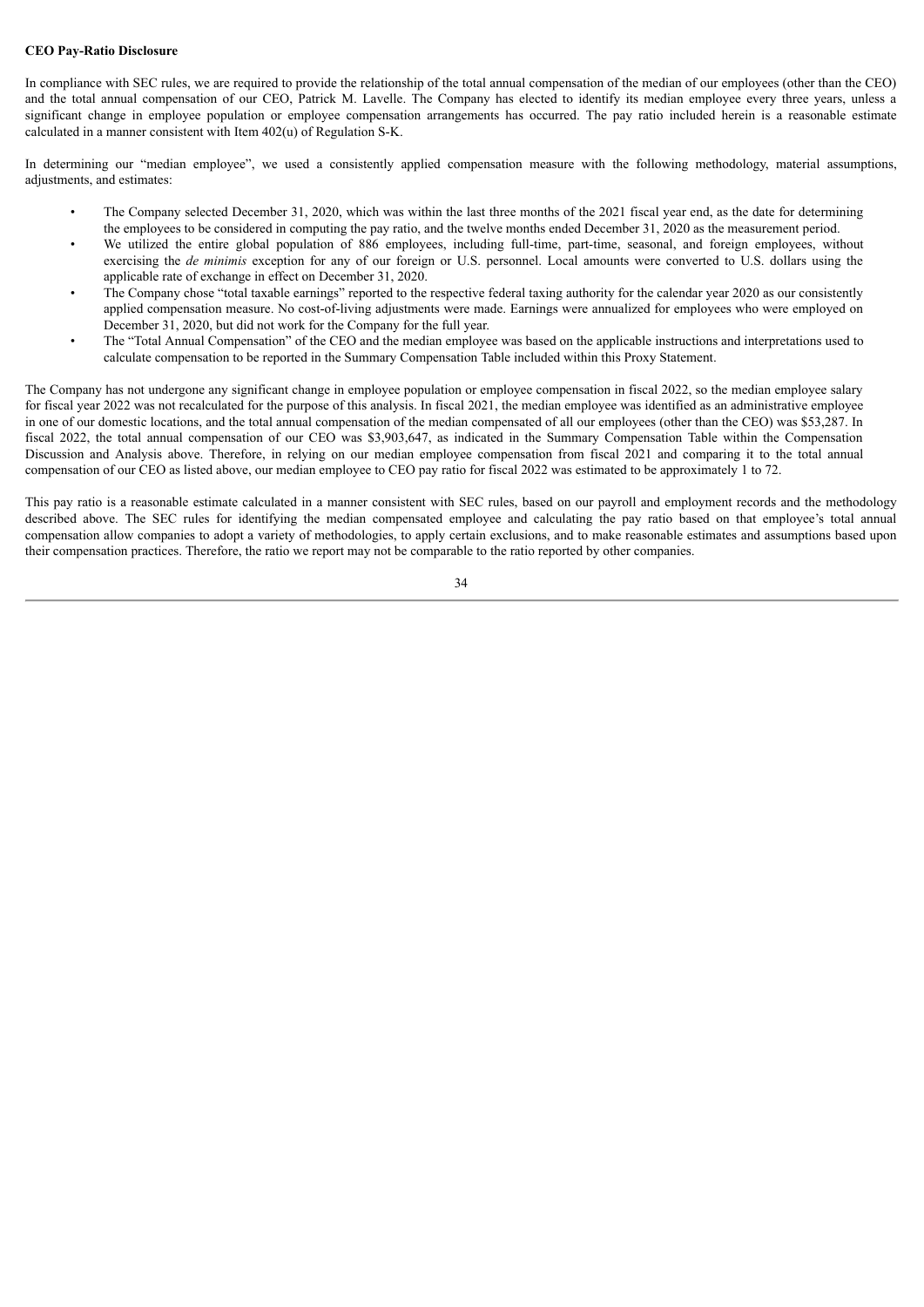**CEO Pay-Ratio Disclosure**

In compliance with SEC rules, we are required to provide the relationship of the total annual compensation of the median of our employees (other than the CEO) and the total annual compensation of our CEO, Patrick M. Lavelle. The Company has elected to identify its median employee every three years, unless a significant change in employee population or employee compensation arrangements has occurred. The pay ratio included herein is a reasonable estimate calculated in a manner consistent with Item 402(u) of Regulation S-K.

In determining our "median employee", we used a consistently applied compensation measure with the following methodology, material assumptions, adjustments, and estimates:

- The Company selected December 31, 2020, which was within the last three months of the 2021 fiscal year end, as the date for determining the employees to be considered in computing the pay ratio, and the twelve months ended December 31, 2020 as the measurement period.
- We utilized the entire global population of 886 employees, including full-time, part-time, seasonal, and foreign employees, without exercising the *de minimis* exception for any of our foreign or U.S. personnel. Local amounts were converted to U.S. dollars using the applicable rate of exchange in effect on December 31, 2020.
- The Company chose "total taxable earnings" reported to the respective federal taxing authority for the calendar year 2020 as our consistently applied compensation measure. No cost-of-living adjustments were made. Earnings were annualized for employees who were employed on December 31, 2020, but did not work for the Company for the full year.
- The "Total Annual Compensation" of the CEO and the median employee was based on the applicable instructions and interpretations used to calculate compensation to be reported in the Summary Compensation Table included within this Proxy Statement.

The Company has not undergone any significant change in employee population or employee compensation in fiscal 2022, so the median employee salary for fiscal year 2022 was not recalculated for the purpose of this analysis. In fiscal 2021, the median employee was identified as an administrative employee in one of our domestic locations, and the total annual compensation of the median compensated of all our employees (other than the CEO) was $53,287. In fiscal 2022, the total annual compensation of our CEO was $3,903,647, as indicated in the Summary Compensation Table within the Compensation Discussion and Analysis above. Therefore, in relying on our median employee compensation from fiscal 2021 and comparing it to the total annual compensation of our CEO as listed above, our median employee to CEO pay ratio for fiscal 2022 was estimated to be approximately 1 to 72.

This pay ratio is a reasonable estimate calculated in a manner consistent with SEC rules, based on our payroll and employment records and the methodology described above. The SEC rules for identifying the median compensated employee and calculating the pay ratio based on that employee's total annual compensation allow companies to adopt a variety of methodologies, to apply certain exclusions, and to make reasonable estimates and assumptions based upon their compensation practices. Therefore, the ratio we report may not be comparable to the ratio reported by other companies.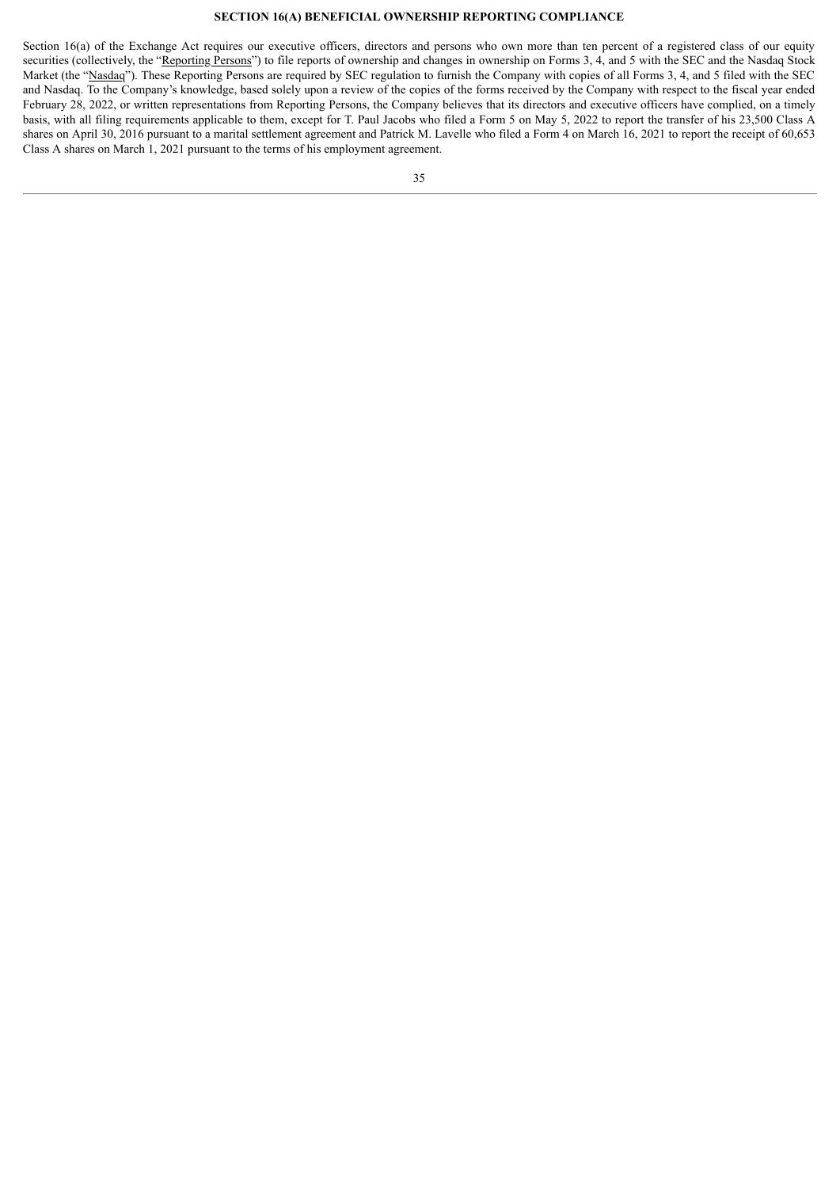## SECTION 16(A) BENEFICIAL OWNERSHIP REPORTING COMPLIANCE

Section 16(a) of the Exchange Act requires our executive officers, directors and persons who own more than ten percent of a registered class of our equity securities (collectively, the "Reporting Persons") to file reports of ownership and changes in ownership on Forms 3, 4, and 5 with the SEC and the Nasdaq Stock Market (the "Nasdaq"). These Reporting Persons are required by SEC regulation to furnish the Company with copies of all Forms 3, 4, and 5 filed with the SEC and Nasdaq. To the Company's knowledge, based solely upon a review of the copies of the forms received by the Company with respect to the fiscal year ended February 28, 2022, or written representations from Reporting Persons, the Company believes that its directors and executive officers have complied, on a timely basis, with all filing requirements applicable to them, except for T. Paul Jacobs who filed a Form 5 on May 5, 2022 to report the transfer of his 23,500 Class A shares on April 30, 2016 pursuant to a marital settlement agreement and Patrick M. Lavelle who filed a Form 4 on March 16, 2021 to report the receipt of 60,653 Class A shares on March 1, 2021 pursuant to the terms of his employment agreement.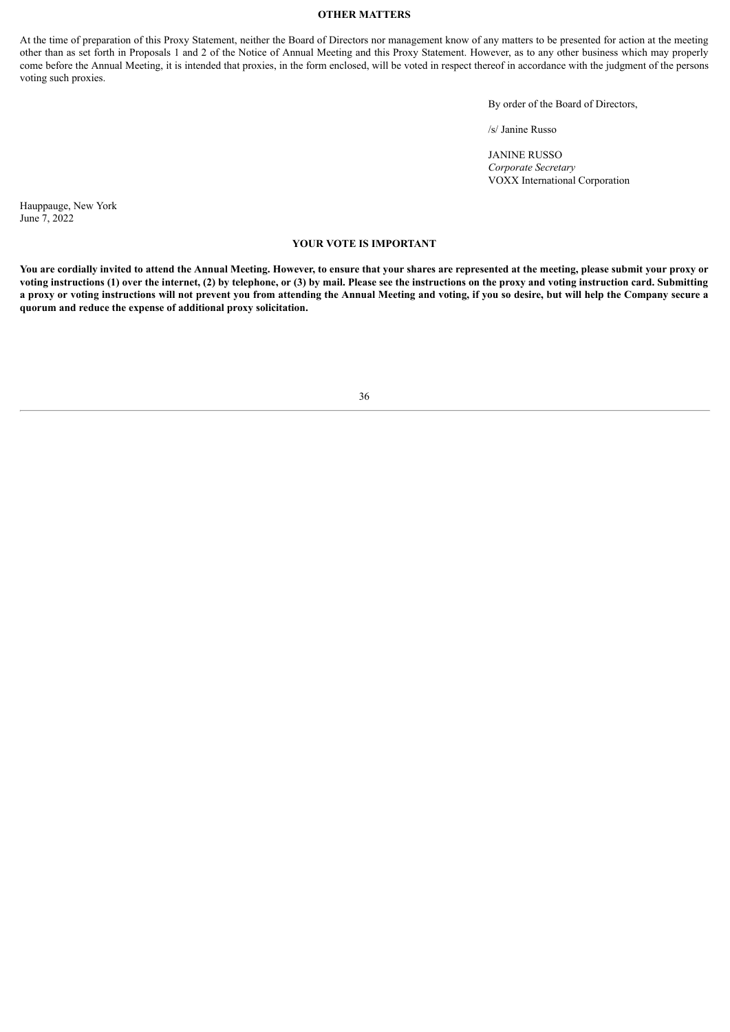## OTHER MATTERS

At the time of preparation of this Proxy Statement, neither the Board of Directors nor management know of any matters to be presented for action at the meeting other than as set forth in Proposals 1 and 2 of the Notice of Annual Meeting and this Proxy Statement. However, as to any other business which may properly come before the Annual Meeting, it is intended that proxies, in the form enclosed, will be voted in respect thereof in accordance with the judgment of the persons voting such proxies.

By order of the Board of Directors,

/s/ Janine Russo

JANINE RUSSO
*Corporate Secretary*
VOXX International Corporation

Hauppauge, New York
June 7, 2022

## YOUR VOTE IS IMPORTANT

**You are cordially invited to attend the Annual Meeting. However, to ensure that your shares are represented at the meeting, please submit your proxy or voting instructions (1) over the internet, (2) by telephone, or (3) by mail. Please see the instructions on the proxy and voting instruction card. Submitting a proxy or voting instructions will not prevent you from attending the Annual Meeting and voting, if you so desire, but will help the Company secure a quorum and reduce the expense of additional proxy solicitation.**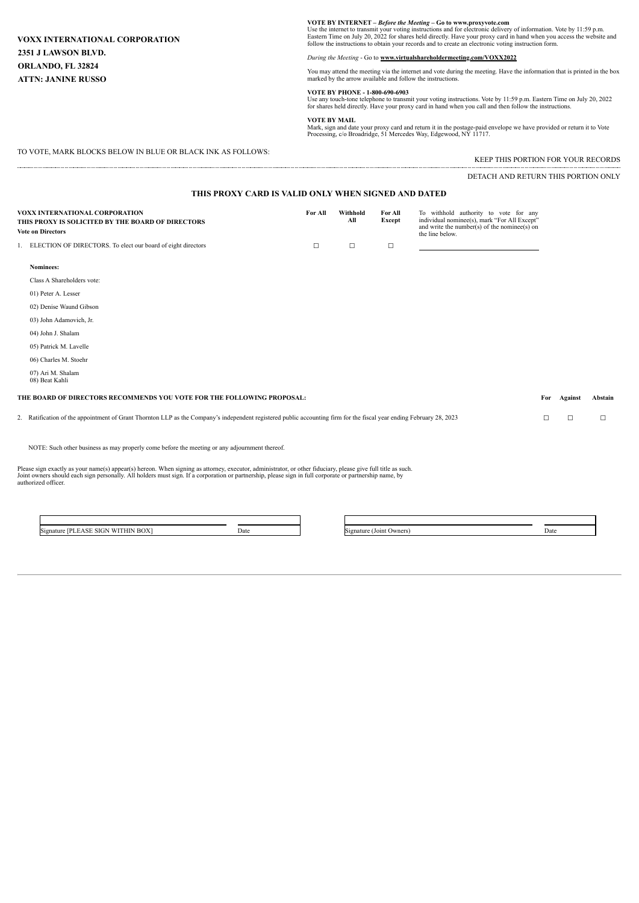**VOXX INTERNATIONAL CORPORATION**
**2351 J LAWSON BLVD.**
**ORLANDO, FL 32824**
**ATTN: JANINE RUSSO**

**VOTE BY INTERNET –** ***Before the Meeting*** **– Go to www.proxyvote.com**
Use the internet to transmit your voting instructions and for electronic delivery of information. Vote by 11:59 p.m. Eastern Time on July 20, 2022 for shares held directly. Have your proxy card in hand when you access the website and follow the instructions to obtain your records and to create an electronic voting instruction form.

*During the Meeting* - Go to **www.virtualshareholdermeeting.com/VOXX2022**

You may attend the meeting via the internet and vote during the meeting. Have the information that is printed in the box marked by the arrow available and follow the instructions.

**VOTE BY PHONE - 1-800-690-6903**
Use any touch-tone telephone to transmit your voting instructions. Vote by 11:59 p.m. Eastern Time on July 20, 2022 for shares held directly. Have your proxy card in hand when you call and then follow the instructions.

**VOTE BY MAIL**
Mark, sign and date your proxy card and return it in the postage-paid envelope we have provided or return it to Vote Processing, c/o Broadridge, 51 Mercedes Way, Edgewood, NY 11717.

TO VOTE, MARK BLOCKS BELOW IN BLUE OR BLACK INK AS FOLLOWS:

KEEP THIS PORTION FOR YOUR RECORDS

DETACH AND RETURN THIS PORTION ONLY

**THIS PROXY CARD IS VALID ONLY WHEN SIGNED AND DATED**

**VOXX INTERNATIONAL CORPORATION**
**THIS PROXY IS SOLICITED BY THE BOARD OF DIRECTORS**
**Vote on Directors**

| | For All | Withhold All | For All Except | To withhold authority to vote for any individual nominee(s), mark "For All Except" and write the number(s) of the nominee(s) on the line below. |
|---|---|---|---|---|
| 1. ELECTION OF DIRECTORS. To elect our board of eight directors | ☐ | ☐ | ☐ | ______________ |

**Nominees:**

Class A Shareholders vote:

01) Peter A. Lesser
02) Denise Waund Gibson
03) John Adamovich, Jr.
04) John J. Shalam
05) Patrick M. Lavelle
06) Charles M. Stoehr
07) Ari M. Shalam
08) Beat Kahli

| **THE BOARD OF DIRECTORS RECOMMENDS YOU VOTE FOR THE FOLLOWING PROPOSAL:** | **For** | **Against** | **Abstain** |
|---|---|---|---|
| 2. Ratification of the appointment of Grant Thornton LLP as the Company's independent registered public accounting firm for the fiscal year ending February 28, 2023 | ☐ | ☐ | ☐ |

NOTE: Such other business as may properly come before the meeting or any adjournment thereof.

Please sign exactly as your name(s) appear(s) hereon. When signing as attorney, executor, administrator, or other fiduciary, please give full title as such. Joint owners should each sign personally. All holders must sign. If a corporation or partnership, please sign in full corporate or partnership name, by authorized officer.

| Signature [PLEASE SIGN WITHIN BOX] | Date | Signature (Joint Owners) | Date |
|---|---|---|---|
| | | | |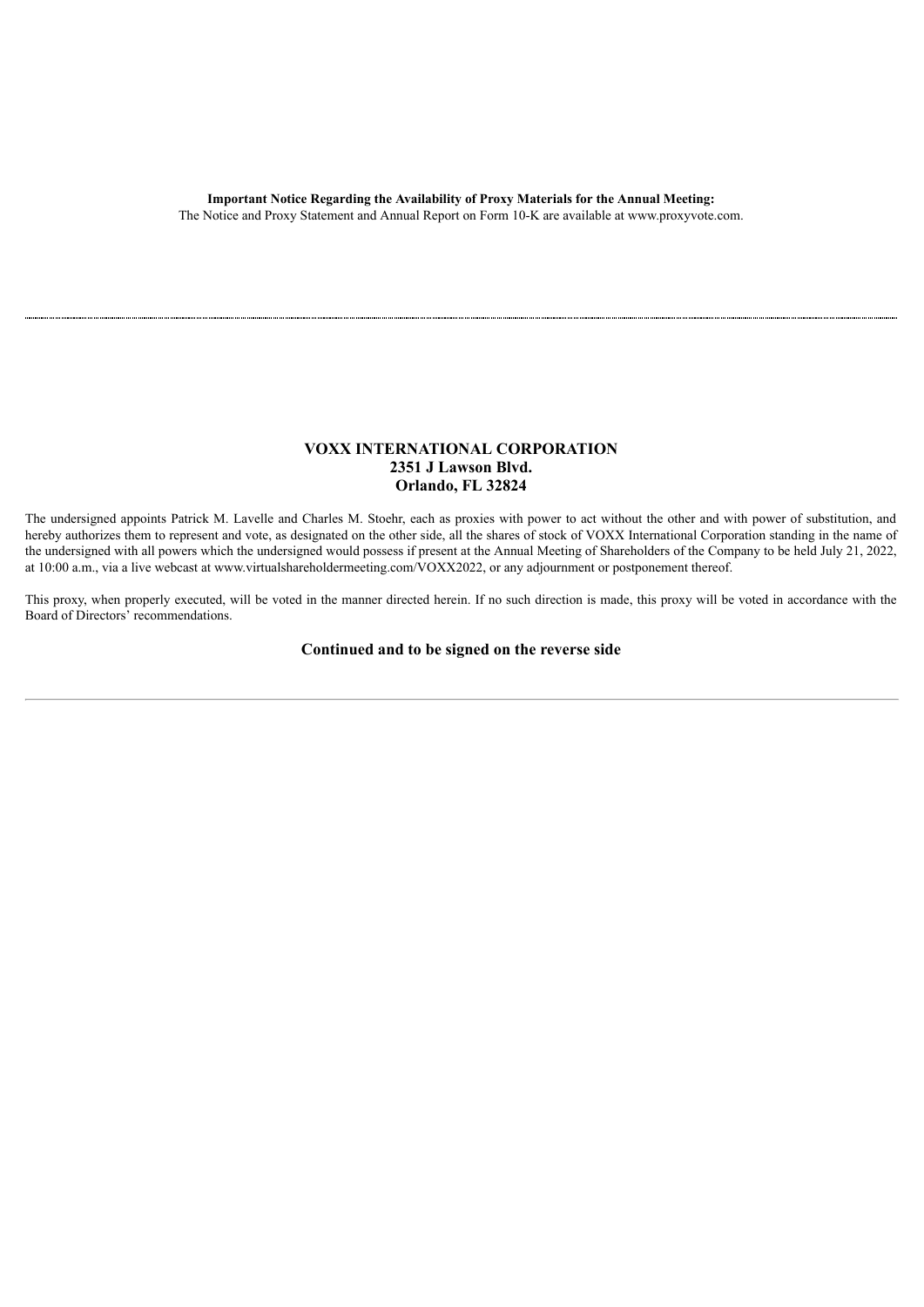**Important Notice Regarding the Availability of Proxy Materials for the Annual Meeting:**
The Notice and Proxy Statement and Annual Report on Form 10-K are available at www.proxyvote.com.

---

**VOXX INTERNATIONAL CORPORATION**
**2351 J Lawson Blvd.**
**Orlando, FL 32824**

The undersigned appoints Patrick M. Lavelle and Charles M. Stoehr, each as proxies with power to act without the other and with power of substitution, and hereby authorizes them to represent and vote, as designated on the other side, all the shares of stock of VOXX International Corporation standing in the name of the undersigned with all powers which the undersigned would possess if present at the Annual Meeting of Shareholders of the Company to be held July 21, 2022, at 10:00 a.m., via a live webcast at www.virtualshareholdermeeting.com/VOXX2022, or any adjournment or postponement thereof.

This proxy, when properly executed, will be voted in the manner directed herein. If no such direction is made, this proxy will be voted in accordance with the Board of Directors' recommendations.

**Continued and to be signed on the reverse side**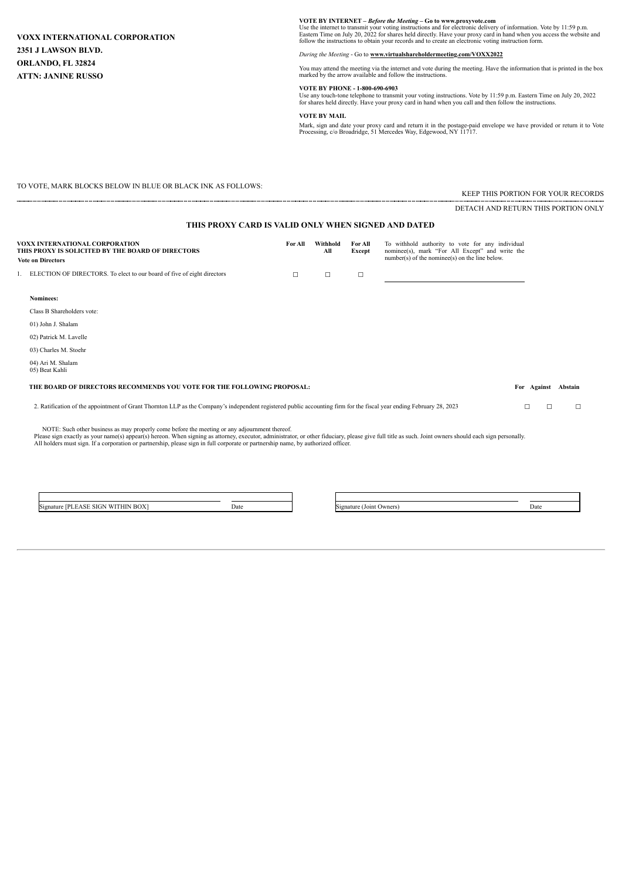**VOXX INTERNATIONAL CORPORATION**

**2351 J LAWSON BLVD.**

**ORLANDO, FL 32824**

**ATTN: JANINE RUSSO**

**VOTE BY INTERNET –** ***Before the Meeting*** **– Go to www.proxyvote.com**
Use the internet to transmit your voting instructions and for electronic delivery of information. Vote by 11:59 p.m. Eastern Time on July 20, 2022 for shares held directly. Have your proxy card in hand when you access the website and follow the instructions to obtain your records and to create an electronic voting instruction form.

*During the Meeting* - Go to **www.virtualshareholdermeeting.com/VOXX2022**

You may attend the meeting via the internet and vote during the meeting. Have the information that is printed in the box marked by the arrow available and follow the instructions.

**VOTE BY PHONE - 1-800-690-6903**
Use any touch-tone telephone to transmit your voting instructions. Vote by 11:59 p.m. Eastern Time on July 20, 2022 for shares held directly. Have your proxy card in hand when you call and then follow the instructions.

**VOTE BY MAIL**

Mark, sign and date your proxy card and return it in the postage-paid envelope we have provided or return it to Vote Processing, c/o Broadridge, 51 Mercedes Way, Edgewood, NY 11717.

TO VOTE, MARK BLOCKS BELOW IN BLUE OR BLACK INK AS FOLLOWS:

KEEP THIS PORTION FOR YOUR RECORDS

DETACH AND RETURN THIS PORTION ONLY

**THIS PROXY CARD IS VALID ONLY WHEN SIGNED AND DATED**

**VOXX INTERNATIONAL CORPORATION**
**THIS PROXY IS SOLICITED BY THE BOARD OF DIRECTORS**

**Vote on Directors**

| | For All | Withhold All | For All Except | To withhold authority to vote for any individual nominee(s), mark "For All Except" and write the number(s) of the nominee(s) on the line below. |
|---|---|---|---|---|
| 1. ELECTION OF DIRECTORS. To elect to our board of five of eight directors | ☐ | ☐ | ☐ | ______________________ |

**Nominees:**

Class B Shareholders vote:

01) John J. Shalam

02) Patrick M. Lavelle

03) Charles M. Stoehr

04) Ari M. Shalam
05) Beat Kahli

**THE BOARD OF DIRECTORS RECOMMENDS YOU VOTE FOR THE FOLLOWING PROPOSAL:**

| | For | Against | Abstain |
|---|---|---|---|
| 2. Ratification of the appointment of Grant Thornton LLP as the Company's independent registered public accounting firm for the fiscal year ending February 28, 2023 | ☐ | ☐ | ☐ |

NOTE: Such other business as may properly come before the meeting or any adjournment thereof.
Please sign exactly as your name(s) appear(s) hereon. When signing as attorney, executor, administrator, or other fiduciary, please give full title as such. Joint owners should each sign personally. All holders must sign. If a corporation or partnership, please sign in full corporate or partnership name, by authorized officer.

| Signature [PLEASE SIGN WITHIN BOX] | Date | | Signature (Joint Owners) | Date |
|---|---|---|---|---|
| | | | | |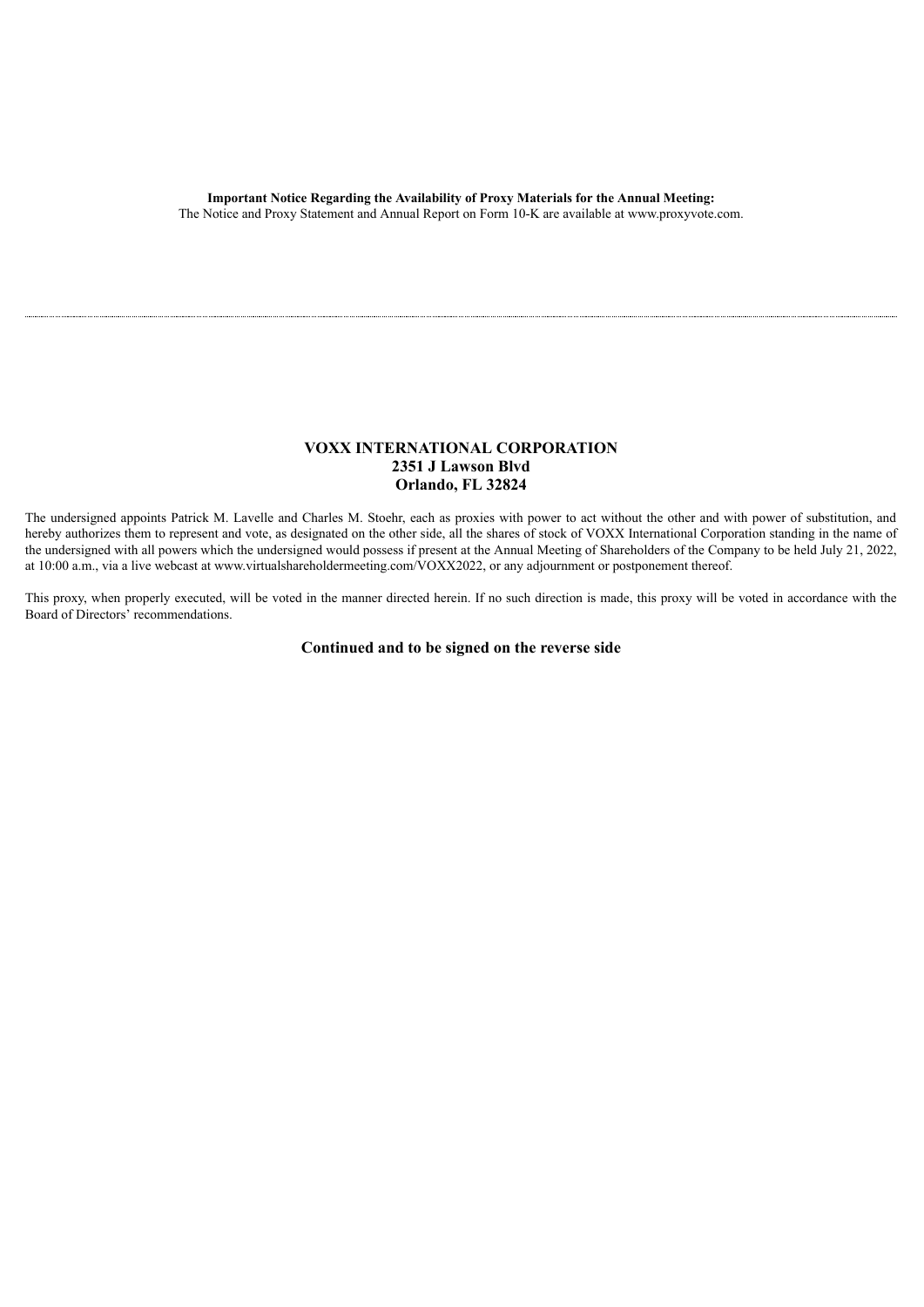**Important Notice Regarding the Availability of Proxy Materials for the Annual Meeting:**
The Notice and Proxy Statement and Annual Report on Form 10-K are available at www.proxyvote.com.

---

**VOXX INTERNATIONAL CORPORATION**
**2351 J Lawson Blvd**
**Orlando, FL 32824**

The undersigned appoints Patrick M. Lavelle and Charles M. Stoehr, each as proxies with power to act without the other and with power of substitution, and hereby authorizes them to represent and vote, as designated on the other side, all the shares of stock of VOXX International Corporation standing in the name of the undersigned with all powers which the undersigned would possess if present at the Annual Meeting of Shareholders of the Company to be held July 21, 2022, at 10:00 a.m., via a live webcast at www.virtualshareholdermeeting.com/VOXX2022, or any adjournment or postponement thereof.

This proxy, when properly executed, will be voted in the manner directed herein. If no such direction is made, this proxy will be voted in accordance with the Board of Directors' recommendations.

**Continued and to be signed on the reverse side**